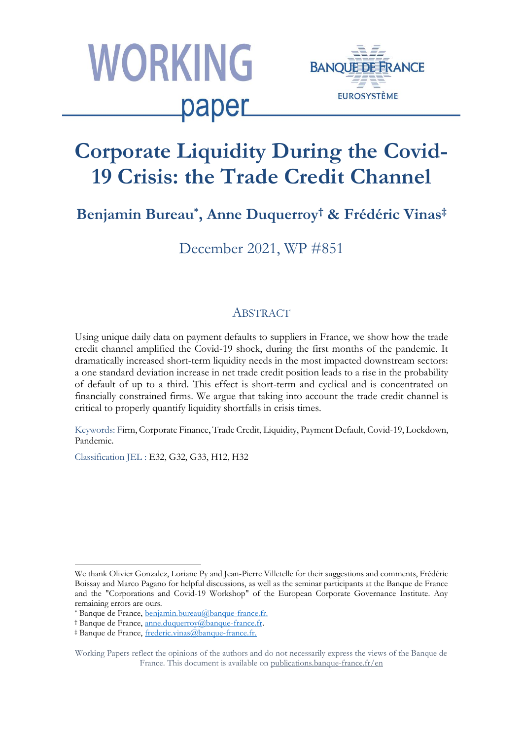WORKING paper

BANQUE DE FRANCE

EUROSYSTÈME

# Corporate Liquidity During the Covid-19 Crisis: the Trade Credit Channel

## Benjamin Bureau*, Anne Duquerroy† & Frédéric Vinas‡

December 2021, WP #851

## ABSTRACT

Using unique daily data on payment defaults to suppliers in France, we show how the trade credit channel amplified the Covid-19 shock, during the first months of the pandemic. It dramatically increased short-term liquidity needs in the most impacted downstream sectors: a one standard deviation increase in net trade credit position leads to a rise in the probability of default of up to a third. This effect is short-term and cyclical and is concentrated on financially constrained firms. We argue that taking into account the trade credit channel is critical to properly quantify liquidity shortfalls in crisis times.

Keywords: Firm, Corporate Finance, Trade Credit, Liquidity, Payment Default, Covid-19, Lockdown, Pandemic.

Classification JEL : E32, G32, G33, H12, H32

---

We thank Olivier Gonzalez, Loriane Py and Jean-Pierre Villetelle for their suggestions and comments, Frédéric Boissay and Marco Pagano for helpful discussions, as well as the seminar participants at the Banque de France and the "Corporations and Covid-19 Workshop" of the European Corporate Governance Institute. Any remaining errors are ours.

* Banque de France, benjamin.bureau@banque-france.fr.

† Banque de France, anne.duquerroy@banque-france.fr.

‡ Banque de France, frederic.vinas@banque-france.fr.

Working Papers reflect the opinions of the authors and do not necessarily express the views of the Banque de France. This document is available on publications.banque-france.fr/en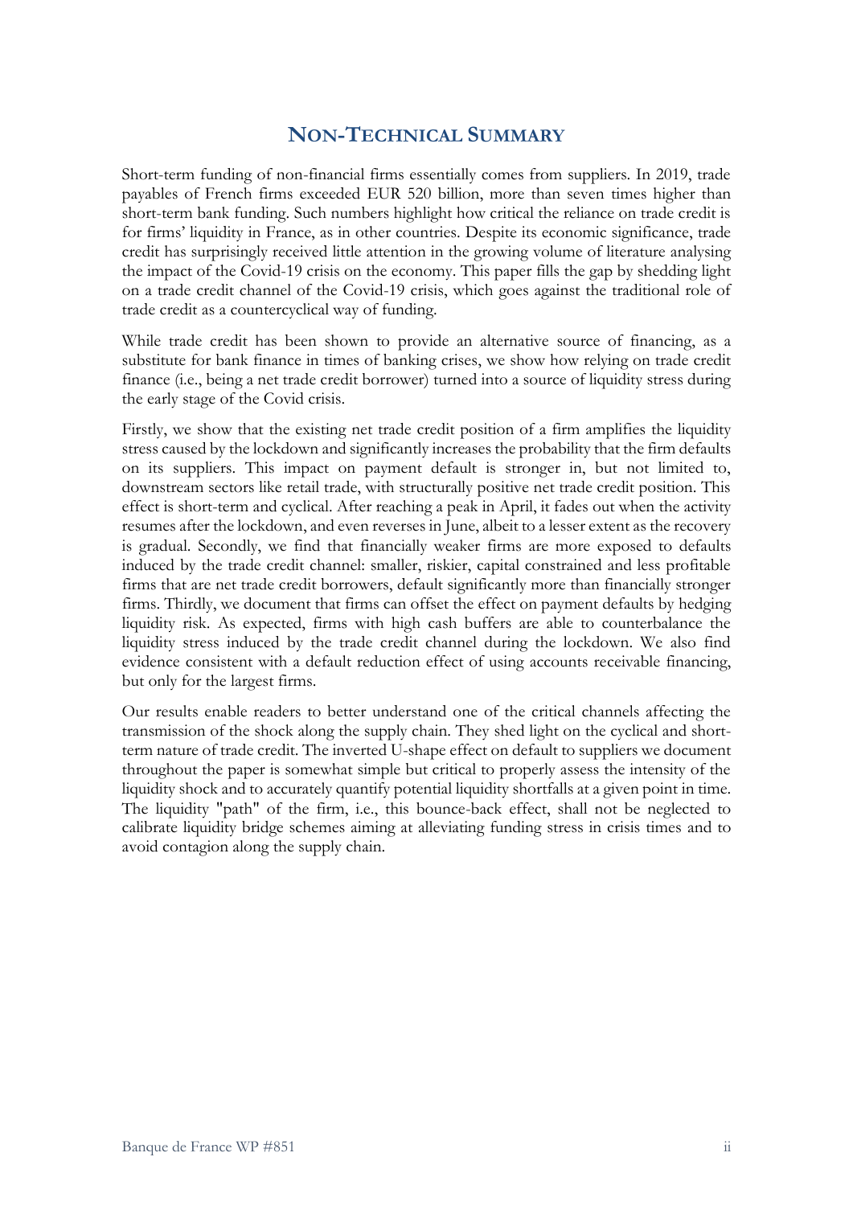## NON-TECHNICAL SUMMARY

Short-term funding of non-financial firms essentially comes from suppliers. In 2019, trade payables of French firms exceeded EUR 520 billion, more than seven times higher than short-term bank funding. Such numbers highlight how critical the reliance on trade credit is for firms' liquidity in France, as in other countries. Despite its economic significance, trade credit has surprisingly received little attention in the growing volume of literature analysing the impact of the Covid-19 crisis on the economy. This paper fills the gap by shedding light on a trade credit channel of the Covid-19 crisis, which goes against the traditional role of trade credit as a countercyclical way of funding.

While trade credit has been shown to provide an alternative source of financing, as a substitute for bank finance in times of banking crises, we show how relying on trade credit finance (i.e., being a net trade credit borrower) turned into a source of liquidity stress during the early stage of the Covid crisis.

Firstly, we show that the existing net trade credit position of a firm amplifies the liquidity stress caused by the lockdown and significantly increases the probability that the firm defaults on its suppliers. This impact on payment default is stronger in, but not limited to, downstream sectors like retail trade, with structurally positive net trade credit position. This effect is short-term and cyclical. After reaching a peak in April, it fades out when the activity resumes after the lockdown, and even reverses in June, albeit to a lesser extent as the recovery is gradual. Secondly, we find that financially weaker firms are more exposed to defaults induced by the trade credit channel: smaller, riskier, capital constrained and less profitable firms that are net trade credit borrowers, default significantly more than financially stronger firms. Thirdly, we document that firms can offset the effect on payment defaults by hedging liquidity risk. As expected, firms with high cash buffers are able to counterbalance the liquidity stress induced by the trade credit channel during the lockdown. We also find evidence consistent with a default reduction effect of using accounts receivable financing, but only for the largest firms.

Our results enable readers to better understand one of the critical channels affecting the transmission of the shock along the supply chain. They shed light on the cyclical and short-term nature of trade credit. The inverted U-shape effect on default to suppliers we document throughout the paper is somewhat simple but critical to properly assess the intensity of the liquidity shock and to accurately quantify potential liquidity shortfalls at a given point in time. The liquidity "path" of the firm, i.e., this bounce-back effect, shall not be neglected to calibrate liquidity bridge schemes aiming at alleviating funding stress in crisis times and to avoid contagion along the supply chain.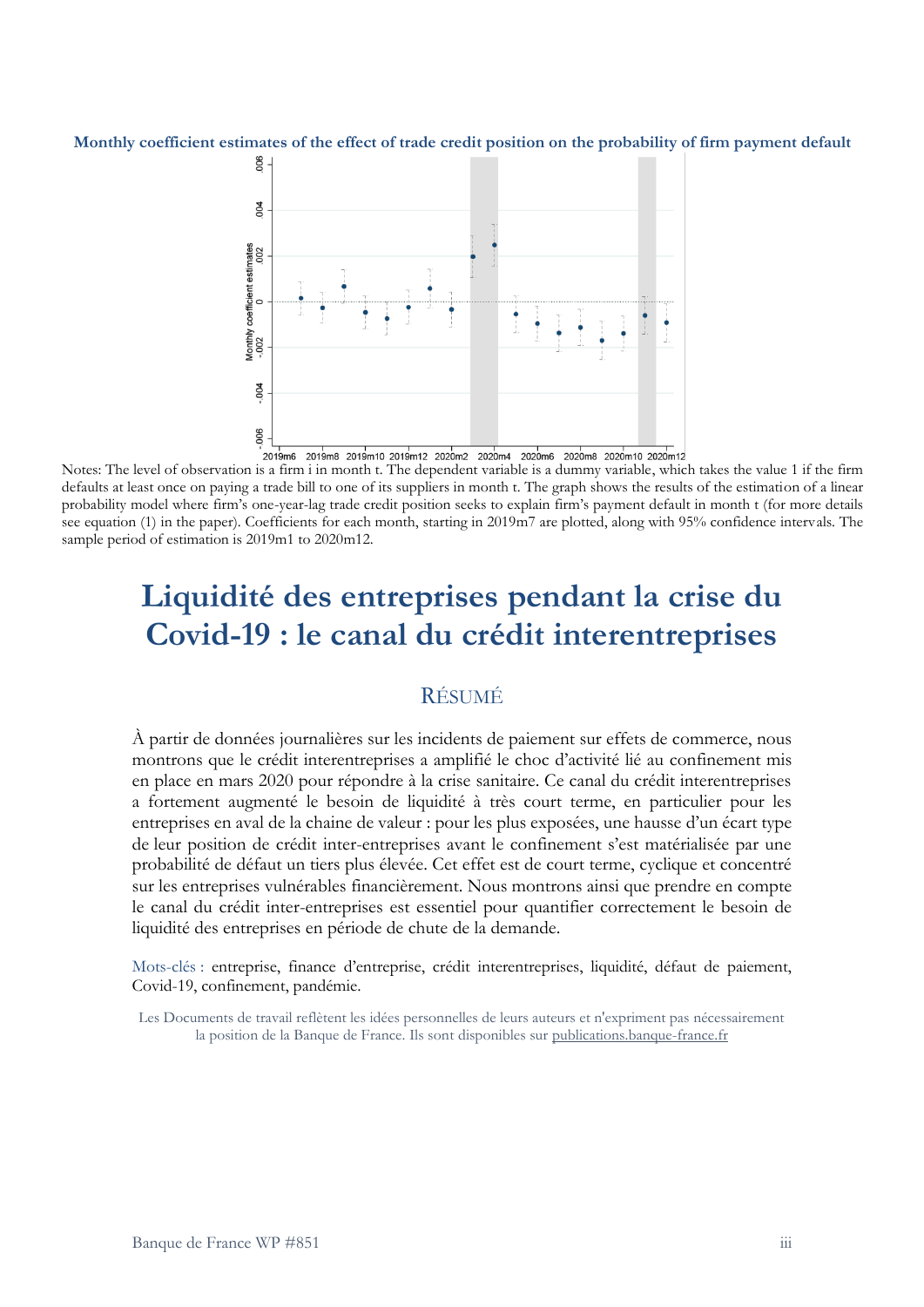**Monthly coefficient estimates of the effect of trade credit position on the probability of firm payment default**

Notes: The level of observation is a firm i in month t. The dependent variable is a dummy variable, which takes the value 1 if the firm defaults at least once on paying a trade bill to one of its suppliers in month t. The graph shows the results of the estimation of a linear probability model where firm's one-year-lag trade credit position seeks to explain firm's payment default in month t (for more details see equation (1) in the paper). Coefficients for each month, starting in 2019m7 are plotted, along with 95% confidence intervals. The sample period of estimation is 2019m1 to 2020m12.

# Liquidité des entreprises pendant la crise du Covid-19 : le canal du crédit interentreprises

## RÉSUMÉ

À partir de données journalières sur les incidents de paiement sur effets de commerce, nous montrons que le crédit interentreprises a amplifié le choc d'activité lié au confinement mis en place en mars 2020 pour répondre à la crise sanitaire. Ce canal du crédit interentreprises a fortement augmenté le besoin de liquidité à très court terme, en particulier pour les entreprises en aval de la chaine de valeur : pour les plus exposées, une hausse d'un écart type de leur position de crédit inter-entreprises avant le confinement s'est matérialisée par une probabilité de défaut un tiers plus élevée. Cet effet est de court terme, cyclique et concentré sur les entreprises vulnérables financièrement. Nous montrons ainsi que prendre en compte le canal du crédit inter-entreprises est essentiel pour quantifier correctement le besoin de liquidité des entreprises en période de chute de la demande.

Mots-clés : entreprise, finance d'entreprise, crédit interentreprises, liquidité, défaut de paiement, Covid-19, confinement, pandémie.

Les Documents de travail reflètent les idées personnelles de leurs auteurs et n'expriment pas nécessairement la position de la Banque de France. Ils sont disponibles sur publications.banque-france.fr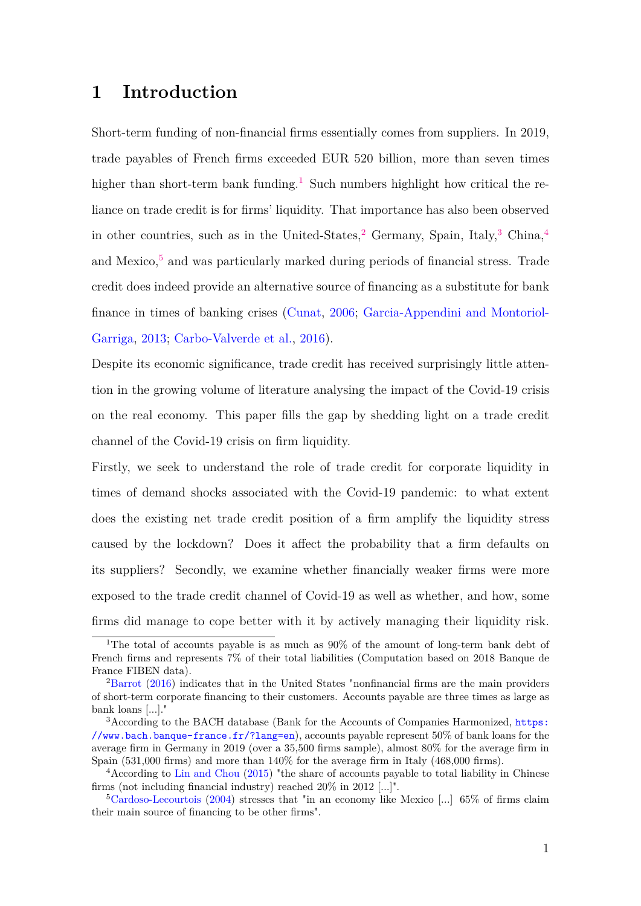# 1 Introduction

Short-term funding of non-financial firms essentially comes from suppliers. In 2019, trade payables of French firms exceeded EUR 520 billion, more than seven times higher than short-term bank funding.[1] Such numbers highlight how critical the reliance on trade credit is for firms' liquidity. That importance has also been observed in other countries, such as in the United-States,[2] Germany, Spain, Italy,[3] China,[4] and Mexico,[5] and was particularly marked during periods of financial stress. Trade credit does indeed provide an alternative source of financing as a substitute for bank finance in times of banking crises (Cunat, 2006; Garcia-Appendini and Montoriol-Garriga, 2013; Carbo-Valverde et al., 2016).

Despite its economic significance, trade credit has received surprisingly little attention in the growing volume of literature analysing the impact of the Covid-19 crisis on the real economy. This paper fills the gap by shedding light on a trade credit channel of the Covid-19 crisis on firm liquidity.

Firstly, we seek to understand the role of trade credit for corporate liquidity in times of demand shocks associated with the Covid-19 pandemic: to what extent does the existing net trade credit position of a firm amplify the liquidity stress caused by the lockdown? Does it affect the probability that a firm defaults on its suppliers? Secondly, we examine whether financially weaker firms were more exposed to the trade credit channel of Covid-19 as well as whether, and how, some firms did manage to cope better with it by actively managing their liquidity risk.

---

[1] The total of accounts payable is as much as 90% of the amount of long-term bank debt of French firms and represents 7% of their total liabilities (Computation based on 2018 Banque de France FIBEN data).

[2] Barrot (2016) indicates that in the United States "nonfinancial firms are the main providers of short-term corporate financing to their customers. Accounts payable are three times as large as bank loans [...]."

[3] According to the BACH database (Bank for the Accounts of Companies Harmonized, https://www.bach.banque-france.fr/?lang=en), accounts payable represent 50% of bank loans for the average firm in Germany in 2019 (over a 35,500 firms sample), almost 80% for the average firm in Spain (531,000 firms) and more than 140% for the average firm in Italy (468,000 firms).

[4] According to Lin and Chou (2015) "the share of accounts payable to total liability in Chinese firms (not including financial industry) reached 20% in 2012 [...]".

[5] Cardoso-Lecourtois (2004) stresses that "in an economy like Mexico [...] 65% of firms claim their main source of financing to be other firms".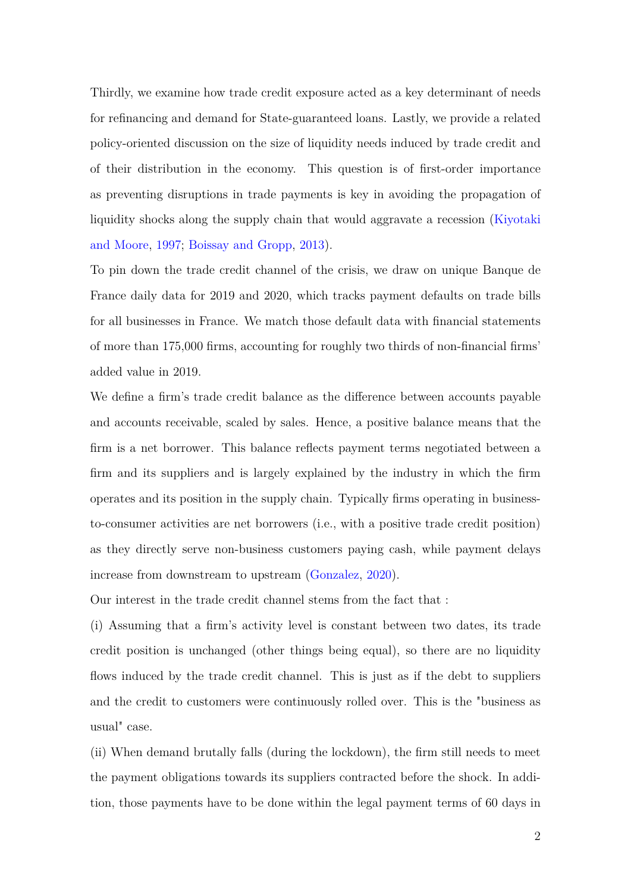Thirdly, we examine how trade credit exposure acted as a key determinant of needs for refinancing and demand for State-guaranteed loans. Lastly, we provide a related policy-oriented discussion on the size of liquidity needs induced by trade credit and of their distribution in the economy. This question is of first-order importance as preventing disruptions in trade payments is key in avoiding the propagation of liquidity shocks along the supply chain that would aggravate a recession (Kiyotaki and Moore, 1997; Boissay and Gropp, 2013).

To pin down the trade credit channel of the crisis, we draw on unique Banque de France daily data for 2019 and 2020, which tracks payment defaults on trade bills for all businesses in France. We match those default data with financial statements of more than 175,000 firms, accounting for roughly two thirds of non-financial firms' added value in 2019.

We define a firm's trade credit balance as the difference between accounts payable and accounts receivable, scaled by sales. Hence, a positive balance means that the firm is a net borrower. This balance reflects payment terms negotiated between a firm and its suppliers and is largely explained by the industry in which the firm operates and its position in the supply chain. Typically firms operating in business-to-consumer activities are net borrowers (i.e., with a positive trade credit position) as they directly serve non-business customers paying cash, while payment delays increase from downstream to upstream (Gonzalez, 2020).

Our interest in the trade credit channel stems from the fact that :

(i) Assuming that a firm's activity level is constant between two dates, its trade credit position is unchanged (other things being equal), so there are no liquidity flows induced by the trade credit channel. This is just as if the debt to suppliers and the credit to customers were continuously rolled over. This is the "business as usual" case.

(ii) When demand brutally falls (during the lockdown), the firm still needs to meet the payment obligations towards its suppliers contracted before the shock. In addition, those payments have to be done within the legal payment terms of 60 days in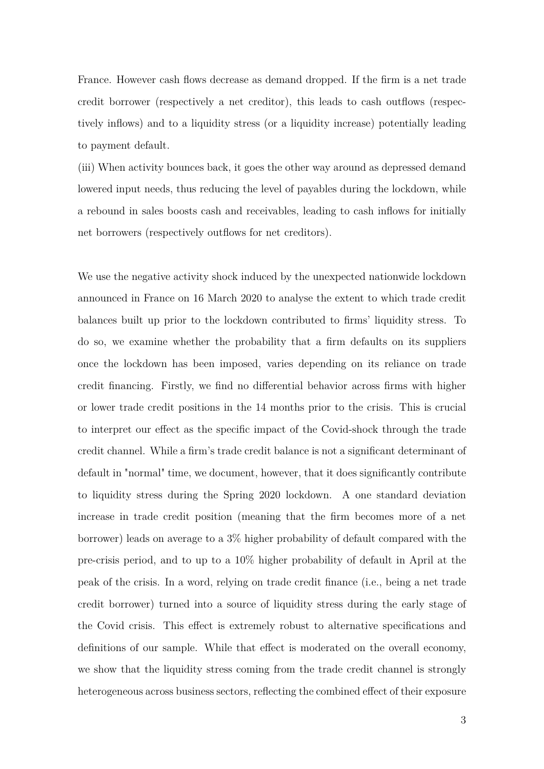France. However cash flows decrease as demand dropped. If the firm is a net trade credit borrower (respectively a net creditor), this leads to cash outflows (respectively inflows) and to a liquidity stress (or a liquidity increase) potentially leading to payment default.

(iii) When activity bounces back, it goes the other way around as depressed demand lowered input needs, thus reducing the level of payables during the lockdown, while a rebound in sales boosts cash and receivables, leading to cash inflows for initially net borrowers (respectively outflows for net creditors).

We use the negative activity shock induced by the unexpected nationwide lockdown announced in France on 16 March 2020 to analyse the extent to which trade credit balances built up prior to the lockdown contributed to firms' liquidity stress. To do so, we examine whether the probability that a firm defaults on its suppliers once the lockdown has been imposed, varies depending on its reliance on trade credit financing. Firstly, we find no differential behavior across firms with higher or lower trade credit positions in the 14 months prior to the crisis. This is crucial to interpret our effect as the specific impact of the Covid-shock through the trade credit channel. While a firm's trade credit balance is not a significant determinant of default in "normal" time, we document, however, that it does significantly contribute to liquidity stress during the Spring 2020 lockdown. A one standard deviation increase in trade credit position (meaning that the firm becomes more of a net borrower) leads on average to a 3% higher probability of default compared with the pre-crisis period, and to up to a 10% higher probability of default in April at the peak of the crisis. In a word, relying on trade credit finance (i.e., being a net trade credit borrower) turned into a source of liquidity stress during the early stage of the Covid crisis. This effect is extremely robust to alternative specifications and definitions of our sample. While that effect is moderated on the overall economy, we show that the liquidity stress coming from the trade credit channel is strongly heterogeneous across business sectors, reflecting the combined effect of their exposure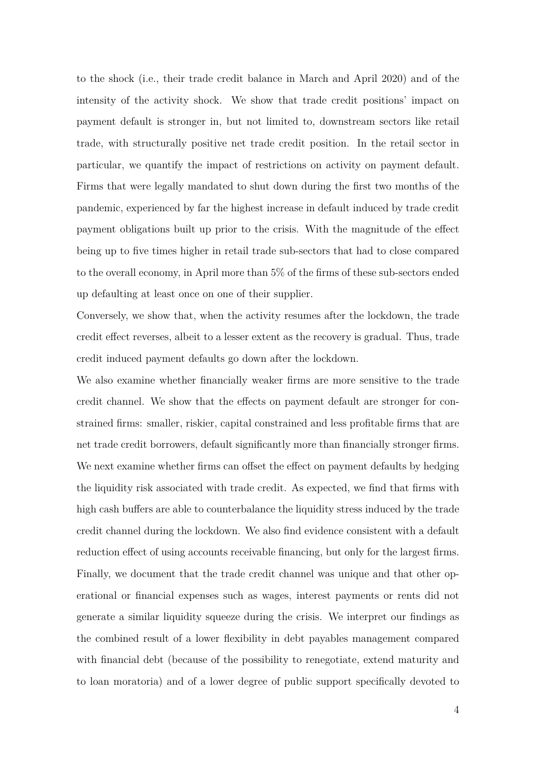to the shock (i.e., their trade credit balance in March and April 2020) and of the intensity of the activity shock. We show that trade credit positions' impact on payment default is stronger in, but not limited to, downstream sectors like retail trade, with structurally positive net trade credit position. In the retail sector in particular, we quantify the impact of restrictions on activity on payment default. Firms that were legally mandated to shut down during the first two months of the pandemic, experienced by far the highest increase in default induced by trade credit payment obligations built up prior to the crisis. With the magnitude of the effect being up to five times higher in retail trade sub-sectors that had to close compared to the overall economy, in April more than 5% of the firms of these sub-sectors ended up defaulting at least once on one of their supplier.

Conversely, we show that, when the activity resumes after the lockdown, the trade credit effect reverses, albeit to a lesser extent as the recovery is gradual. Thus, trade credit induced payment defaults go down after the lockdown.

We also examine whether financially weaker firms are more sensitive to the trade credit channel. We show that the effects on payment default are stronger for constrained firms: smaller, riskier, capital constrained and less profitable firms that are net trade credit borrowers, default significantly more than financially stronger firms. We next examine whether firms can offset the effect on payment defaults by hedging the liquidity risk associated with trade credit. As expected, we find that firms with high cash buffers are able to counterbalance the liquidity stress induced by the trade credit channel during the lockdown. We also find evidence consistent with a default reduction effect of using accounts receivable financing, but only for the largest firms. Finally, we document that the trade credit channel was unique and that other operational or financial expenses such as wages, interest payments or rents did not generate a similar liquidity squeeze during the crisis. We interpret our findings as the combined result of a lower flexibility in debt payables management compared with financial debt (because of the possibility to renegotiate, extend maturity and to loan moratoria) and of a lower degree of public support specifically devoted to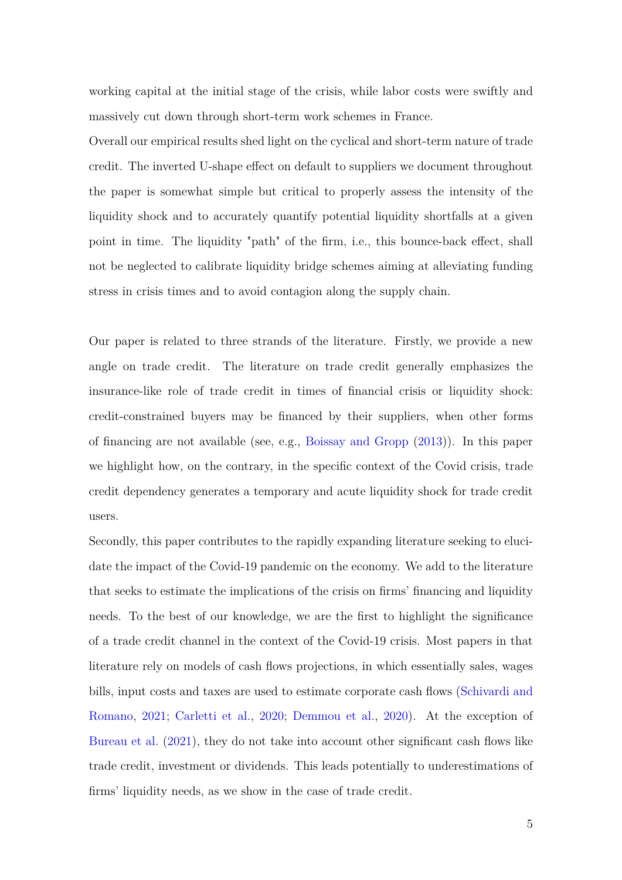working capital at the initial stage of the crisis, while labor costs were swiftly and massively cut down through short-term work schemes in France.

Overall our empirical results shed light on the cyclical and short-term nature of trade credit. The inverted U-shape effect on default to suppliers we document throughout the paper is somewhat simple but critical to properly assess the intensity of the liquidity shock and to accurately quantify potential liquidity shortfalls at a given point in time. The liquidity "path" of the firm, i.e., this bounce-back effect, shall not be neglected to calibrate liquidity bridge schemes aiming at alleviating funding stress in crisis times and to avoid contagion along the supply chain.

Our paper is related to three strands of the literature. Firstly, we provide a new angle on trade credit. The literature on trade credit generally emphasizes the insurance-like role of trade credit in times of financial crisis or liquidity shock: credit-constrained buyers may be financed by their suppliers, when other forms of financing are not available (see, e.g., Boissay and Gropp (2013)). In this paper we highlight how, on the contrary, in the specific context of the Covid crisis, trade credit dependency generates a temporary and acute liquidity shock for trade credit users.

Secondly, this paper contributes to the rapidly expanding literature seeking to elucidate the impact of the Covid-19 pandemic on the economy. We add to the literature that seeks to estimate the implications of the crisis on firms' financing and liquidity needs. To the best of our knowledge, we are the first to highlight the significance of a trade credit channel in the context of the Covid-19 crisis. Most papers in that literature rely on models of cash flows projections, in which essentially sales, wages bills, input costs and taxes are used to estimate corporate cash flows (Schivardi and Romano, 2021; Carletti et al., 2020; Demmou et al., 2020). At the exception of Bureau et al. (2021), they do not take into account other significant cash flows like trade credit, investment or dividends. This leads potentially to underestimations of firms' liquidity needs, as we show in the case of trade credit.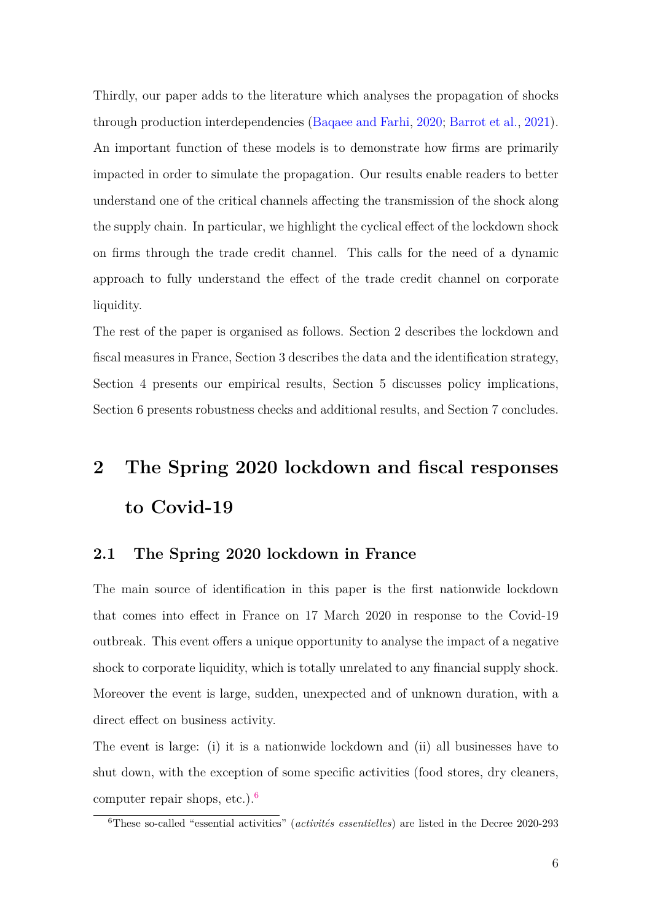Thirdly, our paper adds to the literature which analyses the propagation of shocks through production interdependencies (Baqaee and Farhi, 2020; Barrot et al., 2021). An important function of these models is to demonstrate how firms are primarily impacted in order to simulate the propagation. Our results enable readers to better understand one of the critical channels affecting the transmission of the shock along the supply chain. In particular, we highlight the cyclical effect of the lockdown shock on firms through the trade credit channel. This calls for the need of a dynamic approach to fully understand the effect of the trade credit channel on corporate liquidity.

The rest of the paper is organised as follows. Section 2 describes the lockdown and fiscal measures in France, Section 3 describes the data and the identification strategy, Section 4 presents our empirical results, Section 5 discusses policy implications, Section 6 presents robustness checks and additional results, and Section 7 concludes.

# 2 The Spring 2020 lockdown and fiscal responses to Covid-19

## 2.1 The Spring 2020 lockdown in France

The main source of identification in this paper is the first nationwide lockdown that comes into effect in France on 17 March 2020 in response to the Covid-19 outbreak. This event offers a unique opportunity to analyse the impact of a negative shock to corporate liquidity, which is totally unrelated to any financial supply shock. Moreover the event is large, sudden, unexpected and of unknown duration, with a direct effect on business activity.

The event is large: (i) it is a nationwide lockdown and (ii) all businesses have to shut down, with the exception of some specific activities (food stores, dry cleaners, computer repair shops, etc.).[6]

[6] These so-called "essential activities" (*activités essentielles*) are listed in the Decree 2020-293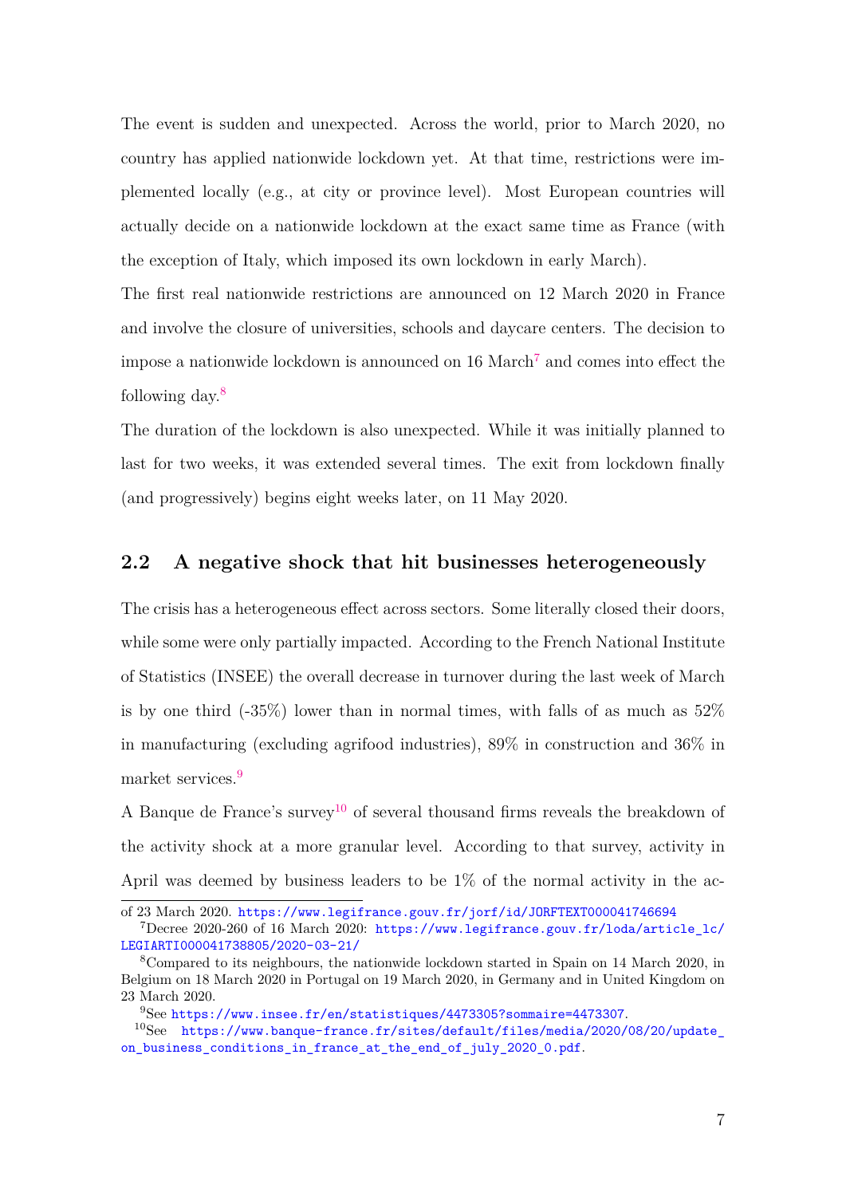The event is sudden and unexpected. Across the world, prior to March 2020, no country has applied nationwide lockdown yet. At that time, restrictions were implemented locally (e.g., at city or province level). Most European countries will actually decide on a nationwide lockdown at the exact same time as France (with the exception of Italy, which imposed its own lockdown in early March).

The first real nationwide restrictions are announced on 12 March 2020 in France and involve the closure of universities, schools and daycare centers. The decision to impose a nationwide lockdown is announced on 16 March[7] and comes into effect the following day.[8]

The duration of the lockdown is also unexpected. While it was initially planned to last for two weeks, it was extended several times. The exit from lockdown finally (and progressively) begins eight weeks later, on 11 May 2020.

## 2.2 A negative shock that hit businesses heterogeneously

The crisis has a heterogeneous effect across sectors. Some literally closed their doors, while some were only partially impacted. According to the French National Institute of Statistics (INSEE) the overall decrease in turnover during the last week of March is by one third (-35%) lower than in normal times, with falls of as much as 52% in manufacturing (excluding agrifood industries), 89% in construction and 36% in market services.[9]

A Banque de France's survey[10] of several thousand firms reveals the breakdown of the activity shock at a more granular level. According to that survey, activity in April was deemed by business leaders to be 1% of the normal activity in the ac-

---

of 23 March 2020. https://www.legifrance.gouv.fr/jorf/id/JORFTEXT000041746694

[7] Decree 2020-260 of 16 March 2020: https://www.legifrance.gouv.fr/loda/article_lc/LEGIARTI000041738805/2020-03-21/

[8] Compared to its neighbours, the nationwide lockdown started in Spain on 14 March 2020, in Belgium on 18 March 2020 in Portugal on 19 March 2020, in Germany and in United Kingdom on 23 March 2020.

[9] See https://www.insee.fr/en/statistiques/4473305?sommaire=4473307.

[10] See https://www.banque-france.fr/sites/default/files/media/2020/08/20/update_on_business_conditions_in_france_at_the_end_of_july_2020_0.pdf.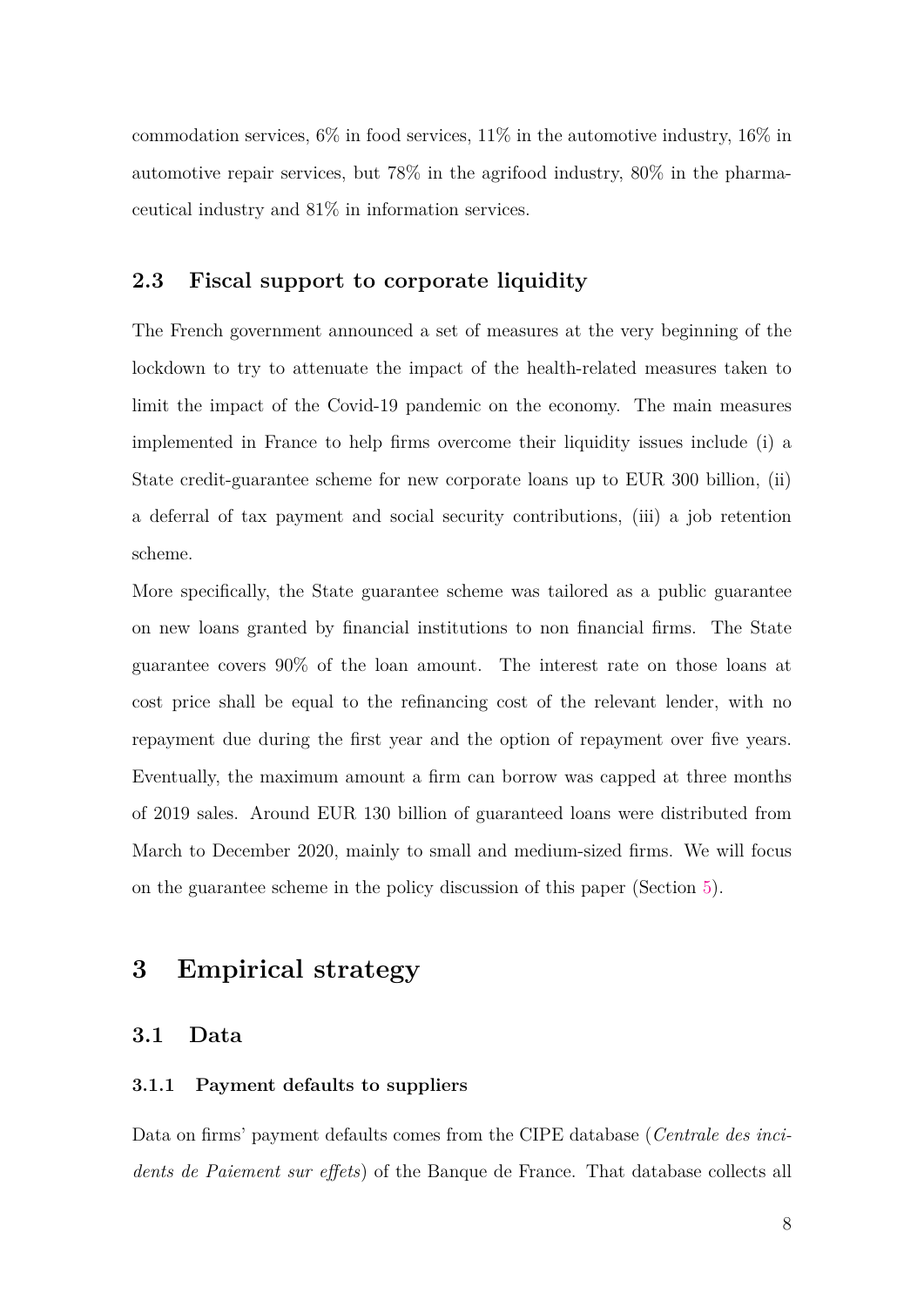commodation services, 6% in food services, 11% in the automotive industry, 16% in automotive repair services, but 78% in the agrifood industry, 80% in the pharmaceutical industry and 81% in information services.

### 2.3 Fiscal support to corporate liquidity

The French government announced a set of measures at the very beginning of the lockdown to try to attenuate the impact of the health-related measures taken to limit the impact of the Covid-19 pandemic on the economy. The main measures implemented in France to help firms overcome their liquidity issues include (i) a State credit-guarantee scheme for new corporate loans up to EUR 300 billion, (ii) a deferral of tax payment and social security contributions, (iii) a job retention scheme.

More specifically, the State guarantee scheme was tailored as a public guarantee on new loans granted by financial institutions to non financial firms. The State guarantee covers 90% of the loan amount. The interest rate on those loans at cost price shall be equal to the refinancing cost of the relevant lender, with no repayment due during the first year and the option of repayment over five years. Eventually, the maximum amount a firm can borrow was capped at three months of 2019 sales. Around EUR 130 billion of guaranteed loans were distributed from March to December 2020, mainly to small and medium-sized firms. We will focus on the guarantee scheme in the policy discussion of this paper (Section 5).

## 3 Empirical strategy

### 3.1 Data

#### 3.1.1 Payment defaults to suppliers

Data on firms' payment defaults comes from the CIPE database (*Centrale des incidents de Paiement sur effets*) of the Banque de France. That database collects all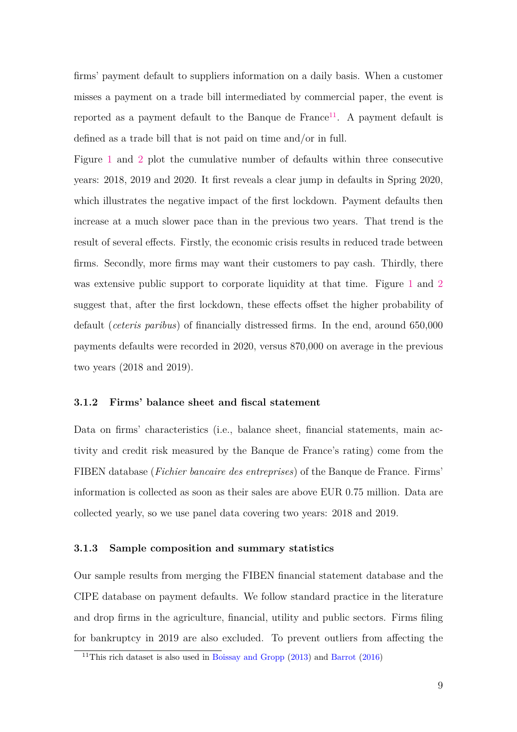firms' payment default to suppliers information on a daily basis. When a customer misses a payment on a trade bill intermediated by commercial paper, the event is reported as a payment default to the Banque de France[11]. A payment default is defined as a trade bill that is not paid on time and/or in full.

Figure 1 and 2 plot the cumulative number of defaults within three consecutive years: 2018, 2019 and 2020. It first reveals a clear jump in defaults in Spring 2020, which illustrates the negative impact of the first lockdown. Payment defaults then increase at a much slower pace than in the previous two years. That trend is the result of several effects. Firstly, the economic crisis results in reduced trade between firms. Secondly, more firms may want their customers to pay cash. Thirdly, there was extensive public support to corporate liquidity at that time. Figure 1 and 2 suggest that, after the first lockdown, these effects offset the higher probability of default (*ceteris paribus*) of financially distressed firms. In the end, around 650,000 payments defaults were recorded in 2020, versus 870,000 on average in the previous two years (2018 and 2019).

### 3.1.2 Firms' balance sheet and fiscal statement

Data on firms' characteristics (i.e., balance sheet, financial statements, main activity and credit risk measured by the Banque de France's rating) come from the FIBEN database (*Fichier bancaire des entreprises*) of the Banque de France. Firms' information is collected as soon as their sales are above EUR 0.75 million. Data are collected yearly, so we use panel data covering two years: 2018 and 2019.

### 3.1.3 Sample composition and summary statistics

Our sample results from merging the FIBEN financial statement database and the CIPE database on payment defaults. We follow standard practice in the literature and drop firms in the agriculture, financial, utility and public sectors. Firms filing for bankruptcy in 2019 are also excluded. To prevent outliers from affecting the

[11] This rich dataset is also used in Boissay and Gropp (2013) and Barrot (2016)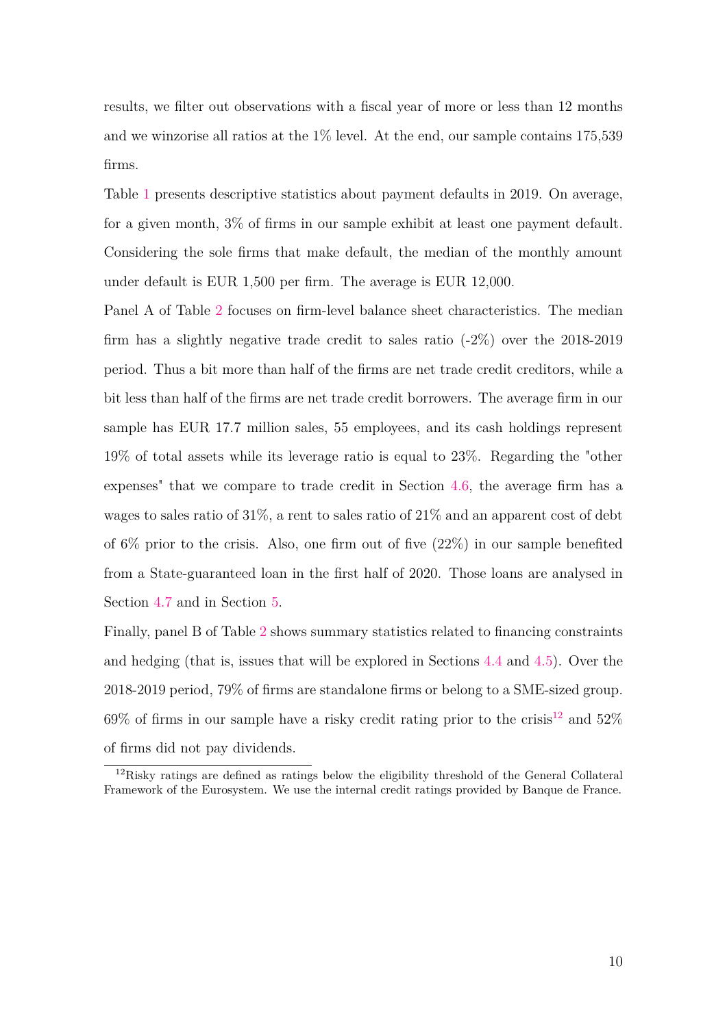results, we filter out observations with a fiscal year of more or less than 12 months and we winzorise all ratios at the 1% level. At the end, our sample contains 175,539 firms.

Table 1 presents descriptive statistics about payment defaults in 2019. On average, for a given month, 3% of firms in our sample exhibit at least one payment default. Considering the sole firms that make default, the median of the monthly amount under default is EUR 1,500 per firm. The average is EUR 12,000.

Panel A of Table 2 focuses on firm-level balance sheet characteristics. The median firm has a slightly negative trade credit to sales ratio (-2%) over the 2018-2019 period. Thus a bit more than half of the firms are net trade credit creditors, while a bit less than half of the firms are net trade credit borrowers. The average firm in our sample has EUR 17.7 million sales, 55 employees, and its cash holdings represent 19% of total assets while its leverage ratio is equal to 23%. Regarding the "other expenses" that we compare to trade credit in Section 4.6, the average firm has a wages to sales ratio of 31%, a rent to sales ratio of 21% and an apparent cost of debt of 6% prior to the crisis. Also, one firm out of five (22%) in our sample benefited from a State-guaranteed loan in the first half of 2020. Those loans are analysed in Section 4.7 and in Section 5.

Finally, panel B of Table 2 shows summary statistics related to financing constraints and hedging (that is, issues that will be explored in Sections 4.4 and 4.5). Over the 2018-2019 period, 79% of firms are standalone firms or belong to a SME-sized group. 69% of firms in our sample have a risky credit rating prior to the crisis[12] and 52% of firms did not pay dividends.

[12]Risky ratings are defined as ratings below the eligibility threshold of the General Collateral Framework of the Eurosystem. We use the internal credit ratings provided by Banque de France.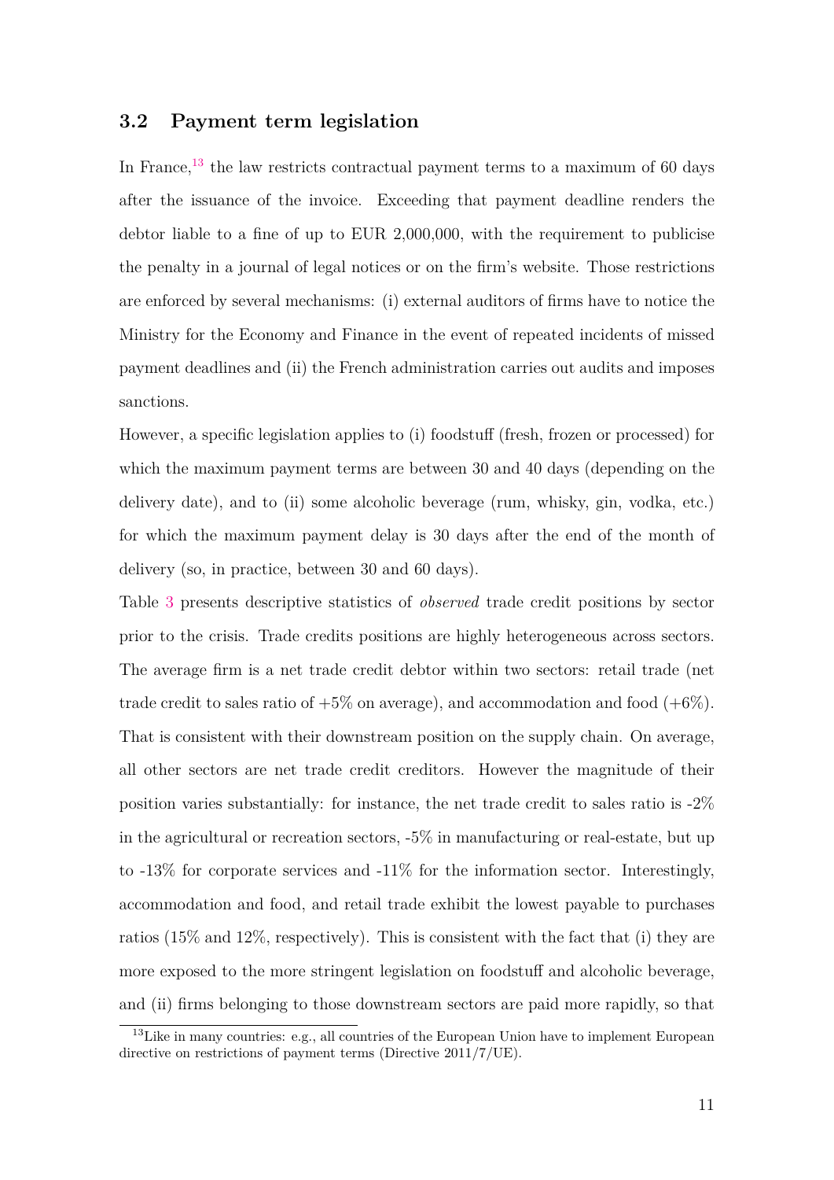### 3.2 Payment term legislation

In France,[13] the law restricts contractual payment terms to a maximum of 60 days after the issuance of the invoice. Exceeding that payment deadline renders the debtor liable to a fine of up to EUR 2,000,000, with the requirement to publicise the penalty in a journal of legal notices or on the firm's website. Those restrictions are enforced by several mechanisms: (i) external auditors of firms have to notice the Ministry for the Economy and Finance in the event of repeated incidents of missed payment deadlines and (ii) the French administration carries out audits and imposes sanctions.

However, a specific legislation applies to (i) foodstuff (fresh, frozen or processed) for which the maximum payment terms are between 30 and 40 days (depending on the delivery date), and to (ii) some alcoholic beverage (rum, whisky, gin, vodka, etc.) for which the maximum payment delay is 30 days after the end of the month of delivery (so, in practice, between 30 and 60 days).

Table 3 presents descriptive statistics of *observed* trade credit positions by sector prior to the crisis. Trade credits positions are highly heterogeneous across sectors. The average firm is a net trade credit debtor within two sectors: retail trade (net trade credit to sales ratio of +5% on average), and accommodation and food (+6%). That is consistent with their downstream position on the supply chain. On average, all other sectors are net trade credit creditors. However the magnitude of their position varies substantially: for instance, the net trade credit to sales ratio is -2% in the agricultural or recreation sectors, -5% in manufacturing or real-estate, but up to -13% for corporate services and -11% for the information sector. Interestingly, accommodation and food, and retail trade exhibit the lowest payable to purchases ratios (15% and 12%, respectively). This is consistent with the fact that (i) they are more exposed to the more stringent legislation on foodstuff and alcoholic beverage, and (ii) firms belonging to those downstream sectors are paid more rapidly, so that

[13] Like in many countries: e.g., all countries of the European Union have to implement European directive on restrictions of payment terms (Directive 2011/7/UE).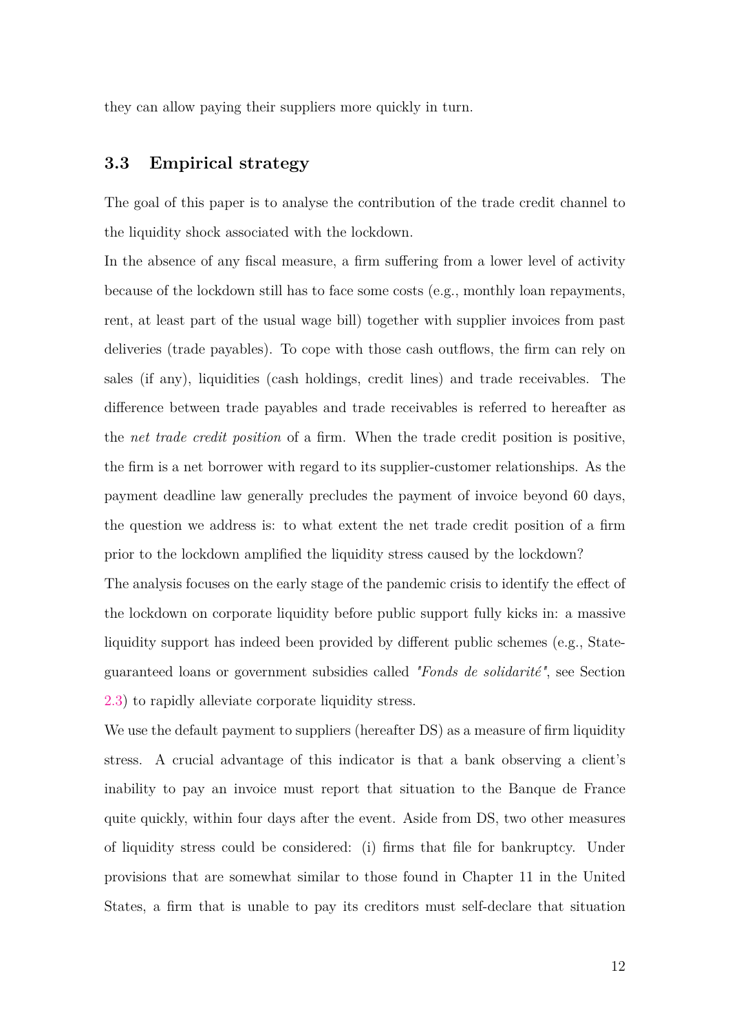they can allow paying their suppliers more quickly in turn.

### 3.3 Empirical strategy

The goal of this paper is to analyse the contribution of the trade credit channel to the liquidity shock associated with the lockdown.

In the absence of any fiscal measure, a firm suffering from a lower level of activity because of the lockdown still has to face some costs (e.g., monthly loan repayments, rent, at least part of the usual wage bill) together with supplier invoices from past deliveries (trade payables). To cope with those cash outflows, the firm can rely on sales (if any), liquidities (cash holdings, credit lines) and trade receivables. The difference between trade payables and trade receivables is referred to hereafter as the *net trade credit position* of a firm. When the trade credit position is positive, the firm is a net borrower with regard to its supplier-customer relationships. As the payment deadline law generally precludes the payment of invoice beyond 60 days, the question we address is: to what extent the net trade credit position of a firm prior to the lockdown amplified the liquidity stress caused by the lockdown?

The analysis focuses on the early stage of the pandemic crisis to identify the effect of the lockdown on corporate liquidity before public support fully kicks in: a massive liquidity support has indeed been provided by different public schemes (e.g., State-guaranteed loans or government subsidies called *"Fonds de solidarité"*, see Section 2.3) to rapidly alleviate corporate liquidity stress.

We use the default payment to suppliers (hereafter DS) as a measure of firm liquidity stress. A crucial advantage of this indicator is that a bank observing a client's inability to pay an invoice must report that situation to the Banque de France quite quickly, within four days after the event. Aside from DS, two other measures of liquidity stress could be considered: (i) firms that file for bankruptcy. Under provisions that are somewhat similar to those found in Chapter 11 in the United States, a firm that is unable to pay its creditors must self-declare that situation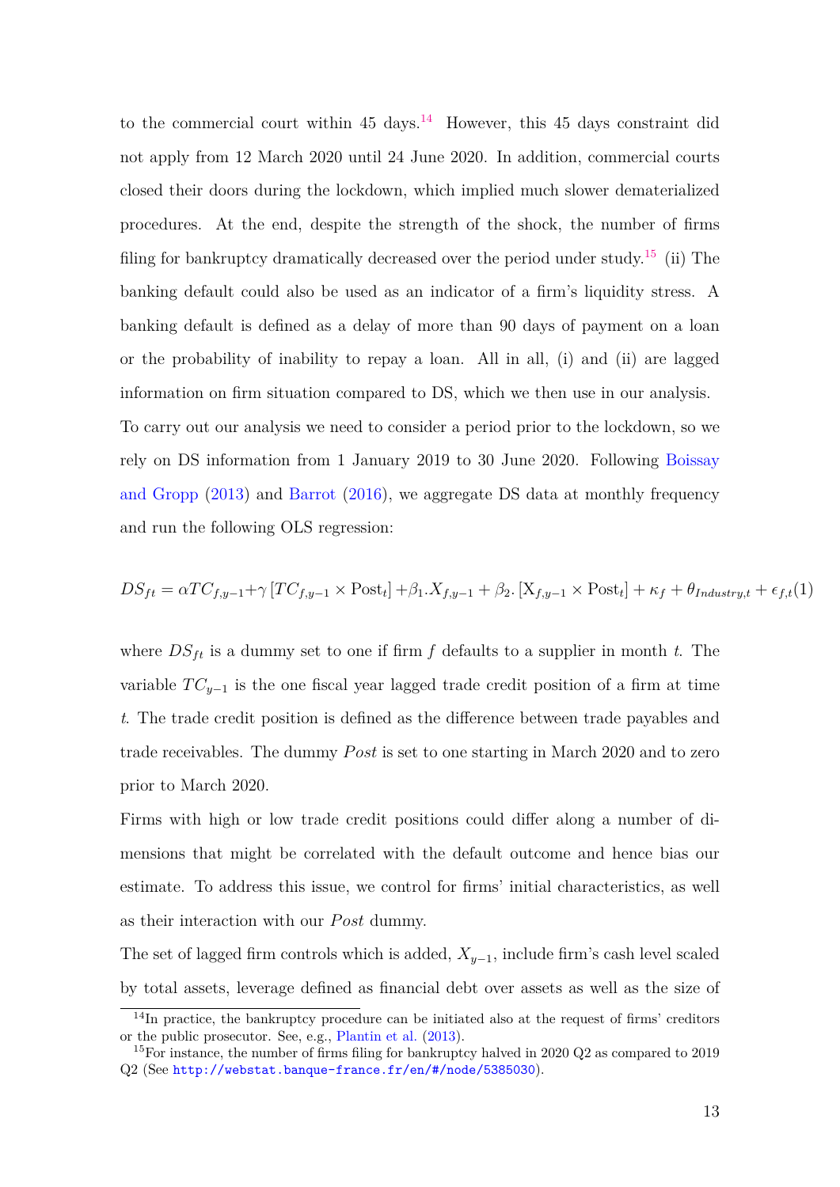to the commercial court within 45 days.[14] However, this 45 days constraint did not apply from 12 March 2020 until 24 June 2020. In addition, commercial courts closed their doors during the lockdown, which implied much slower dematerialized procedures. At the end, despite the strength of the shock, the number of firms filing for bankruptcy dramatically decreased over the period under study.[15] (ii) The banking default could also be used as an indicator of a firm's liquidity stress. A banking default is defined as a delay of more than 90 days of payment on a loan or the probability of inability to repay a loan. All in all, (i) and (ii) are lagged information on firm situation compared to DS, which we then use in our analysis.

To carry out our analysis we need to consider a period prior to the lockdown, so we rely on DS information from 1 January 2019 to 30 June 2020. Following Boissay and Gropp (2013) and Barrot (2016), we aggregate DS data at monthly frequency and run the following OLS regression:

$$DS_{ft} = \alpha TC_{f,y-1} + \gamma \left[TC_{f,y-1} \times \text{Post}_t\right] + \beta_1 . X_{f,y-1} + \beta_2 . \left[\text{X}_{f,y-1} \times \text{Post}_t\right] + \kappa_f + \theta_{Industry,t} + \epsilon_{f,t} \quad (1)$$

where $DS_{ft}$ is a dummy set to one if firm $f$ defaults to a supplier in month $t$. The variable $TC_{y-1}$ is the one fiscal year lagged trade credit position of a firm at time $t$. The trade credit position is defined as the difference between trade payables and trade receivables. The dummy *Post* is set to one starting in March 2020 and to zero prior to March 2020.

Firms with high or low trade credit positions could differ along a number of dimensions that might be correlated with the default outcome and hence bias our estimate. To address this issue, we control for firms' initial characteristics, as well as their interaction with our *Post* dummy.

The set of lagged firm controls which is added, $X_{y-1}$, include firm's cash level scaled by total assets, leverage defined as financial debt over assets as well as the size of

[14] In practice, the bankruptcy procedure can be initiated also at the request of firms' creditors or the public prosecutor. See, e.g., Plantin et al. (2013).

[15] For instance, the number of firms filing for bankruptcy halved in 2020 Q2 as compared to 2019 Q2 (See http://webstat.banque-france.fr/en/#/node/5385030).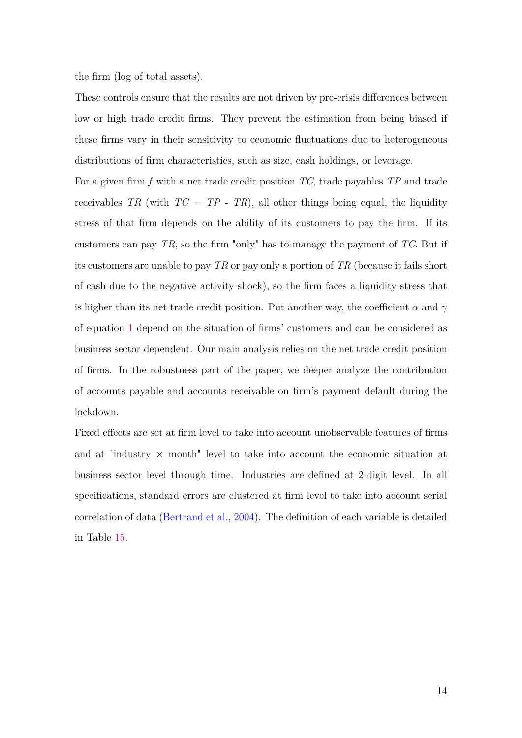the firm (log of total assets).

These controls ensure that the results are not driven by pre-crisis differences between low or high trade credit firms. They prevent the estimation from being biased if these firms vary in their sensitivity to economic fluctuations due to heterogeneous distributions of firm characteristics, such as size, cash holdings, or leverage.

For a given firm $f$ with a net trade credit position $TC$, trade payables $TP$ and trade receivables $TR$ (with $TC$ = $TP$ - $TR$), all other things being equal, the liquidity stress of that firm depends on the ability of its customers to pay the firm. If its customers can pay $TR$, so the firm "only" has to manage the payment of $TC$. But if its customers are unable to pay $TR$ or pay only a portion of $TR$ (because it fails short of cash due to the negative activity shock), so the firm faces a liquidity stress that is higher than its net trade credit position. Put another way, the coefficient $\alpha$ and $\gamma$ of equation 1 depend on the situation of firms' customers and can be considered as business sector dependent. Our main analysis relies on the net trade credit position of firms. In the robustness part of the paper, we deeper analyze the contribution of accounts payable and accounts receivable on firm's payment default during the lockdown.

Fixed effects are set at firm level to take into account unobservable features of firms and at "industry $\times$ month" level to take into account the economic situation at business sector level through time. Industries are defined at 2-digit level. In all specifications, standard errors are clustered at firm level to take into account serial correlation of data (Bertrand et al., 2004). The definition of each variable is detailed in Table 15.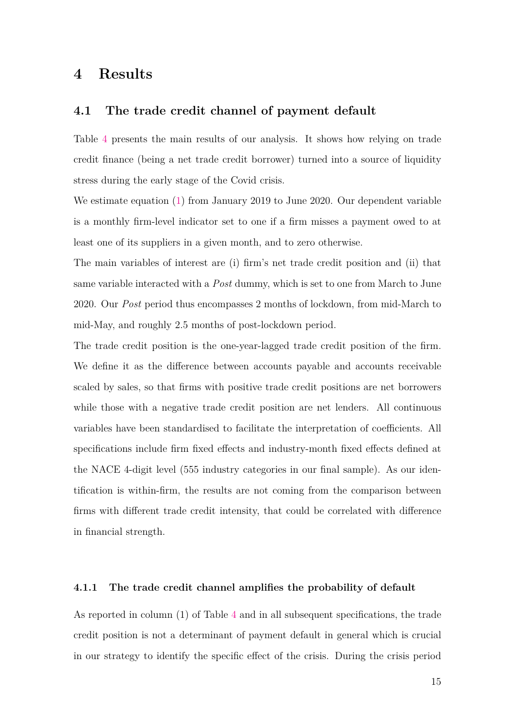# 4 Results

## 4.1 The trade credit channel of payment default

Table 4 presents the main results of our analysis. It shows how relying on trade credit finance (being a net trade credit borrower) turned into a source of liquidity stress during the early stage of the Covid crisis.

We estimate equation (1) from January 2019 to June 2020. Our dependent variable is a monthly firm-level indicator set to one if a firm misses a payment owed to at least one of its suppliers in a given month, and to zero otherwise.

The main variables of interest are (i) firm's net trade credit position and (ii) that same variable interacted with a *Post* dummy, which is set to one from March to June 2020. Our *Post* period thus encompasses 2 months of lockdown, from mid-March to mid-May, and roughly 2.5 months of post-lockdown period.

The trade credit position is the one-year-lagged trade credit position of the firm. We define it as the difference between accounts payable and accounts receivable scaled by sales, so that firms with positive trade credit positions are net borrowers while those with a negative trade credit position are net lenders. All continuous variables have been standardised to facilitate the interpretation of coefficients. All specifications include firm fixed effects and industry-month fixed effects defined at the NACE 4-digit level (555 industry categories in our final sample). As our identification is within-firm, the results are not coming from the comparison between firms with different trade credit intensity, that could be correlated with difference in financial strength.

### 4.1.1 The trade credit channel amplifies the probability of default

As reported in column (1) of Table 4 and in all subsequent specifications, the trade credit position is not a determinant of payment default in general which is crucial in our strategy to identify the specific effect of the crisis. During the crisis period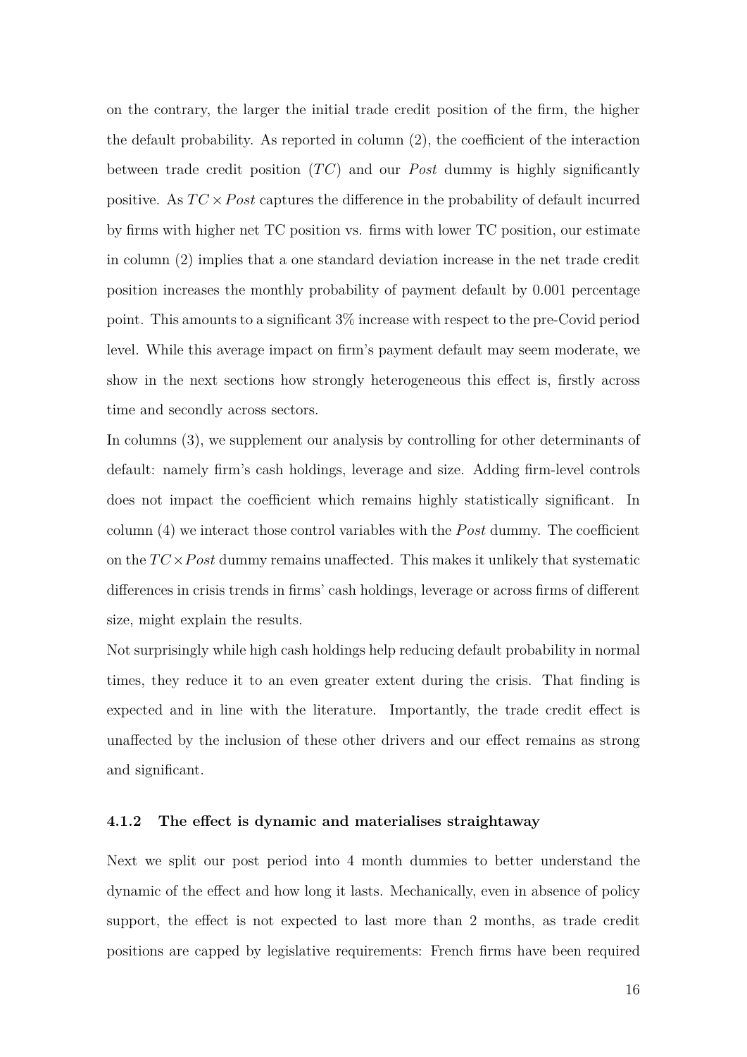on the contrary, the larger the initial trade credit position of the firm, the higher the default probability. As reported in column (2), the coefficient of the interaction between trade credit position ($TC$) and our *Post* dummy is highly significantly positive. As $TC \times Post$ captures the difference in the probability of default incurred by firms with higher net TC position vs. firms with lower TC position, our estimate in column (2) implies that a one standard deviation increase in the net trade credit position increases the monthly probability of payment default by 0.001 percentage point. This amounts to a significant 3% increase with respect to the pre-Covid period level. While this average impact on firm's payment default may seem moderate, we show in the next sections how strongly heterogeneous this effect is, firstly across time and secondly across sectors.

In columns (3), we supplement our analysis by controlling for other determinants of default: namely firm's cash holdings, leverage and size. Adding firm-level controls does not impact the coefficient which remains highly statistically significant. In column (4) we interact those control variables with the *Post* dummy. The coefficient on the $TC \times Post$ dummy remains unaffected. This makes it unlikely that systematic differences in crisis trends in firms' cash holdings, leverage or across firms of different size, might explain the results.

Not surprisingly while high cash holdings help reducing default probability in normal times, they reduce it to an even greater extent during the crisis. That finding is expected and in line with the literature. Importantly, the trade credit effect is unaffected by the inclusion of these other drivers and our effect remains as strong and significant.

#### 4.1.2 The effect is dynamic and materialises straightaway

Next we split our post period into 4 month dummies to better understand the dynamic of the effect and how long it lasts. Mechanically, even in absence of policy support, the effect is not expected to last more than 2 months, as trade credit positions are capped by legislative requirements: French firms have been required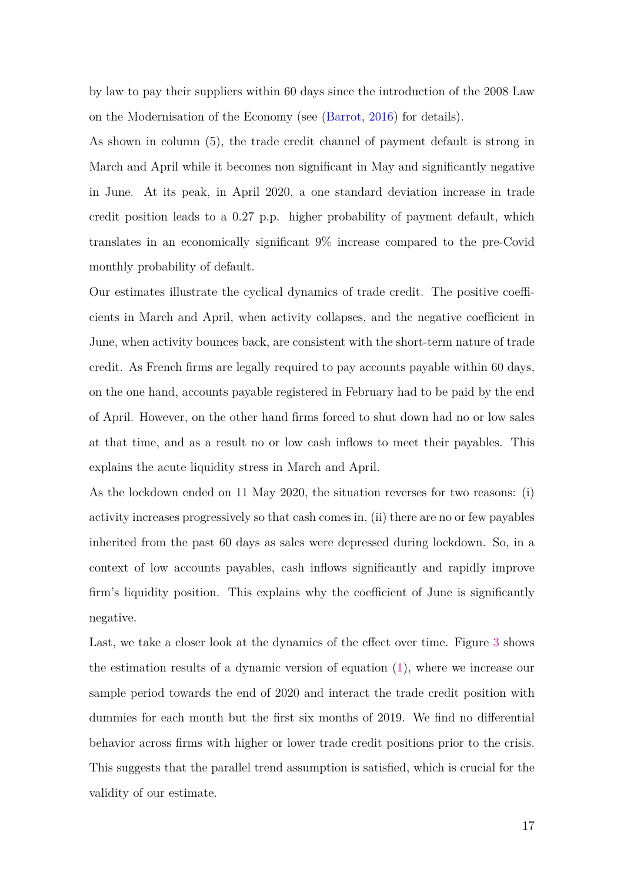by law to pay their suppliers within 60 days since the introduction of the 2008 Law on the Modernisation of the Economy (see (Barrot, 2016) for details).

As shown in column (5), the trade credit channel of payment default is strong in March and April while it becomes non significant in May and significantly negative in June. At its peak, in April 2020, a one standard deviation increase in trade credit position leads to a 0.27 p.p. higher probability of payment default, which translates in an economically significant 9% increase compared to the pre-Covid monthly probability of default.

Our estimates illustrate the cyclical dynamics of trade credit. The positive coefficients in March and April, when activity collapses, and the negative coefficient in June, when activity bounces back, are consistent with the short-term nature of trade credit. As French firms are legally required to pay accounts payable within 60 days, on the one hand, accounts payable registered in February had to be paid by the end of April. However, on the other hand firms forced to shut down had no or low sales at that time, and as a result no or low cash inflows to meet their payables. This explains the acute liquidity stress in March and April.

As the lockdown ended on 11 May 2020, the situation reverses for two reasons: (i) activity increases progressively so that cash comes in, (ii) there are no or few payables inherited from the past 60 days as sales were depressed during lockdown. So, in a context of low accounts payables, cash inflows significantly and rapidly improve firm's liquidity position. This explains why the coefficient of June is significantly negative.

Last, we take a closer look at the dynamics of the effect over time. Figure 3 shows the estimation results of a dynamic version of equation (1), where we increase our sample period towards the end of 2020 and interact the trade credit position with dummies for each month but the first six months of 2019. We find no differential behavior across firms with higher or lower trade credit positions prior to the crisis. This suggests that the parallel trend assumption is satisfied, which is crucial for the validity of our estimate.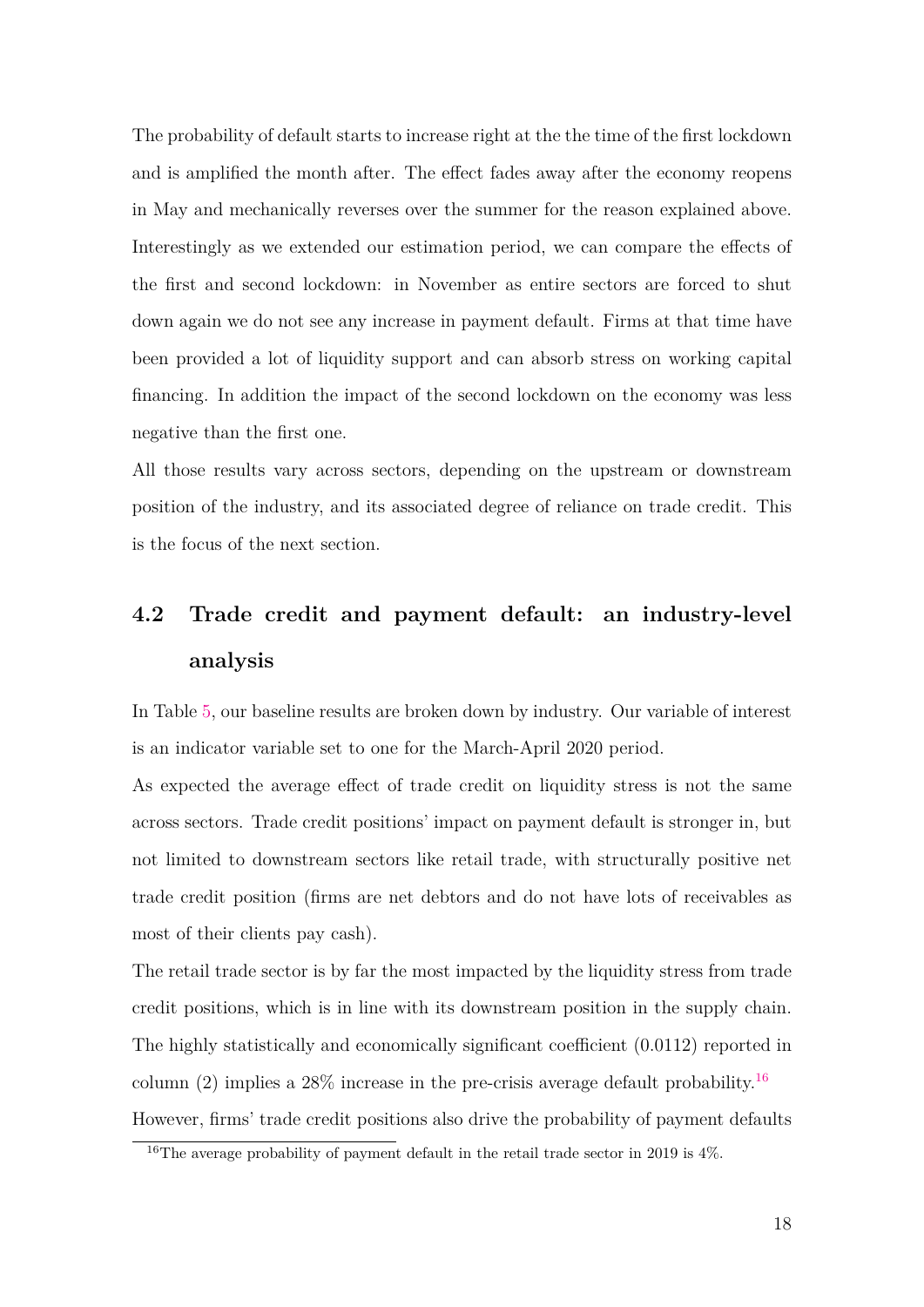The probability of default starts to increase right at the the time of the first lockdown and is amplified the month after. The effect fades away after the economy reopens in May and mechanically reverses over the summer for the reason explained above. Interestingly as we extended our estimation period, we can compare the effects of the first and second lockdown: in November as entire sectors are forced to shut down again we do not see any increase in payment default. Firms at that time have been provided a lot of liquidity support and can absorb stress on working capital financing. In addition the impact of the second lockdown on the economy was less negative than the first one.

All those results vary across sectors, depending on the upstream or downstream position of the industry, and its associated degree of reliance on trade credit. This is the focus of the next section.

## 4.2 Trade credit and payment default: an industry-level analysis

In Table 5, our baseline results are broken down by industry. Our variable of interest is an indicator variable set to one for the March-April 2020 period.

As expected the average effect of trade credit on liquidity stress is not the same across sectors. Trade credit positions' impact on payment default is stronger in, but not limited to downstream sectors like retail trade, with structurally positive net trade credit position (firms are net debtors and do not have lots of receivables as most of their clients pay cash).

The retail trade sector is by far the most impacted by the liquidity stress from trade credit positions, which is in line with its downstream position in the supply chain. The highly statistically and economically significant coefficient (0.0112) reported in column (2) implies a 28% increase in the pre-crisis average default probability.[16]

However, firms' trade credit positions also drive the probability of payment defaults

[16] The average probability of payment default in the retail trade sector in 2019 is 4%.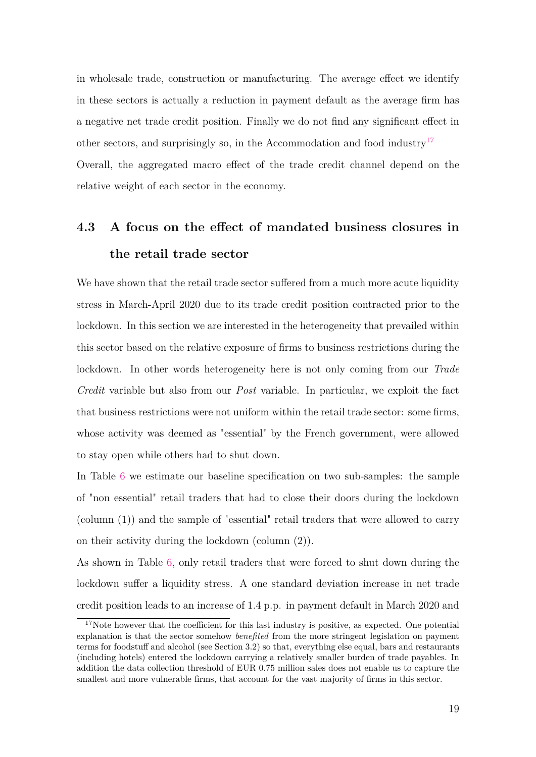in wholesale trade, construction or manufacturing. The average effect we identify in these sectors is actually a reduction in payment default as the average firm has a negative net trade credit position. Finally we do not find any significant effect in other sectors, and surprisingly so, in the Accommodation and food industry[17]
Overall, the aggregated macro effect of the trade credit channel depend on the relative weight of each sector in the economy.

### 4.3 A focus on the effect of mandated business closures in the retail trade sector

We have shown that the retail trade sector suffered from a much more acute liquidity stress in March-April 2020 due to its trade credit position contracted prior to the lockdown. In this section we are interested in the heterogeneity that prevailed within this sector based on the relative exposure of firms to business restrictions during the lockdown. In other words heterogeneity here is not only coming from our *Trade Credit* variable but also from our *Post* variable. In particular, we exploit the fact that business restrictions were not uniform within the retail trade sector: some firms, whose activity was deemed as "essential" by the French government, were allowed to stay open while others had to shut down.

In Table 6 we estimate our baseline specification on two sub-samples: the sample of "non essential" retail traders that had to close their doors during the lockdown (column (1)) and the sample of "essential" retail traders that were allowed to carry on their activity during the lockdown (column (2)).

As shown in Table 6, only retail traders that were forced to shut down during the lockdown suffer a liquidity stress. A one standard deviation increase in net trade credit position leads to an increase of 1.4 p.p. in payment default in March 2020 and

[17] Note however that the coefficient for this last industry is positive, as expected. One potential explanation is that the sector somehow *benefited* from the more stringent legislation on payment terms for foodstuff and alcohol (see Section 3.2) so that, everything else equal, bars and restaurants (including hotels) entered the lockdown carrying a relatively smaller burden of trade payables. In addition the data collection threshold of EUR 0.75 million sales does not enable us to capture the smallest and more vulnerable firms, that account for the vast majority of firms in this sector.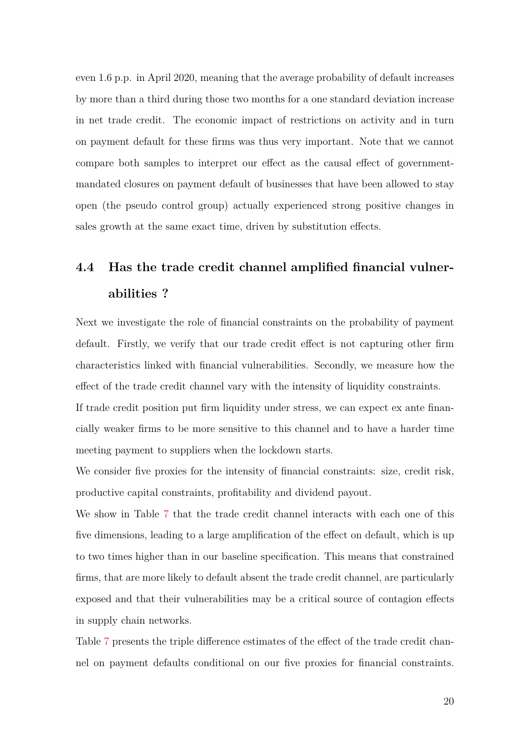even 1.6 p.p. in April 2020, meaning that the average probability of default increases by more than a third during those two months for a one standard deviation increase in net trade credit. The economic impact of restrictions on activity and in turn on payment default for these firms was thus very important. Note that we cannot compare both samples to interpret our effect as the causal effect of government-mandated closures on payment default of businesses that have been allowed to stay open (the pseudo control group) actually experienced strong positive changes in sales growth at the same exact time, driven by substitution effects.

## 4.4 Has the trade credit channel amplified financial vulnerabilities ?

Next we investigate the role of financial constraints on the probability of payment default. Firstly, we verify that our trade credit effect is not capturing other firm characteristics linked with financial vulnerabilities. Secondly, we measure how the effect of the trade credit channel vary with the intensity of liquidity constraints.

If trade credit position put firm liquidity under stress, we can expect ex ante financially weaker firms to be more sensitive to this channel and to have a harder time meeting payment to suppliers when the lockdown starts.

We consider five proxies for the intensity of financial constraints: size, credit risk, productive capital constraints, profitability and dividend payout.

We show in Table 7 that the trade credit channel interacts with each one of this five dimensions, leading to a large amplification of the effect on default, which is up to two times higher than in our baseline specification. This means that constrained firms, that are more likely to default absent the trade credit channel, are particularly exposed and that their vulnerabilities may be a critical source of contagion effects in supply chain networks.

Table 7 presents the triple difference estimates of the effect of the trade credit channel on payment defaults conditional on our five proxies for financial constraints.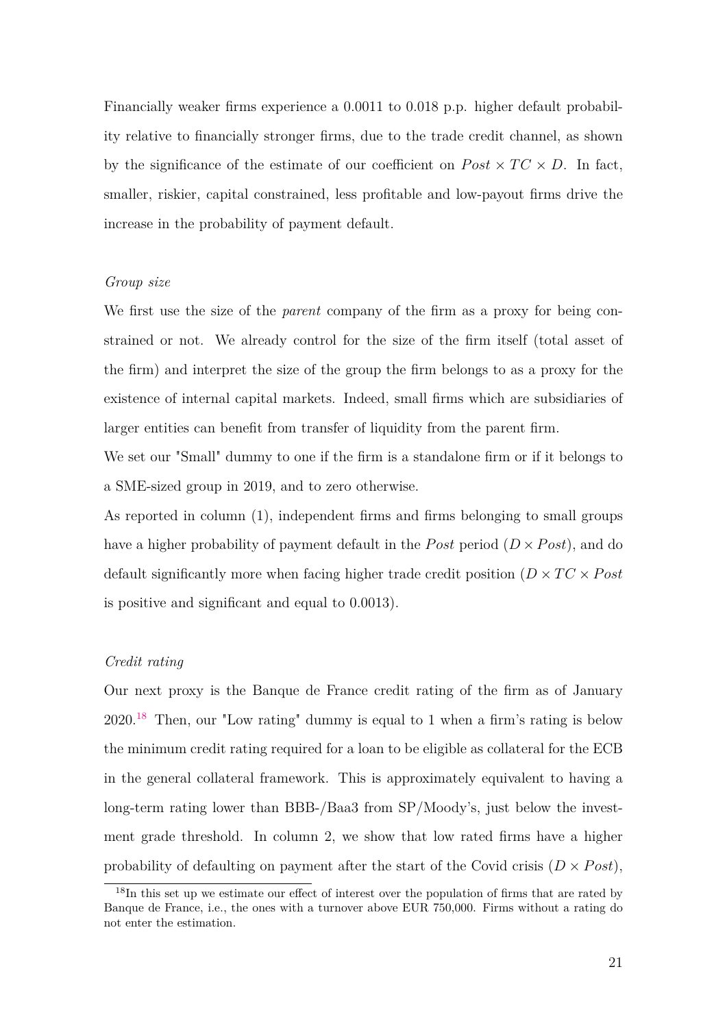Financially weaker firms experience a 0.0011 to 0.018 p.p. higher default probability relative to financially stronger firms, due to the trade credit channel, as shown by the significance of the estimate of our coefficient on $Post \times TC \times D$. In fact, smaller, riskier, capital constrained, less profitable and low-payout firms drive the increase in the probability of payment default.

*Group size*

We first use the size of the *parent* company of the firm as a proxy for being constrained or not. We already control for the size of the firm itself (total asset of the firm) and interpret the size of the group the firm belongs to as a proxy for the existence of internal capital markets. Indeed, small firms which are subsidiaries of larger entities can benefit from transfer of liquidity from the parent firm.

We set our "Small" dummy to one if the firm is a standalone firm or if it belongs to a SME-sized group in 2019, and to zero otherwise.

As reported in column (1), independent firms and firms belonging to small groups have a higher probability of payment default in the *Post* period ($D \times Post$), and do default significantly more when facing higher trade credit position ($D \times TC \times Post$ is positive and significant and equal to 0.0013).

*Credit rating*

Our next proxy is the Banque de France credit rating of the firm as of January 2020.[18] Then, our "Low rating" dummy is equal to 1 when a firm's rating is below the minimum credit rating required for a loan to be eligible as collateral for the ECB in the general collateral framework. This is approximately equivalent to having a long-term rating lower than BBB-/Baa3 from SP/Moody's, just below the investment grade threshold. In column 2, we show that low rated firms have a higher probability of defaulting on payment after the start of the Covid crisis ($D \times Post$),

[18] In this set up we estimate our effect of interest over the population of firms that are rated by Banque de France, i.e., the ones with a turnover above EUR 750,000. Firms without a rating do not enter the estimation.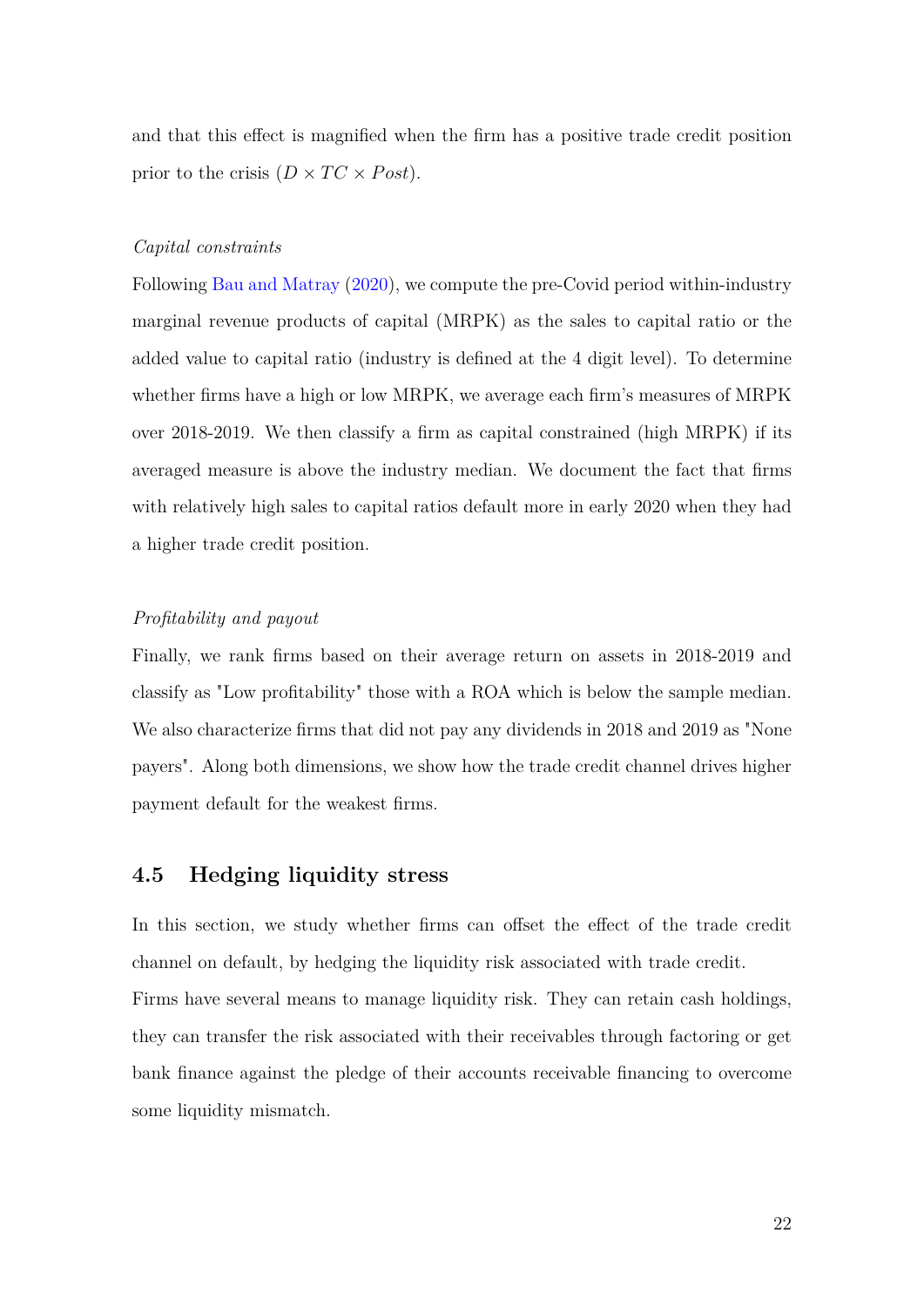and that this effect is magnified when the firm has a positive trade credit position prior to the crisis ($D \times TC \times Post$).

*Capital constraints*

Following Bau and Matray (2020), we compute the pre-Covid period within-industry marginal revenue products of capital (MRPK) as the sales to capital ratio or the added value to capital ratio (industry is defined at the 4 digit level). To determine whether firms have a high or low MRPK, we average each firm's measures of MRPK over 2018-2019. We then classify a firm as capital constrained (high MRPK) if its averaged measure is above the industry median. We document the fact that firms with relatively high sales to capital ratios default more in early 2020 when they had a higher trade credit position.

*Profitability and payout*

Finally, we rank firms based on their average return on assets in 2018-2019 and classify as "Low profitability" those with a ROA which is below the sample median. We also characterize firms that did not pay any dividends in 2018 and 2019 as "None payers". Along both dimensions, we show how the trade credit channel drives higher payment default for the weakest firms.

## 4.5 Hedging liquidity stress

In this section, we study whether firms can offset the effect of the trade credit channel on default, by hedging the liquidity risk associated with trade credit.
Firms have several means to manage liquidity risk. They can retain cash holdings, they can transfer the risk associated with their receivables through factoring or get bank finance against the pledge of their accounts receivable financing to overcome some liquidity mismatch.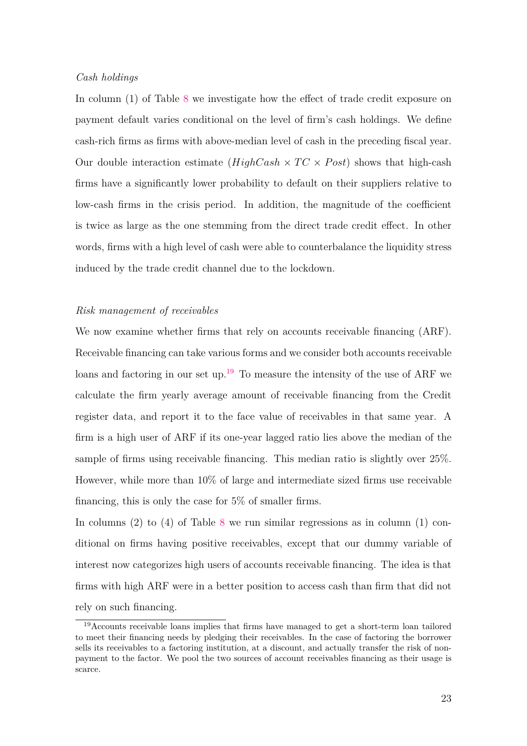*Cash holdings*

In column (1) of Table 8 we investigate how the effect of trade credit exposure on payment default varies conditional on the level of firm's cash holdings. We define cash-rich firms as firms with above-median level of cash in the preceding fiscal year. Our double interaction estimate ($HighCash \times TC \times Post$) shows that high-cash firms have a significantly lower probability to default on their suppliers relative to low-cash firms in the crisis period. In addition, the magnitude of the coefficient is twice as large as the one stemming from the direct trade credit effect. In other words, firms with a high level of cash were able to counterbalance the liquidity stress induced by the trade credit channel due to the lockdown.

*Risk management of receivables*

We now examine whether firms that rely on accounts receivable financing (ARF). Receivable financing can take various forms and we consider both accounts receivable loans and factoring in our set up.[19] To measure the intensity of the use of ARF we calculate the firm yearly average amount of receivable financing from the Credit register data, and report it to the face value of receivables in that same year. A firm is a high user of ARF if its one-year lagged ratio lies above the median of the sample of firms using receivable financing. This median ratio is slightly over 25%. However, while more than 10% of large and intermediate sized firms use receivable financing, this is only the case for 5% of smaller firms.

In columns (2) to (4) of Table 8 we run similar regressions as in column (1) conditional on firms having positive receivables, except that our dummy variable of interest now categorizes high users of accounts receivable financing. The idea is that firms with high ARF were in a better position to access cash than firm that did not rely on such financing.

[19] Accounts receivable loans implies that firms have managed to get a short-term loan tailored to meet their financing needs by pledging their receivables. In the case of factoring the borrower sells its receivables to a factoring institution, at a discount, and actually transfer the risk of non-payment to the factor. We pool the two sources of account receivables financing as their usage is scarce.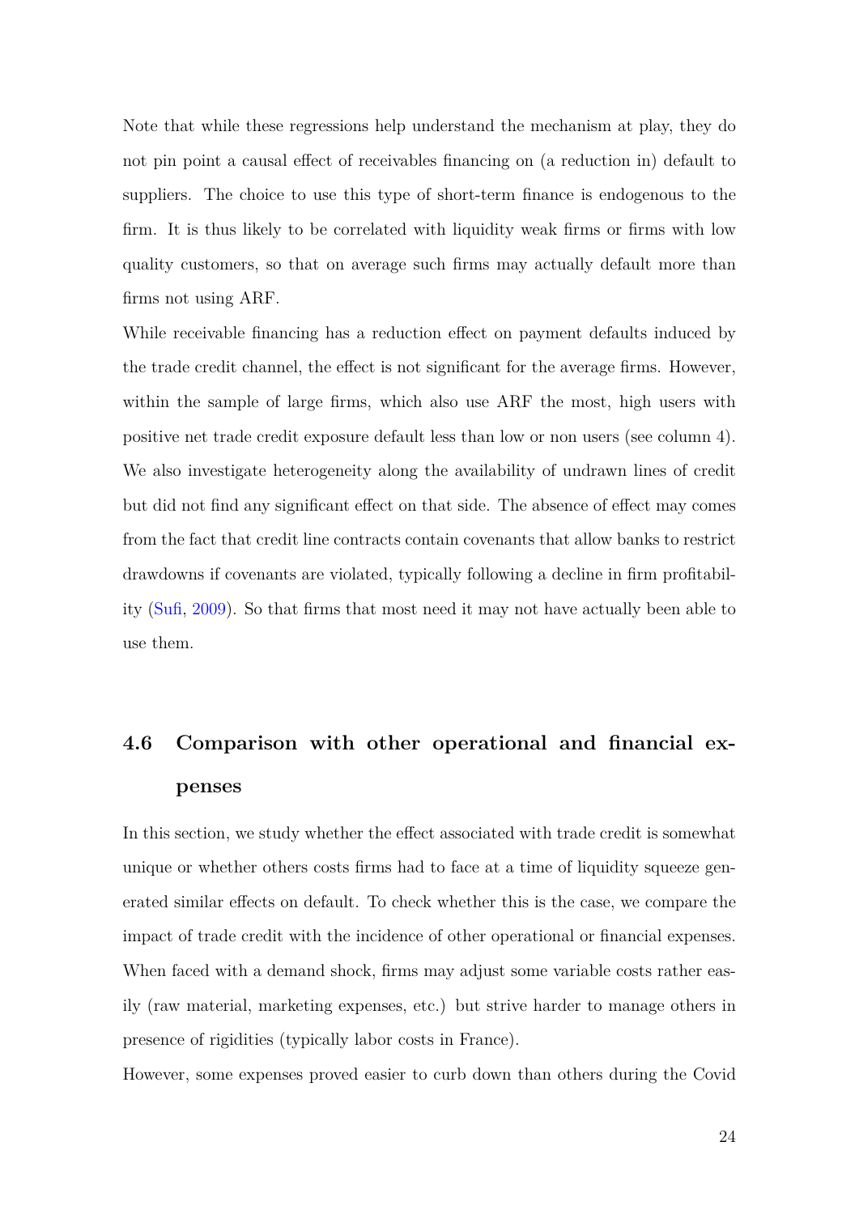Note that while these regressions help understand the mechanism at play, they do not pin point a causal effect of receivables financing on (a reduction in) default to suppliers. The choice to use this type of short-term finance is endogenous to the firm. It is thus likely to be correlated with liquidity weak firms or firms with low quality customers, so that on average such firms may actually default more than firms not using ARF.

While receivable financing has a reduction effect on payment defaults induced by the trade credit channel, the effect is not significant for the average firms. However, within the sample of large firms, which also use ARF the most, high users with positive net trade credit exposure default less than low or non users (see column 4). We also investigate heterogeneity along the availability of undrawn lines of credit but did not find any significant effect on that side. The absence of effect may comes from the fact that credit line contracts contain covenants that allow banks to restrict drawdowns if covenants are violated, typically following a decline in firm profitability (Sufi, 2009). So that firms that most need it may not have actually been able to use them.

### 4.6 Comparison with other operational and financial expenses

In this section, we study whether the effect associated with trade credit is somewhat unique or whether others costs firms had to face at a time of liquidity squeeze generated similar effects on default. To check whether this is the case, we compare the impact of trade credit with the incidence of other operational or financial expenses. When faced with a demand shock, firms may adjust some variable costs rather easily (raw material, marketing expenses, etc.) but strive harder to manage others in presence of rigidities (typically labor costs in France).

However, some expenses proved easier to curb down than others during the Covid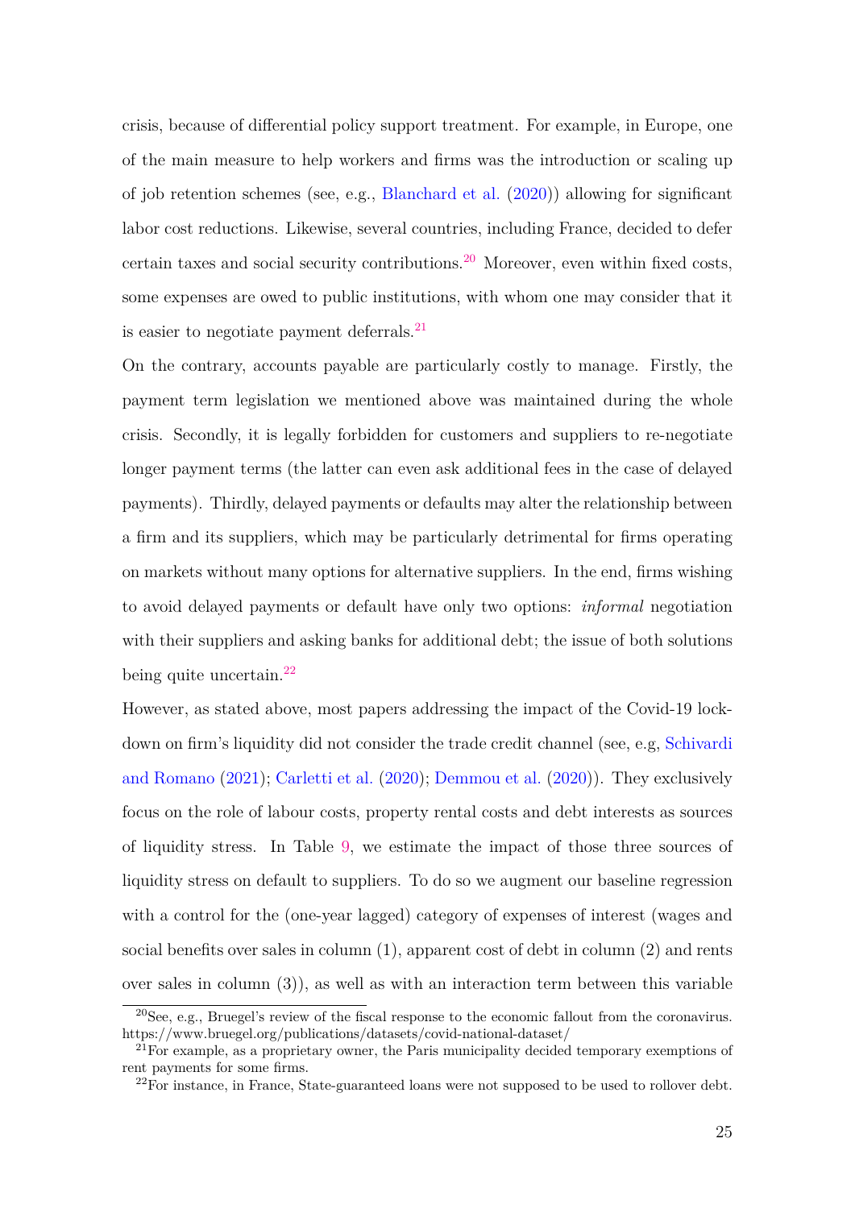crisis, because of differential policy support treatment. For example, in Europe, one of the main measure to help workers and firms was the introduction or scaling up of job retention schemes (see, e.g., Blanchard et al. (2020)) allowing for significant labor cost reductions. Likewise, several countries, including France, decided to defer certain taxes and social security contributions.[20] Moreover, even within fixed costs, some expenses are owed to public institutions, with whom one may consider that it is easier to negotiate payment deferrals.[21]

On the contrary, accounts payable are particularly costly to manage. Firstly, the payment term legislation we mentioned above was maintained during the whole crisis. Secondly, it is legally forbidden for customers and suppliers to re-negotiate longer payment terms (the latter can even ask additional fees in the case of delayed payments). Thirdly, delayed payments or defaults may alter the relationship between a firm and its suppliers, which may be particularly detrimental for firms operating on markets without many options for alternative suppliers. In the end, firms wishing to avoid delayed payments or default have only two options: *informal* negotiation with their suppliers and asking banks for additional debt; the issue of both solutions being quite uncertain.[22]

However, as stated above, most papers addressing the impact of the Covid-19 lockdown on firm's liquidity did not consider the trade credit channel (see, e.g, Schivardi and Romano (2021); Carletti et al. (2020); Demmou et al. (2020)). They exclusively focus on the role of labour costs, property rental costs and debt interests as sources of liquidity stress. In Table 9, we estimate the impact of those three sources of liquidity stress on default to suppliers. To do so we augment our baseline regression with a control for the (one-year lagged) category of expenses of interest (wages and social benefits over sales in column (1), apparent cost of debt in column (2) and rents over sales in column (3)), as well as with an interaction term between this variable

[20] See, e.g., Bruegel's review of the fiscal response to the economic fallout from the coronavirus. https://www.bruegel.org/publications/datasets/covid-national-dataset/

[21] For example, as a proprietary owner, the Paris municipality decided temporary exemptions of rent payments for some firms.

[22] For instance, in France, State-guaranteed loans were not supposed to be used to rollover debt.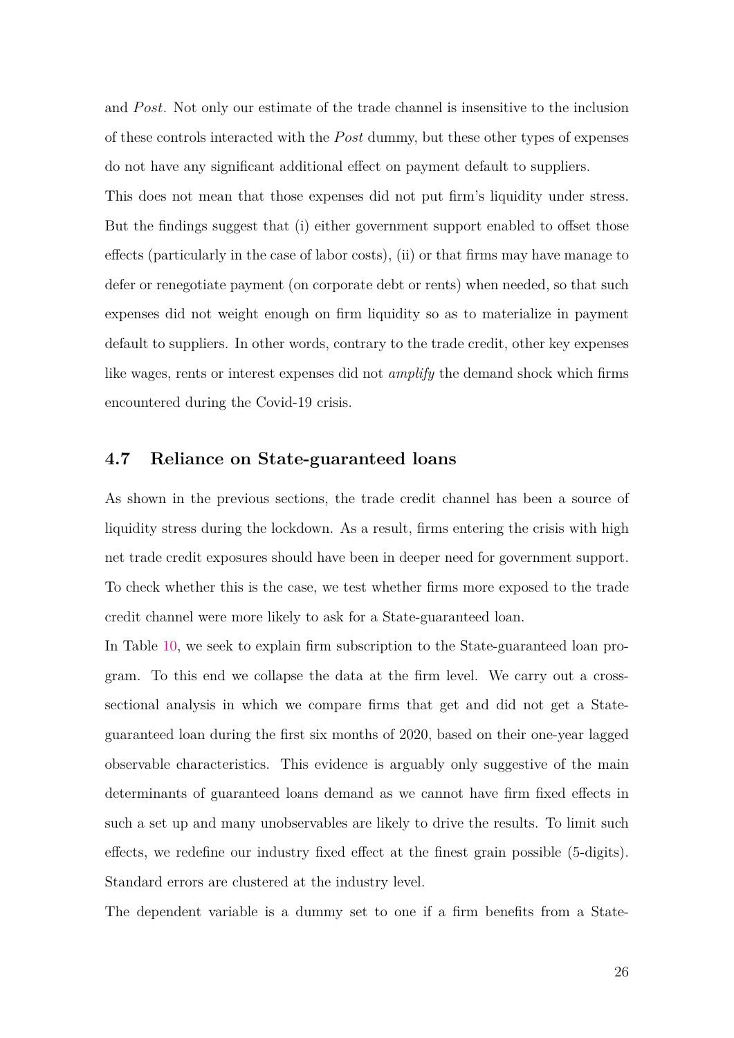and *Post*. Not only our estimate of the trade channel is insensitive to the inclusion of these controls interacted with the *Post* dummy, but these other types of expenses do not have any significant additional effect on payment default to suppliers.

This does not mean that those expenses did not put firm's liquidity under stress. But the findings suggest that (i) either government support enabled to offset those effects (particularly in the case of labor costs), (ii) or that firms may have manage to defer or renegotiate payment (on corporate debt or rents) when needed, so that such expenses did not weight enough on firm liquidity so as to materialize in payment default to suppliers. In other words, contrary to the trade credit, other key expenses like wages, rents or interest expenses did not *amplify* the demand shock which firms encountered during the Covid-19 crisis.

### 4.7 Reliance on State-guaranteed loans

As shown in the previous sections, the trade credit channel has been a source of liquidity stress during the lockdown. As a result, firms entering the crisis with high net trade credit exposures should have been in deeper need for government support. To check whether this is the case, we test whether firms more exposed to the trade credit channel were more likely to ask for a State-guaranteed loan.

In Table 10, we seek to explain firm subscription to the State-guaranteed loan program. To this end we collapse the data at the firm level. We carry out a cross-sectional analysis in which we compare firms that get and did not get a State-guaranteed loan during the first six months of 2020, based on their one-year lagged observable characteristics. This evidence is arguably only suggestive of the main determinants of guaranteed loans demand as we cannot have firm fixed effects in such a set up and many unobservables are likely to drive the results. To limit such effects, we redefine our industry fixed effect at the finest grain possible (5-digits). Standard errors are clustered at the industry level.

The dependent variable is a dummy set to one if a firm benefits from a State-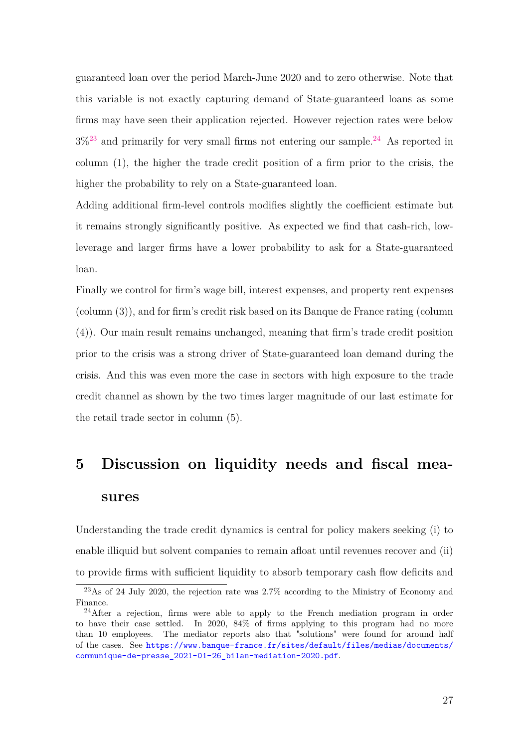guaranteed loan over the period March-June 2020 and to zero otherwise. Note that this variable is not exactly capturing demand of State-guaranteed loans as some firms may have seen their application rejected. However rejection rates were below 3%[23] and primarily for very small firms not entering our sample.[24] As reported in column (1), the higher the trade credit position of a firm prior to the crisis, the higher the probability to rely on a State-guaranteed loan.

Adding additional firm-level controls modifies slightly the coefficient estimate but it remains strongly significantly positive. As expected we find that cash-rich, low-leverage and larger firms have a lower probability to ask for a State-guaranteed loan.

Finally we control for firm's wage bill, interest expenses, and property rent expenses (column (3)), and for firm's credit risk based on its Banque de France rating (column (4)). Our main result remains unchanged, meaning that firm's trade credit position prior to the crisis was a strong driver of State-guaranteed loan demand during the crisis. And this was even more the case in sectors with high exposure to the trade credit channel as shown by the two times larger magnitude of our last estimate for the retail trade sector in column (5).

# 5 Discussion on liquidity needs and fiscal measures

Understanding the trade credit dynamics is central for policy makers seeking (i) to enable illiquid but solvent companies to remain afloat until revenues recover and (ii) to provide firms with sufficient liquidity to absorb temporary cash flow deficits and

[23] As of 24 July 2020, the rejection rate was 2.7% according to the Ministry of Economy and Finance.

[24] After a rejection, firms were able to apply to the French mediation program in order to have their case settled. In 2020, 84% of firms applying to this program had no more than 10 employees. The mediator reports also that "solutions" were found for around half of the cases. See https://www.banque-france.fr/sites/default/files/medias/documents/communique-de-presse_2021-01-26_bilan-mediation-2020.pdf.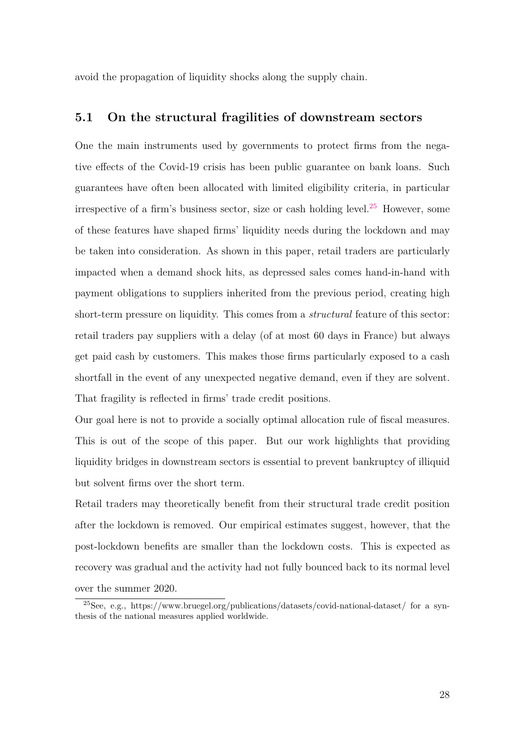avoid the propagation of liquidity shocks along the supply chain.

## 5.1 On the structural fragilities of downstream sectors

One the main instruments used by governments to protect firms from the negative effects of the Covid-19 crisis has been public guarantee on bank loans. Such guarantees have often been allocated with limited eligibility criteria, in particular irrespective of a firm's business sector, size or cash holding level.[25] However, some of these features have shaped firms' liquidity needs during the lockdown and may be taken into consideration. As shown in this paper, retail traders are particularly impacted when a demand shock hits, as depressed sales comes hand-in-hand with payment obligations to suppliers inherited from the previous period, creating high short-term pressure on liquidity. This comes from a *structural* feature of this sector: retail traders pay suppliers with a delay (of at most 60 days in France) but always get paid cash by customers. This makes those firms particularly exposed to a cash shortfall in the event of any unexpected negative demand, even if they are solvent. That fragility is reflected in firms' trade credit positions.

Our goal here is not to provide a socially optimal allocation rule of fiscal measures. This is out of the scope of this paper. But our work highlights that providing liquidity bridges in downstream sectors is essential to prevent bankruptcy of illiquid but solvent firms over the short term.

Retail traders may theoretically benefit from their structural trade credit position after the lockdown is removed. Our empirical estimates suggest, however, that the post-lockdown benefits are smaller than the lockdown costs. This is expected as recovery was gradual and the activity had not fully bounced back to its normal level over the summer 2020.

[25] See, e.g., https://www.bruegel.org/publications/datasets/covid-national-dataset/ for a synthesis of the national measures applied worldwide.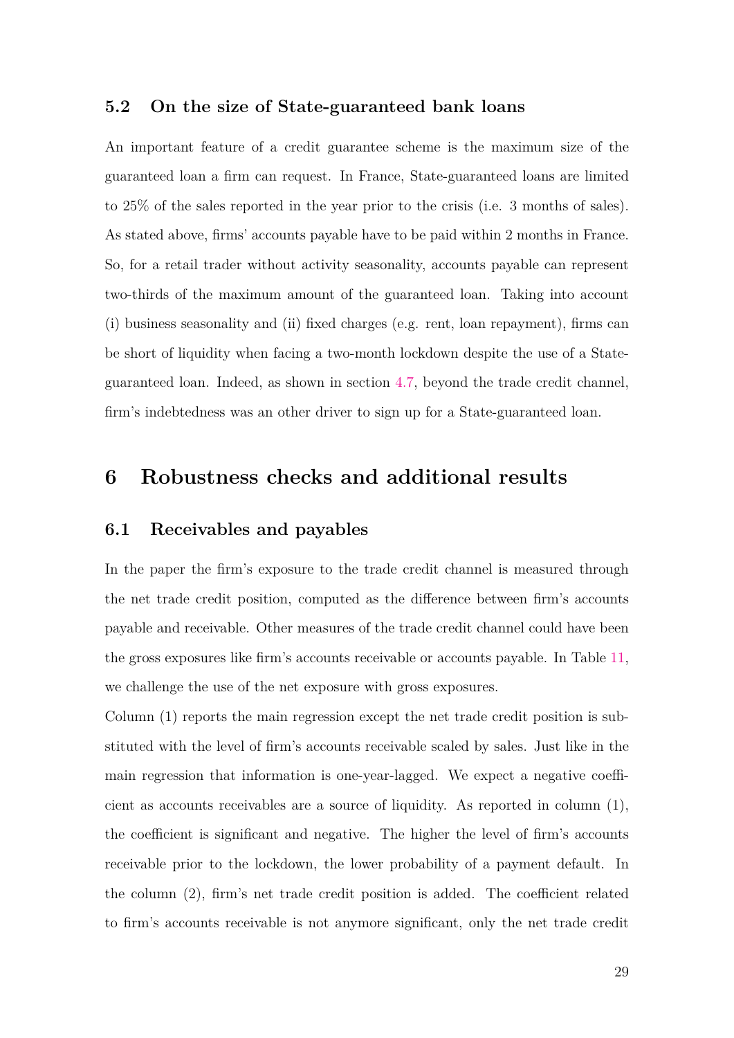### 5.2 On the size of State-guaranteed bank loans

An important feature of a credit guarantee scheme is the maximum size of the guaranteed loan a firm can request. In France, State-guaranteed loans are limited to 25% of the sales reported in the year prior to the crisis (i.e. 3 months of sales). As stated above, firms' accounts payable have to be paid within 2 months in France. So, for a retail trader without activity seasonality, accounts payable can represent two-thirds of the maximum amount of the guaranteed loan. Taking into account (i) business seasonality and (ii) fixed charges (e.g. rent, loan repayment), firms can be short of liquidity when facing a two-month lockdown despite the use of a State-guaranteed loan. Indeed, as shown in section 4.7, beyond the trade credit channel, firm's indebtedness was an other driver to sign up for a State-guaranteed loan.

## 6 Robustness checks and additional results

### 6.1 Receivables and payables

In the paper the firm's exposure to the trade credit channel is measured through the net trade credit position, computed as the difference between firm's accounts payable and receivable. Other measures of the trade credit channel could have been the gross exposures like firm's accounts receivable or accounts payable. In Table 11, we challenge the use of the net exposure with gross exposures.

Column (1) reports the main regression except the net trade credit position is substituted with the level of firm's accounts receivable scaled by sales. Just like in the main regression that information is one-year-lagged. We expect a negative coefficient as accounts receivables are a source of liquidity. As reported in column (1), the coefficient is significant and negative. The higher the level of firm's accounts receivable prior to the lockdown, the lower probability of a payment default. In the column (2), firm's net trade credit position is added. The coefficient related to firm's accounts receivable is not anymore significant, only the net trade credit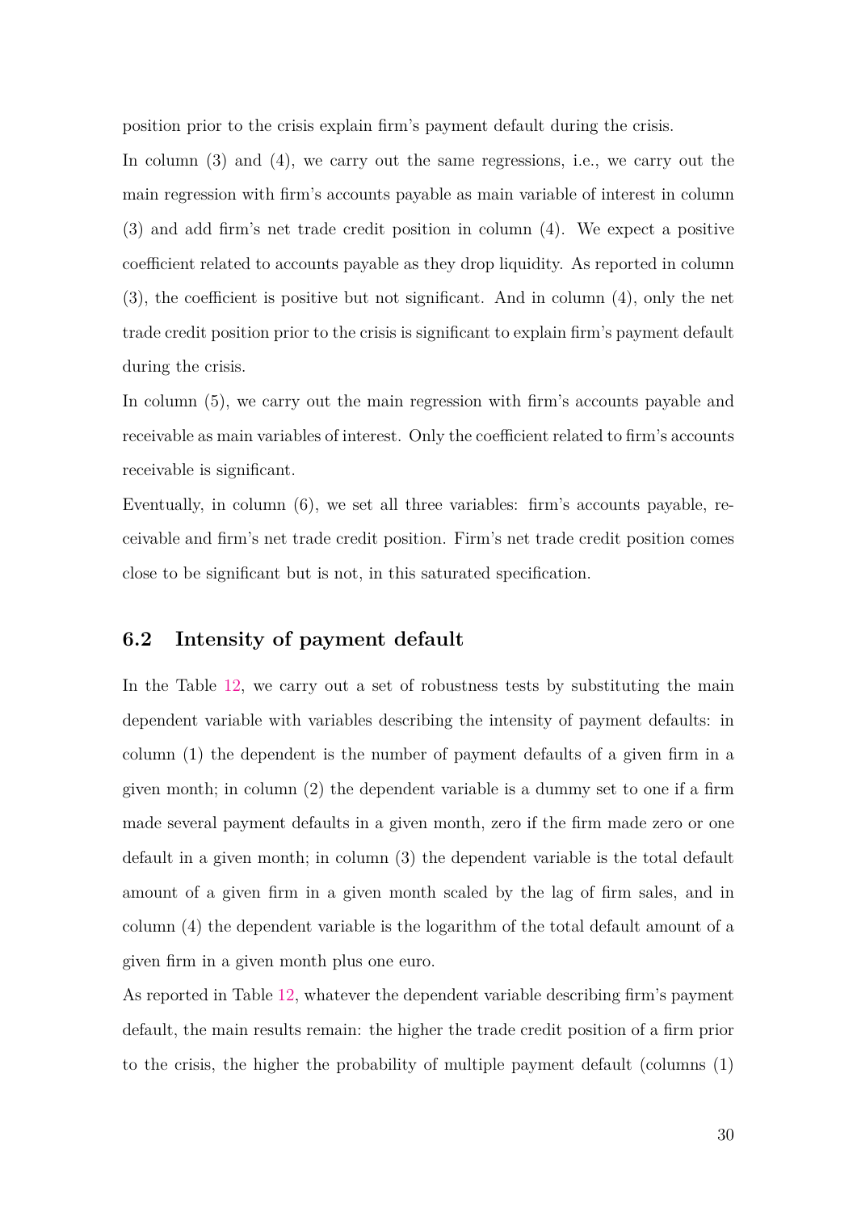position prior to the crisis explain firm's payment default during the crisis.

In column (3) and (4), we carry out the same regressions, i.e., we carry out the main regression with firm's accounts payable as main variable of interest in column (3) and add firm's net trade credit position in column (4). We expect a positive coefficient related to accounts payable as they drop liquidity. As reported in column (3), the coefficient is positive but not significant. And in column (4), only the net trade credit position prior to the crisis is significant to explain firm's payment default during the crisis.

In column (5), we carry out the main regression with firm's accounts payable and receivable as main variables of interest. Only the coefficient related to firm's accounts receivable is significant.

Eventually, in column (6), we set all three variables: firm's accounts payable, receivable and firm's net trade credit position. Firm's net trade credit position comes close to be significant but is not, in this saturated specification.

### 6.2 Intensity of payment default

In the Table 12, we carry out a set of robustness tests by substituting the main dependent variable with variables describing the intensity of payment defaults: in column (1) the dependent is the number of payment defaults of a given firm in a given month; in column (2) the dependent variable is a dummy set to one if a firm made several payment defaults in a given month, zero if the firm made zero or one default in a given month; in column (3) the dependent variable is the total default amount of a given firm in a given month scaled by the lag of firm sales, and in column (4) the dependent variable is the logarithm of the total default amount of a given firm in a given month plus one euro.

As reported in Table 12, whatever the dependent variable describing firm's payment default, the main results remain: the higher the trade credit position of a firm prior to the crisis, the higher the probability of multiple payment default (columns (1)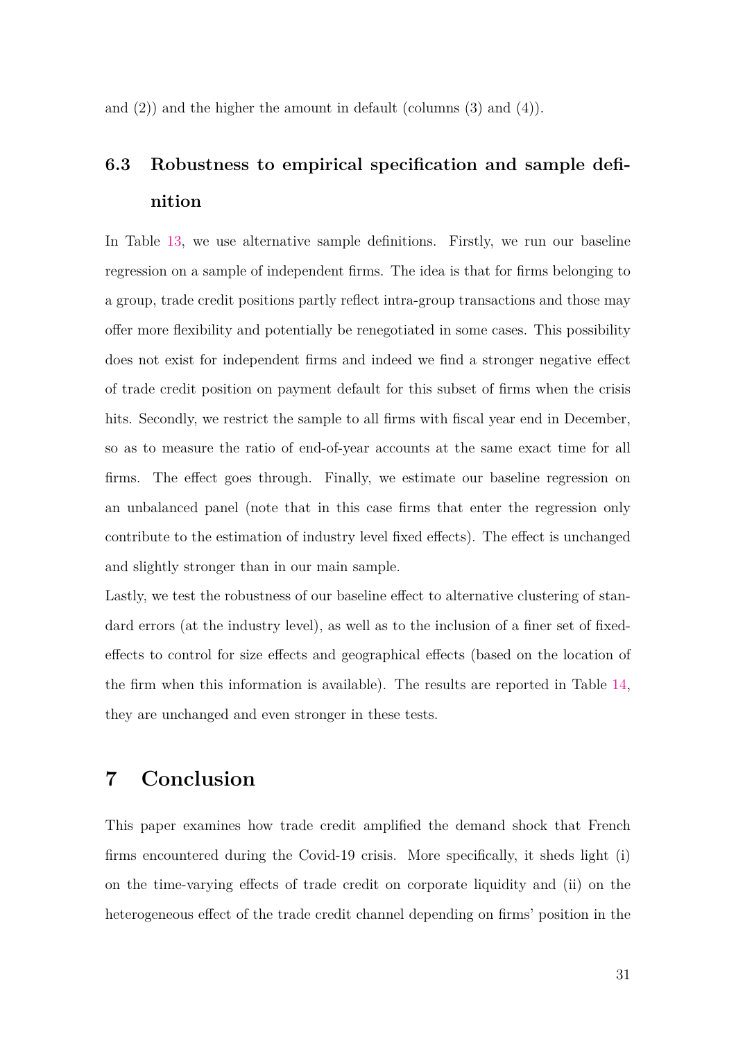and (2)) and the higher the amount in default (columns (3) and (4)).

## 6.3 Robustness to empirical specification and sample definition

In Table 13, we use alternative sample definitions. Firstly, we run our baseline regression on a sample of independent firms. The idea is that for firms belonging to a group, trade credit positions partly reflect intra-group transactions and those may offer more flexibility and potentially be renegotiated in some cases. This possibility does not exist for independent firms and indeed we find a stronger negative effect of trade credit position on payment default for this subset of firms when the crisis hits. Secondly, we restrict the sample to all firms with fiscal year end in December, so as to measure the ratio of end-of-year accounts at the same exact time for all firms. The effect goes through. Finally, we estimate our baseline regression on an unbalanced panel (note that in this case firms that enter the regression only contribute to the estimation of industry level fixed effects). The effect is unchanged and slightly stronger than in our main sample.

Lastly, we test the robustness of our baseline effect to alternative clustering of standard errors (at the industry level), as well as to the inclusion of a finer set of fixed-effects to control for size effects and geographical effects (based on the location of the firm when this information is available). The results are reported in Table 14, they are unchanged and even stronger in these tests.

# 7 Conclusion

This paper examines how trade credit amplified the demand shock that French firms encountered during the Covid-19 crisis. More specifically, it sheds light (i) on the time-varying effects of trade credit on corporate liquidity and (ii) on the heterogeneous effect of the trade credit channel depending on firms' position in the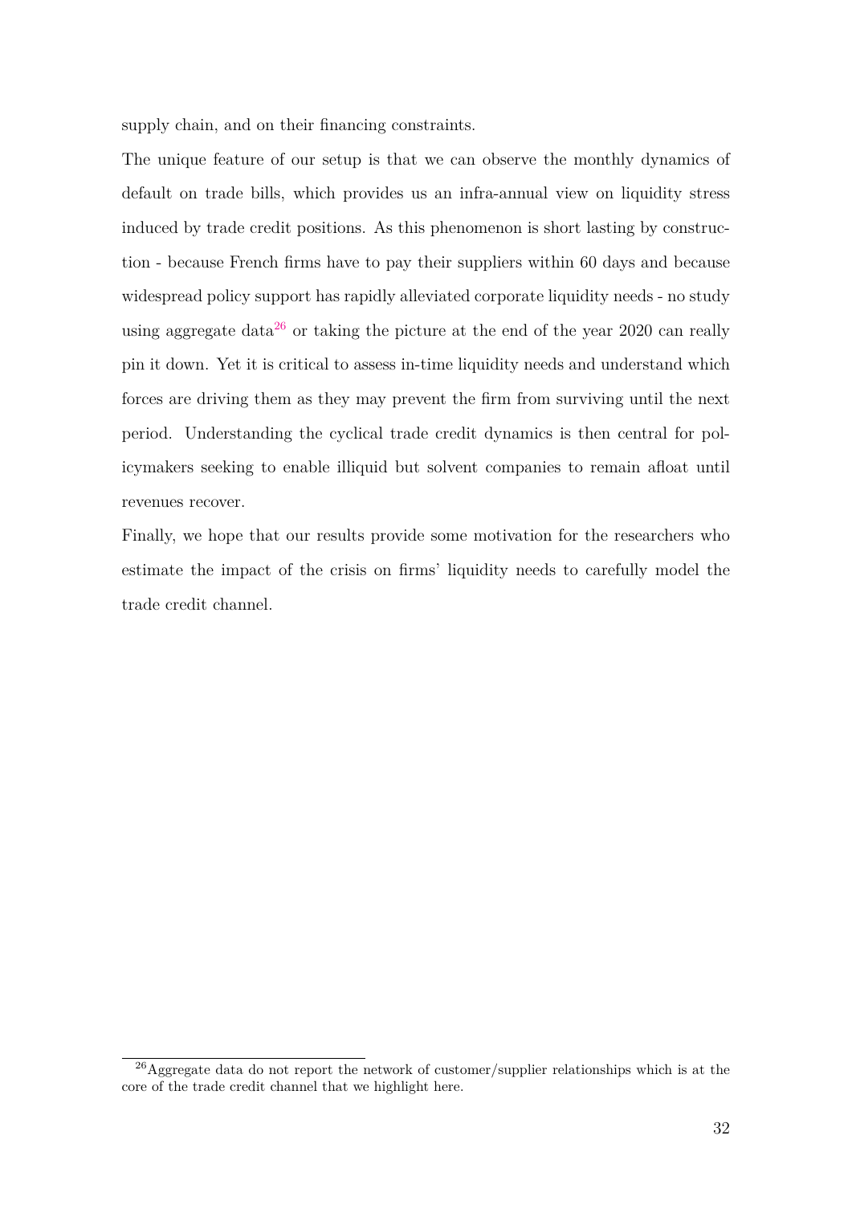supply chain, and on their financing constraints.

The unique feature of our setup is that we can observe the monthly dynamics of default on trade bills, which provides us an infra-annual view on liquidity stress induced by trade credit positions. As this phenomenon is short lasting by construction - because French firms have to pay their suppliers within 60 days and because widespread policy support has rapidly alleviated corporate liquidity needs - no study using aggregate data[26] or taking the picture at the end of the year 2020 can really pin it down. Yet it is critical to assess in-time liquidity needs and understand which forces are driving them as they may prevent the firm from surviving until the next period. Understanding the cyclical trade credit dynamics is then central for policymakers seeking to enable illiquid but solvent companies to remain afloat until revenues recover.

Finally, we hope that our results provide some motivation for the researchers who estimate the impact of the crisis on firms' liquidity needs to carefully model the trade credit channel.

[26] Aggregate data do not report the network of customer/supplier relationships which is at the core of the trade credit channel that we highlight here.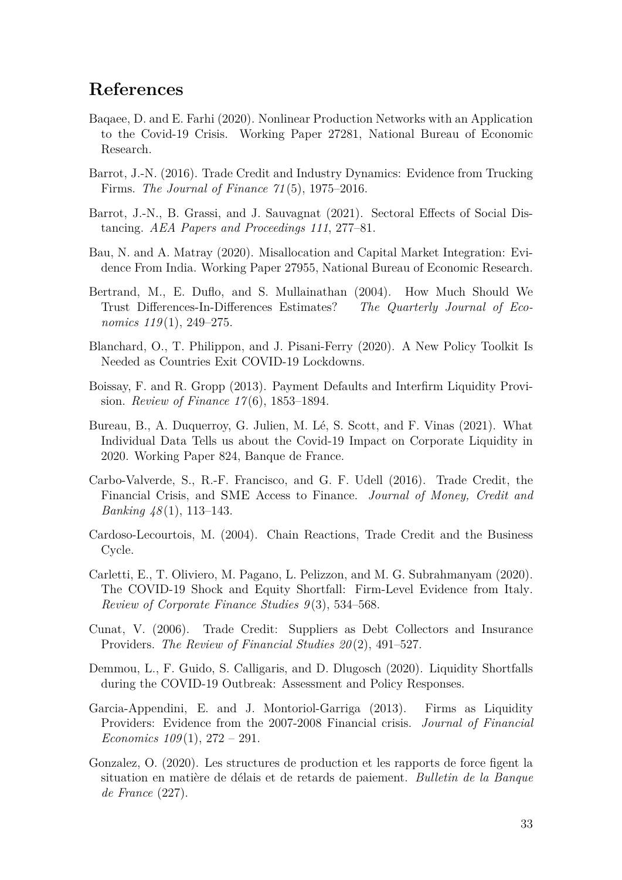## References

Baqaee, D. and E. Farhi (2020). Nonlinear Production Networks with an Application to the Covid-19 Crisis. Working Paper 27281, National Bureau of Economic Research.

Barrot, J.-N. (2016). Trade Credit and Industry Dynamics: Evidence from Trucking Firms. *The Journal of Finance 71*(5), 1975–2016.

Barrot, J.-N., B. Grassi, and J. Sauvagnat (2021). Sectoral Effects of Social Distancing. *AEA Papers and Proceedings 111*, 277–81.

Bau, N. and A. Matray (2020). Misallocation and Capital Market Integration: Evidence From India. Working Paper 27955, National Bureau of Economic Research.

Bertrand, M., E. Duflo, and S. Mullainathan (2004). How Much Should We Trust Differences-In-Differences Estimates? *The Quarterly Journal of Economics 119*(1), 249–275.

Blanchard, O., T. Philippon, and J. Pisani-Ferry (2020). A New Policy Toolkit Is Needed as Countries Exit COVID-19 Lockdowns.

Boissay, F. and R. Gropp (2013). Payment Defaults and Interfirm Liquidity Provision. *Review of Finance 17*(6), 1853–1894.

Bureau, B., A. Duquerroy, G. Julien, M. Lé, S. Scott, and F. Vinas (2021). What Individual Data Tells us about the Covid-19 Impact on Corporate Liquidity in 2020. Working Paper 824, Banque de France.

Carbo-Valverde, S., R.-F. Francisco, and G. F. Udell (2016). Trade Credit, the Financial Crisis, and SME Access to Finance. *Journal of Money, Credit and Banking 48*(1), 113–143.

Cardoso-Lecourtois, M. (2004). Chain Reactions, Trade Credit and the Business Cycle.

Carletti, E., T. Oliviero, M. Pagano, L. Pelizzon, and M. G. Subrahmanyam (2020). The COVID-19 Shock and Equity Shortfall: Firm-Level Evidence from Italy. *Review of Corporate Finance Studies 9*(3), 534–568.

Cunat, V. (2006). Trade Credit: Suppliers as Debt Collectors and Insurance Providers. *The Review of Financial Studies 20*(2), 491–527.

Demmou, L., F. Guido, S. Calligaris, and D. Dlugosch (2020). Liquidity Shortfalls during the COVID-19 Outbreak: Assessment and Policy Responses.

Garcia-Appendini, E. and J. Montoriol-Garriga (2013). Firms as Liquidity Providers: Evidence from the 2007-2008 Financial crisis. *Journal of Financial Economics 109*(1), 272 – 291.

Gonzalez, O. (2020). Les structures de production et les rapports de force figent la situation en matière de délais et de retards de paiement. *Bulletin de la Banque de France* (227).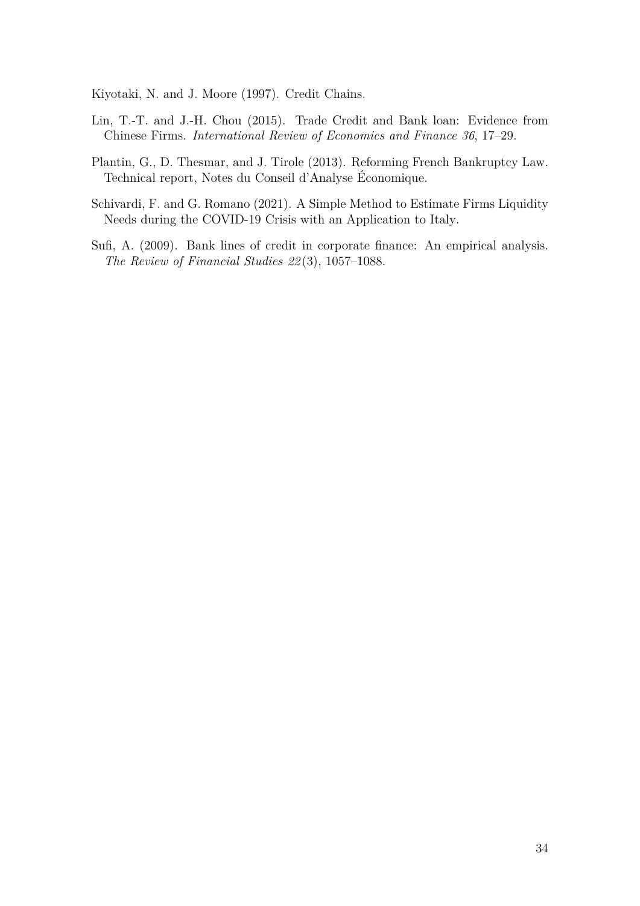Kiyotaki, N. and J. Moore (1997). Credit Chains.

Lin, T.-T. and J.-H. Chou (2015). Trade Credit and Bank loan: Evidence from Chinese Firms. *International Review of Economics and Finance 36*, 17–29.

Plantin, G., D. Thesmar, and J. Tirole (2013). Reforming French Bankruptcy Law. Technical report, Notes du Conseil d'Analyse Économique.

Schivardi, F. and G. Romano (2021). A Simple Method to Estimate Firms Liquidity Needs during the COVID-19 Crisis with an Application to Italy.

Sufi, A. (2009). Bank lines of credit in corporate finance: An empirical analysis. *The Review of Financial Studies 22*(3), 1057–1088.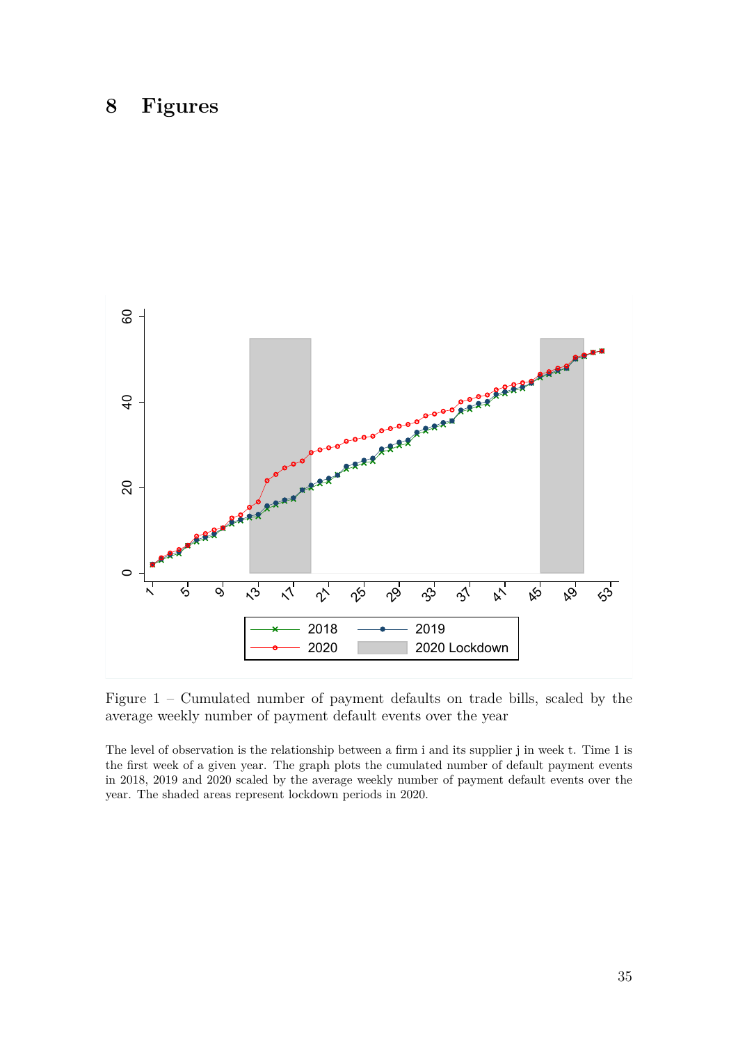# 8 Figures

Figure 1 – Cumulated number of payment defaults on trade bills, scaled by the average weekly number of payment default events over the year

The level of observation is the relationship between a firm i and its supplier j in week t. Time 1 is the first week of a given year. The graph plots the cumulated number of default payment events in 2018, 2019 and 2020 scaled by the average weekly number of payment default events over the year. The shaded areas represent lockdown periods in 2020.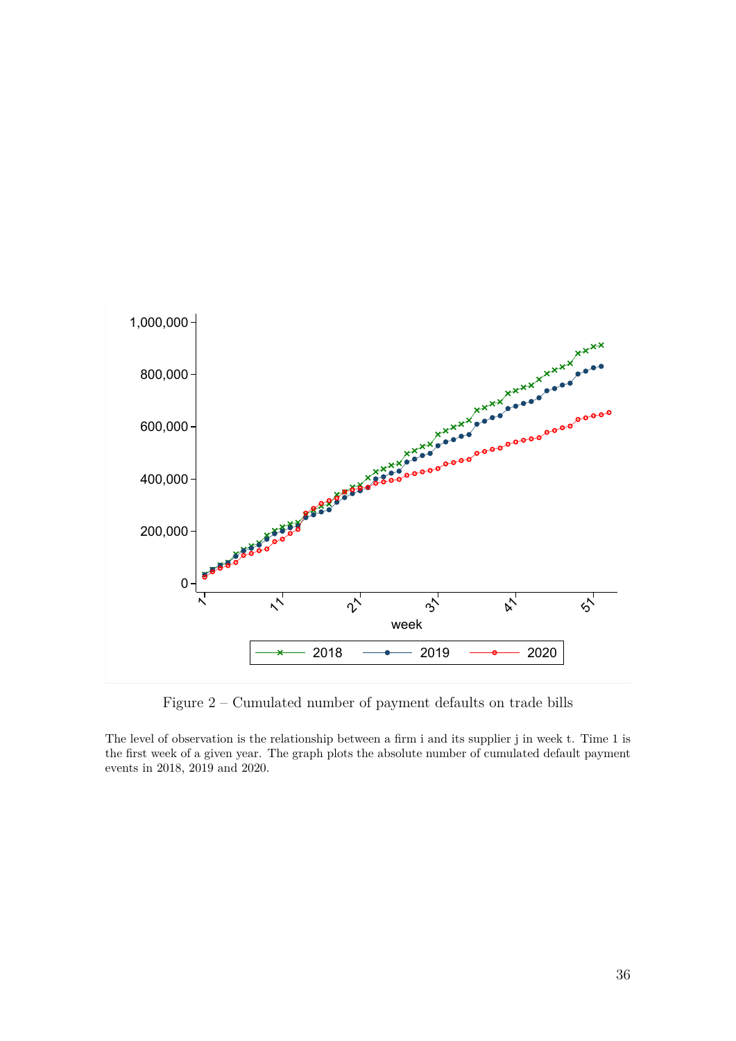Figure 2 – Cumulated number of payment defaults on trade bills

The level of observation is the relationship between a firm i and its supplier j in week t. Time 1 is the first week of a given year. The graph plots the absolute number of cumulated default payment events in 2018, 2019 and 2020.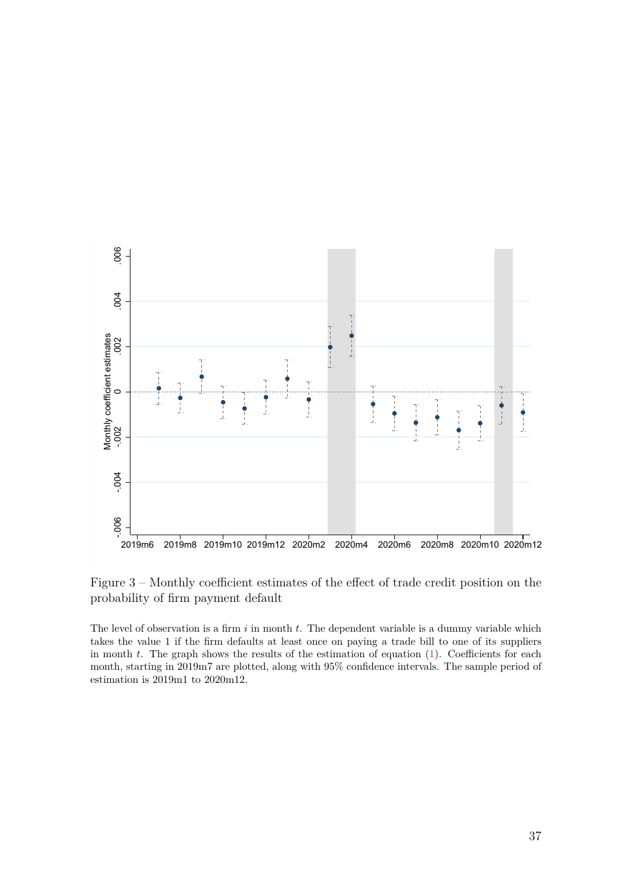Figure 3 – Monthly coefficient estimates of the effect of trade credit position on the probability of firm payment default

The level of observation is a firm $i$ in month $t$. The dependent variable is a dummy variable which takes the value 1 if the firm defaults at least once on paying a trade bill to one of its suppliers in month $t$. The graph shows the results of the estimation of equation (1). Coefficients for each month, starting in 2019m7 are plotted, along with 95% confidence intervals. The sample period of estimation is 2019m1 to 2020m12.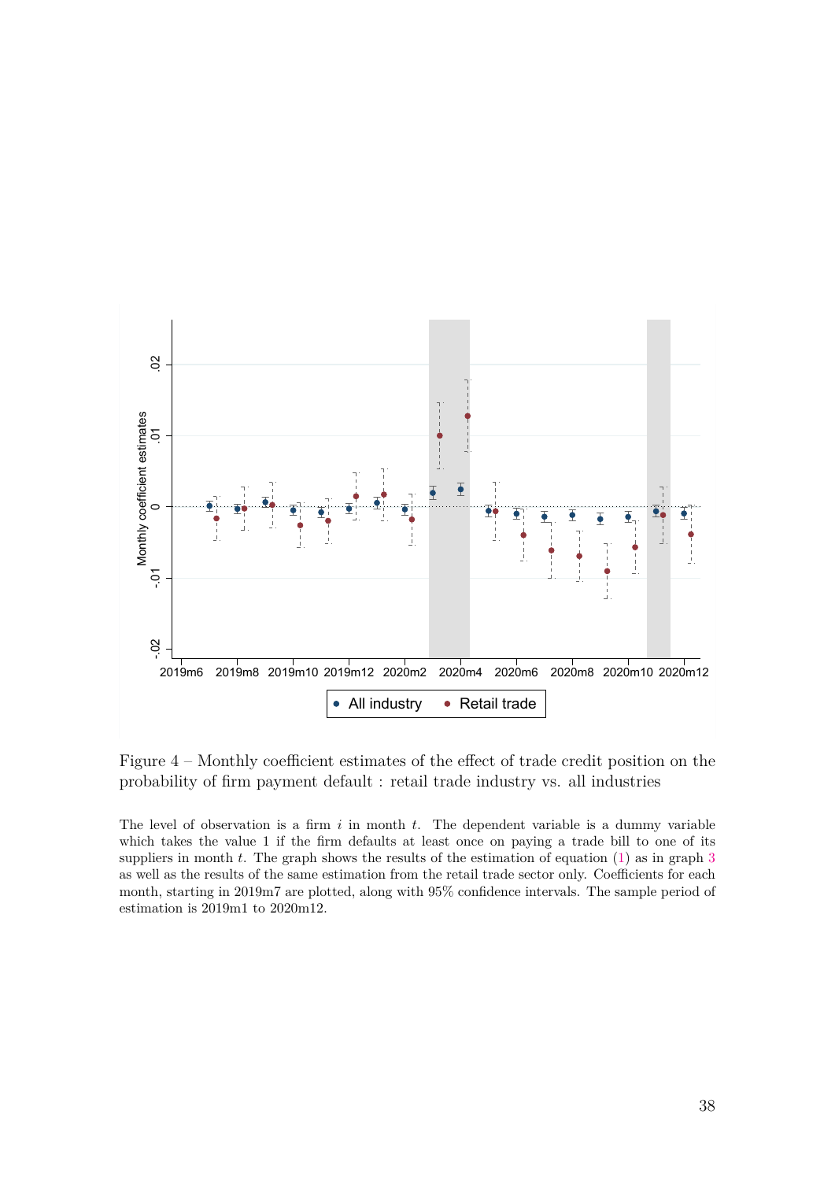Figure 4 – Monthly coefficient estimates of the effect of trade credit position on the probability of firm payment default : retail trade industry vs. all industries

The level of observation is a firm $i$ in month $t$. The dependent variable is a dummy variable which takes the value 1 if the firm defaults at least once on paying a trade bill to one of its suppliers in month $t$. The graph shows the results of the estimation of equation (1) as in graph 3 as well as the results of the same estimation from the retail trade sector only. Coefficients for each month, starting in 2019m7 are plotted, along with 95% confidence intervals. The sample period of estimation is 2019m1 to 2020m12.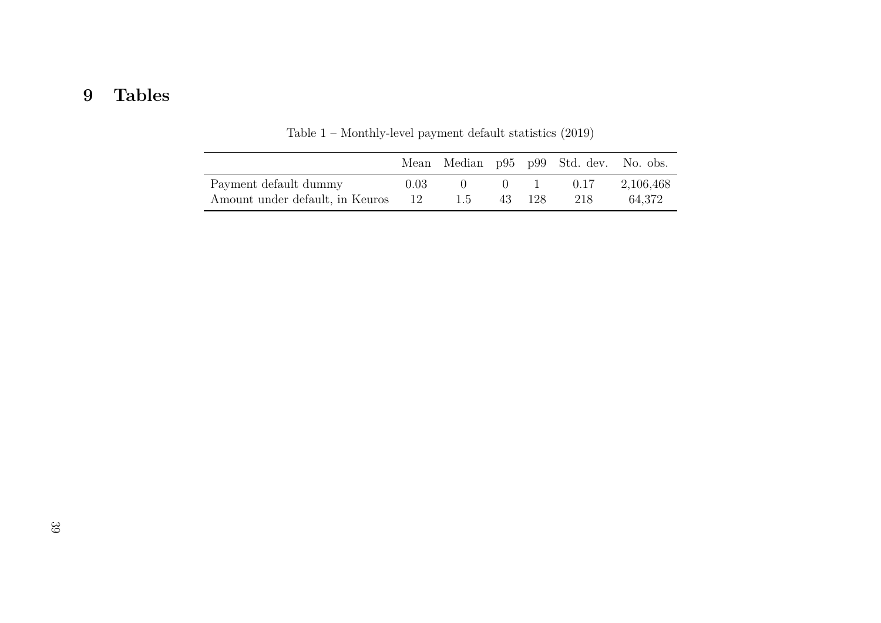# 9 Tables

Table 1 – Monthly-level payment default statistics (2019)

| | Mean | Median | p95 | p99 | Std. dev. | No. obs. |
|---|---|---|---|---|---|---|
| Payment default dummy | 0.03 | 0 | 0 | 1 | 0.17 | 2,106,468 |
| Amount under default, in Keuros | 12 | 1.5 | 43 | 128 | 218 | 64,372 |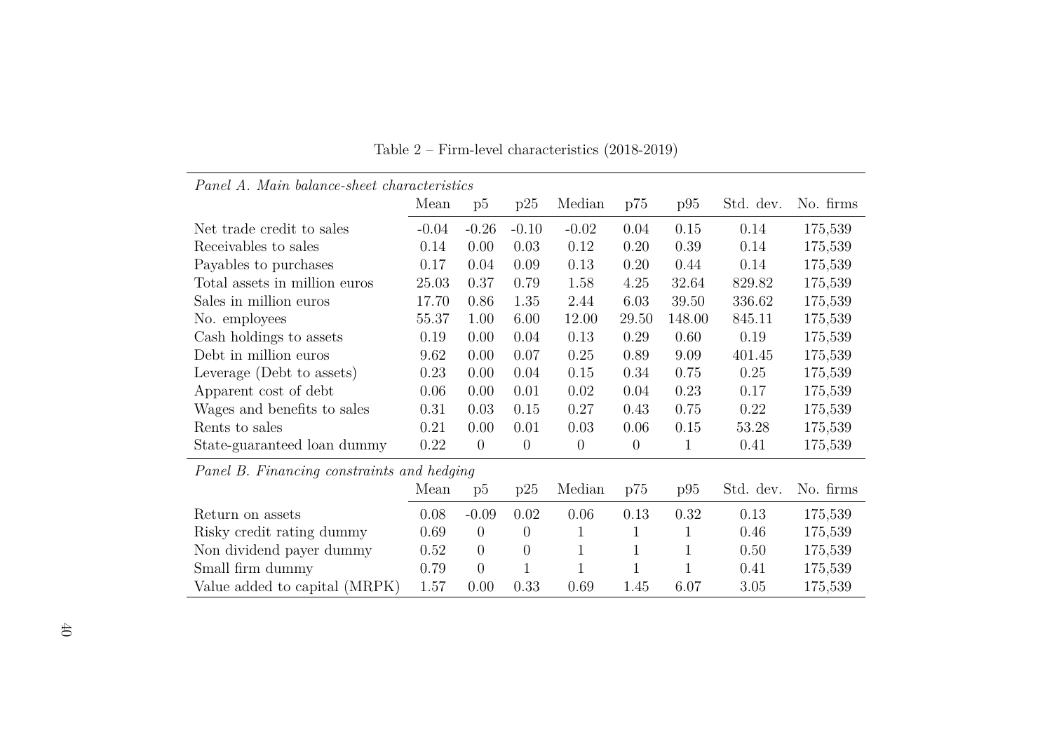Table 2 – Firm-level characteristics (2018-2019)

| *Panel A. Main balance-sheet characteristics* | | | | | | | | |
|---|---|---|---|---|---|---|---|---|
| | Mean | p5 | p25 | Median | p75 | p95 | Std. dev. | No. firms |
| Net trade credit to sales | -0.04 | -0.26 | -0.10 | -0.02 | 0.04 | 0.15 | 0.14 | 175,539 |
| Receivables to sales | 0.14 | 0.00 | 0.03 | 0.12 | 0.20 | 0.39 | 0.14 | 175,539 |
| Payables to purchases | 0.17 | 0.04 | 0.09 | 0.13 | 0.20 | 0.44 | 0.14 | 175,539 |
| Total assets in million euros | 25.03 | 0.37 | 0.79 | 1.58 | 4.25 | 32.64 | 829.82 | 175,539 |
| Sales in million euros | 17.70 | 0.86 | 1.35 | 2.44 | 6.03 | 39.50 | 336.62 | 175,539 |
| No. employees | 55.37 | 1.00 | 6.00 | 12.00 | 29.50 | 148.00 | 845.11 | 175,539 |
| Cash holdings to assets | 0.19 | 0.00 | 0.04 | 0.13 | 0.29 | 0.60 | 0.19 | 175,539 |
| Debt in million euros | 9.62 | 0.00 | 0.07 | 0.25 | 0.89 | 9.09 | 401.45 | 175,539 |
| Leverage (Debt to assets) | 0.23 | 0.00 | 0.04 | 0.15 | 0.34 | 0.75 | 0.25 | 175,539 |
| Apparent cost of debt | 0.06 | 0.00 | 0.01 | 0.02 | 0.04 | 0.23 | 0.17 | 175,539 |
| Wages and benefits to sales | 0.31 | 0.03 | 0.15 | 0.27 | 0.43 | 0.75 | 0.22 | 175,539 |
| Rents to sales | 0.21 | 0.00 | 0.01 | 0.03 | 0.06 | 0.15 | 53.28 | 175,539 |
| State-guaranteed loan dummy | 0.22 | 0 | 0 | 0 | 0 | 1 | 0.41 | 175,539 |
| *Panel B. Financing constraints and hedging* | | | | | | | | |
| | Mean | p5 | p25 | Median | p75 | p95 | Std. dev. | No. firms |
| Return on assets | 0.08 | -0.09 | 0.02 | 0.06 | 0.13 | 0.32 | 0.13 | 175,539 |
| Risky credit rating dummy | 0.69 | 0 | 0 | 1 | 1 | 1 | 0.46 | 175,539 |
| Non dividend payer dummy | 0.52 | 0 | 0 | 1 | 1 | 1 | 0.50 | 175,539 |
| Small firm dummy | 0.79 | 0 | 1 | 1 | 1 | 1 | 0.41 | 175,539 |
| Value added to capital (MRPK) | 1.57 | 0.00 | 0.33 | 0.69 | 1.45 | 6.07 | 3.05 | 175,539 |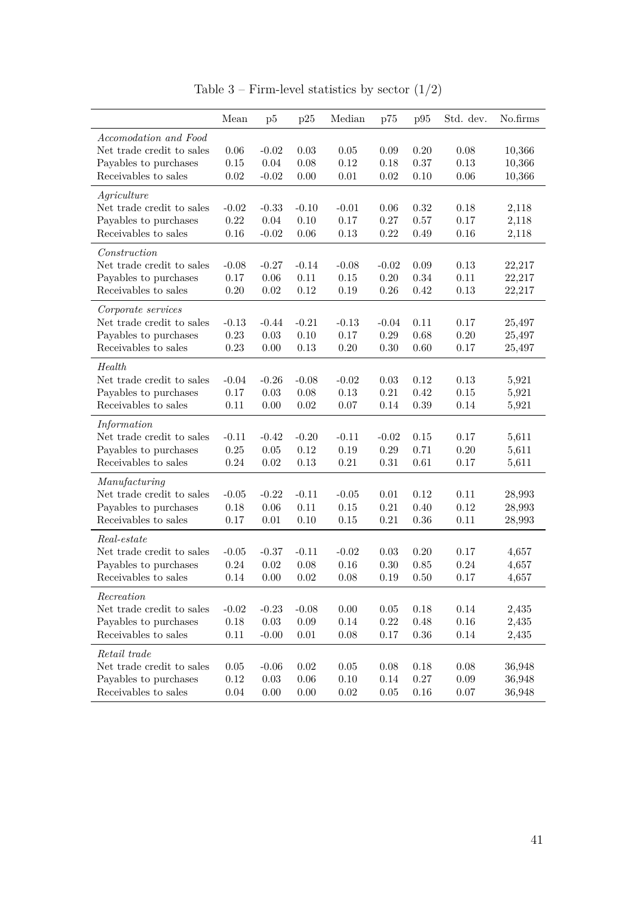Table 3 – Firm-level statistics by sector (1/2)

| | Mean | p5 | p25 | Median | p75 | p95 | Std. dev. | No.firms |
|---|---|---|---|---|---|---|---|---|
| *Accomodation and Food* | | | | | | | | |
| Net trade credit to sales | 0.06 | -0.02 | 0.03 | 0.05 | 0.09 | 0.20 | 0.08 | 10,366 |
| Payables to purchases | 0.15 | 0.04 | 0.08 | 0.12 | 0.18 | 0.37 | 0.13 | 10,366 |
| Receivables to sales | 0.02 | -0.02 | 0.00 | 0.01 | 0.02 | 0.10 | 0.06 | 10,366 |
| *Agriculture* | | | | | | | | |
| Net trade credit to sales | -0.02 | -0.33 | -0.10 | -0.01 | 0.06 | 0.32 | 0.18 | 2,118 |
| Payables to purchases | 0.22 | 0.04 | 0.10 | 0.17 | 0.27 | 0.57 | 0.17 | 2,118 |
| Receivables to sales | 0.16 | -0.02 | 0.06 | 0.13 | 0.22 | 0.49 | 0.16 | 2,118 |
| *Construction* | | | | | | | | |
| Net trade credit to sales | -0.08 | -0.27 | -0.14 | -0.08 | -0.02 | 0.09 | 0.13 | 22,217 |
| Payables to purchases | 0.17 | 0.06 | 0.11 | 0.15 | 0.20 | 0.34 | 0.11 | 22,217 |
| Receivables to sales | 0.20 | 0.02 | 0.12 | 0.19 | 0.26 | 0.42 | 0.13 | 22,217 |
| *Corporate services* | | | | | | | | |
| Net trade credit to sales | -0.13 | -0.44 | -0.21 | -0.13 | -0.04 | 0.11 | 0.17 | 25,497 |
| Payables to purchases | 0.23 | 0.03 | 0.10 | 0.17 | 0.29 | 0.68 | 0.20 | 25,497 |
| Receivables to sales | 0.23 | 0.00 | 0.13 | 0.20 | 0.30 | 0.60 | 0.17 | 25,497 |
| *Health* | | | | | | | | |
| Net trade credit to sales | -0.04 | -0.26 | -0.08 | -0.02 | 0.03 | 0.12 | 0.13 | 5,921 |
| Payables to purchases | 0.17 | 0.03 | 0.08 | 0.13 | 0.21 | 0.42 | 0.15 | 5,921 |
| Receivables to sales | 0.11 | 0.00 | 0.02 | 0.07 | 0.14 | 0.39 | 0.14 | 5,921 |
| *Information* | | | | | | | | |
| Net trade credit to sales | -0.11 | -0.42 | -0.20 | -0.11 | -0.02 | 0.15 | 0.17 | 5,611 |
| Payables to purchases | 0.25 | 0.05 | 0.12 | 0.19 | 0.29 | 0.71 | 0.20 | 5,611 |
| Receivables to sales | 0.24 | 0.02 | 0.13 | 0.21 | 0.31 | 0.61 | 0.17 | 5,611 |
| *Manufacturing* | | | | | | | | |
| Net trade credit to sales | -0.05 | -0.22 | -0.11 | -0.05 | 0.01 | 0.12 | 0.11 | 28,993 |
| Payables to purchases | 0.18 | 0.06 | 0.11 | 0.15 | 0.21 | 0.40 | 0.12 | 28,993 |
| Receivables to sales | 0.17 | 0.01 | 0.10 | 0.15 | 0.21 | 0.36 | 0.11 | 28,993 |
| *Real-estate* | | | | | | | | |
| Net trade credit to sales | -0.05 | -0.37 | -0.11 | -0.02 | 0.03 | 0.20 | 0.17 | 4,657 |
| Payables to purchases | 0.24 | 0.02 | 0.08 | 0.16 | 0.30 | 0.85 | 0.24 | 4,657 |
| Receivables to sales | 0.14 | 0.00 | 0.02 | 0.08 | 0.19 | 0.50 | 0.17 | 4,657 |
| *Recreation* | | | | | | | | |
| Net trade credit to sales | -0.02 | -0.23 | -0.08 | 0.00 | 0.05 | 0.18 | 0.14 | 2,435 |
| Payables to purchases | 0.18 | 0.03 | 0.09 | 0.14 | 0.22 | 0.48 | 0.16 | 2,435 |
| Receivables to sales | 0.11 | -0.00 | 0.01 | 0.08 | 0.17 | 0.36 | 0.14 | 2,435 |
| *Retail trade* | | | | | | | | |
| Net trade credit to sales | 0.05 | -0.06 | 0.02 | 0.05 | 0.08 | 0.18 | 0.08 | 36,948 |
| Payables to purchases | 0.12 | 0.03 | 0.06 | 0.10 | 0.14 | 0.27 | 0.09 | 36,948 |
| Receivables to sales | 0.04 | 0.00 | 0.00 | 0.02 | 0.05 | 0.16 | 0.07 | 36,948 |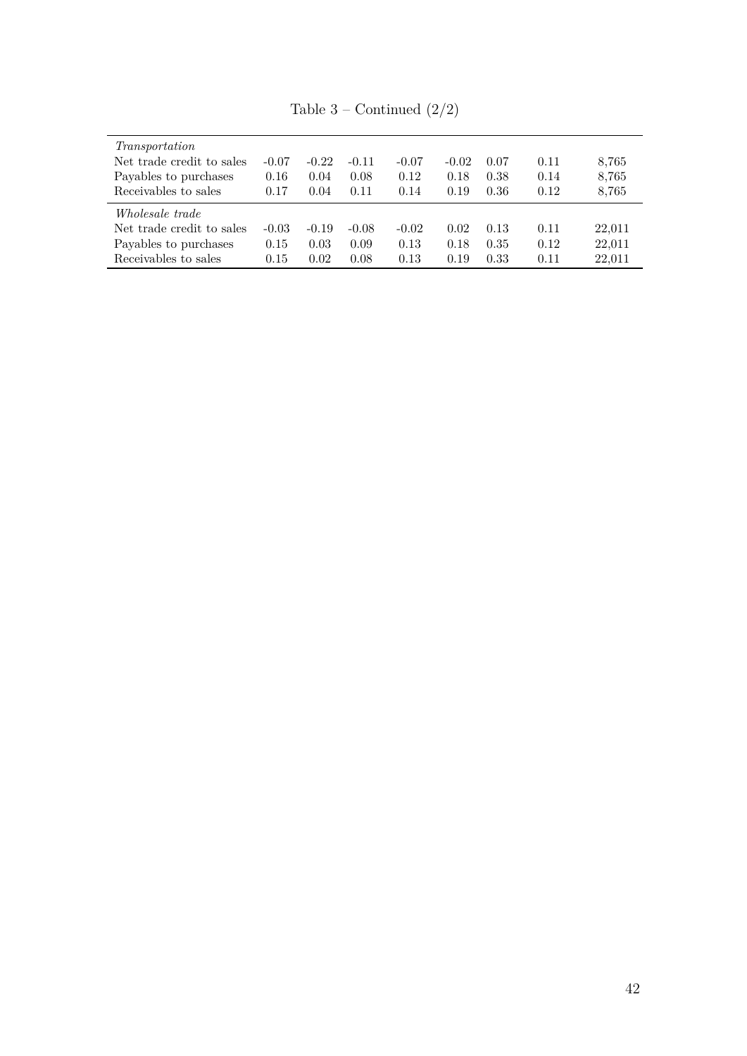Table 3 – Continued (2/2)

| | | | | | | | | |
|---|---|---|---|---|---|---|---|---|
| *Transportation* | | | | | | | | |
| Net trade credit to sales | -0.07 | -0.22 | -0.11 | -0.07 | -0.02 | 0.07 | 0.11 | 8,765 |
| Payables to purchases | 0.16 | 0.04 | 0.08 | 0.12 | 0.18 | 0.38 | 0.14 | 8,765 |
| Receivables to sales | 0.17 | 0.04 | 0.11 | 0.14 | 0.19 | 0.36 | 0.12 | 8,765 |
| *Wholesale trade* | | | | | | | | |
| Net trade credit to sales | -0.03 | -0.19 | -0.08 | -0.02 | 0.02 | 0.13 | 0.11 | 22,011 |
| Payables to purchases | 0.15 | 0.03 | 0.09 | 0.13 | 0.18 | 0.35 | 0.12 | 22,011 |
| Receivables to sales | 0.15 | 0.02 | 0.08 | 0.13 | 0.19 | 0.33 | 0.11 | 22,011 |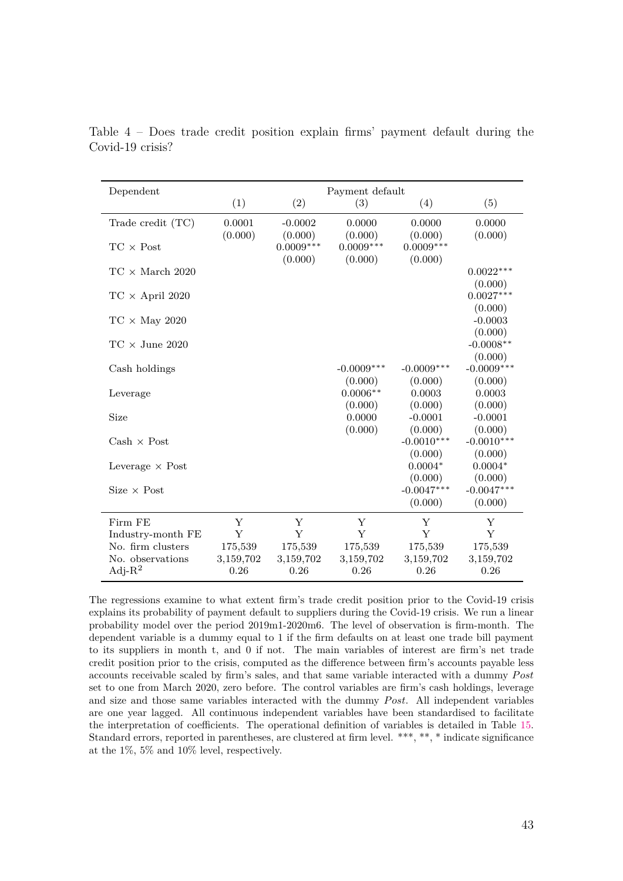Table 4 – Does trade credit position explain firms' payment default during the Covid-19 crisis?

| Dependent | Payment default | | | | |
|---|---|---|---|---|---|
| | (1) | (2) | (3) | (4) | (5) |
| Trade credit (TC) | 0.0001 | -0.0002 | 0.0000 | 0.0000 | 0.0000 |
| | (0.000) | (0.000) | (0.000) | (0.000) | (0.000) |
| TC × Post | | 0.0009*** | 0.0009*** | 0.0009*** | |
| | | (0.000) | (0.000) | (0.000) | |
| TC × March 2020 | | | | | 0.0022*** |
| | | | | | (0.000) |
| TC × April 2020 | | | | | 0.0027*** |
| | | | | | (0.000) |
| TC × May 2020 | | | | | -0.0003 |
| | | | | | (0.000) |
| TC × June 2020 | | | | | -0.0008** |
| | | | | | (0.000) |
| Cash holdings | | | -0.0009*** | -0.0009*** | -0.0009*** |
| | | | (0.000) | (0.000) | (0.000) |
| Leverage | | | 0.0006** | 0.0003 | 0.0003 |
| | | | (0.000) | (0.000) | (0.000) |
| Size | | | 0.0000 | -0.0001 | -0.0001 |
| | | | (0.000) | (0.000) | (0.000) |
| Cash × Post | | | | -0.0010*** | -0.0010*** |
| | | | | (0.000) | (0.000) |
| Leverage × Post | | | | 0.0004* | 0.0004* |
| | | | | (0.000) | (0.000) |
| Size × Post | | | | -0.0047*** | -0.0047*** |
| | | | | (0.000) | (0.000) |
| Firm FE | Y | Y | Y | Y | Y |
| Industry-month FE | Y | Y | Y | Y | Y |
| No. firm clusters | 175,539 | 175,539 | 175,539 | 175,539 | 175,539 |
| No. observations | 3,159,702 | 3,159,702 | 3,159,702 | 3,159,702 | 3,159,702 |
| Adj-$R^2$ | 0.26 | 0.26 | 0.26 | 0.26 | 0.26 |

The regressions examine to what extent firm's trade credit position prior to the Covid-19 crisis explains its probability of payment default to suppliers during the Covid-19 crisis. We run a linear probability model over the period 2019m1-2020m6. The level of observation is firm-month. The dependent variable is a dummy equal to 1 if the firm defaults on at least one trade bill payment to its suppliers in month t, and 0 if not. The main variables of interest are firm's net trade credit position prior to the crisis, computed as the difference between firm's accounts payable less accounts receivable scaled by firm's sales, and that same variable interacted with a dummy *Post* set to one from March 2020, zero before. The control variables are firm's cash holdings, leverage and size and those same variables interacted with the dummy *Post*. All independent variables are one year lagged. All continuous independent variables have been standardised to facilitate the interpretation of coefficients. The operational definition of variables is detailed in Table 15. Standard errors, reported in parentheses, are clustered at firm level. ***, **, * indicate significance at the 1%, 5% and 10% level, respectively.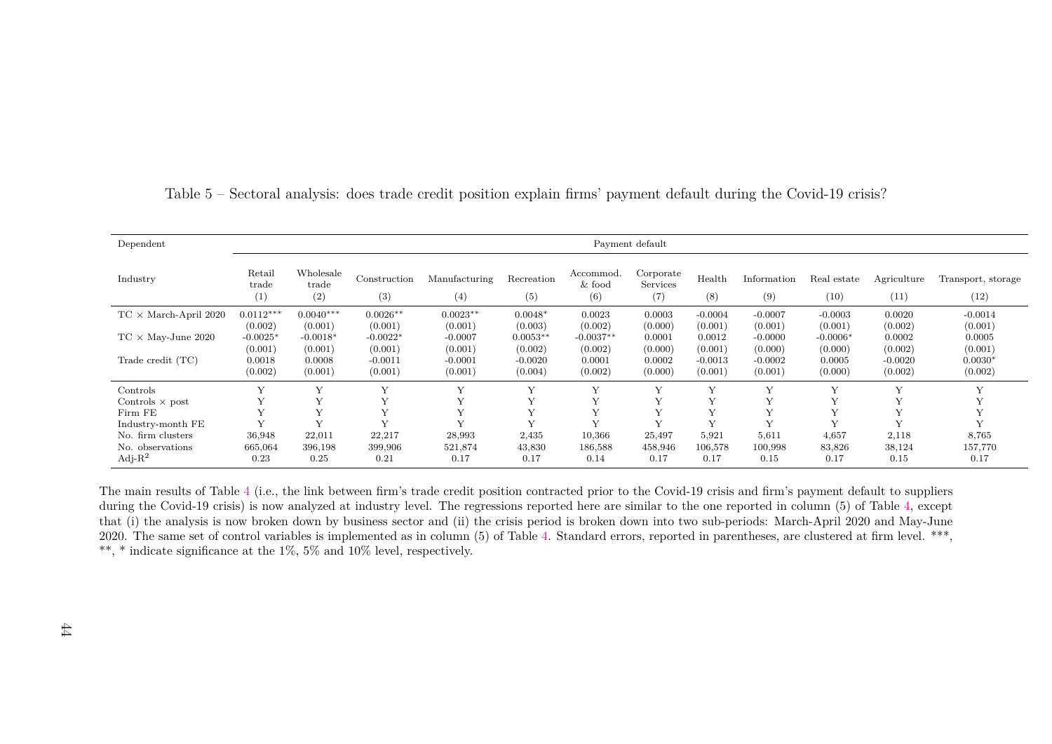Table 5 – Sectoral analysis: does trade credit position explain firms' payment default during the Covid-19 crisis?

| Dependent | Payment default | | | | | | | | | | | |
|---|---|---|---|---|---|---|---|---|---|---|---|---|
| Industry | Retail trade | Wholesale trade | Construction | Manufacturing | Recreation | Accommod. & food | Corporate Services | Health | Information | Real estate | Agriculture | Transport, storage |
| | (1) | (2) | (3) | (4) | (5) | (6) | (7) | (8) | (9) | (10) | (11) | (12) |
| TC × March-April 2020 | 0.0112*** | 0.0040*** | 0.0026** | 0.0023** | 0.0048* | 0.0023 | 0.0003 | -0.0004 | -0.0007 | -0.0003 | 0.0020 | -0.0014 |
| | (0.002) | (0.001) | (0.001) | (0.001) | (0.003) | (0.002) | (0.000) | (0.001) | (0.001) | (0.001) | (0.002) | (0.001) |
| TC × May-June 2020 | -0.0025* | -0.0018* | -0.0022* | -0.0007 | 0.0053** | -0.0037** | 0.0001 | 0.0012 | -0.0000 | -0.0006* | 0.0002 | 0.0005 |
| | (0.001) | (0.001) | (0.001) | (0.001) | (0.002) | (0.002) | (0.000) | (0.001) | (0.000) | (0.000) | (0.002) | (0.001) |
| Trade credit (TC) | 0.0018 | 0.0008 | -0.0011 | -0.0001 | -0.0020 | 0.0001 | 0.0002 | -0.0013 | -0.0002 | 0.0005 | -0.0020 | 0.0030* |
| | (0.002) | (0.001) | (0.001) | (0.001) | (0.004) | (0.002) | (0.000) | (0.001) | (0.001) | (0.000) | (0.002) | (0.002) |
| Controls | Y | Y | Y | Y | Y | Y | Y | Y | Y | Y | Y | Y |
| Controls × post | Y | Y | Y | Y | Y | Y | Y | Y | Y | Y | Y | Y |
| Firm FE | Y | Y | Y | Y | Y | Y | Y | Y | Y | Y | Y | Y |
| Industry-month FE | Y | Y | Y | Y | Y | Y | Y | Y | Y | Y | Y | Y |
| No. firm clusters | 36,948 | 22,011 | 22,217 | 28,993 | 2,435 | 10,366 | 25,497 | 5,921 | 5,611 | 4,657 | 2,118 | 8,765 |
| No. observations | 665,064 | 396,198 | 399,906 | 521,874 | 43,830 | 186,588 | 458,946 | 106,578 | 100,998 | 83,826 | 38,124 | 157,770 |
| Adj-$R^2$ | 0.23 | 0.25 | 0.21 | 0.17 | 0.17 | 0.14 | 0.17 | 0.17 | 0.15 | 0.17 | 0.15 | 0.17 |

The main results of Table 4 (i.e., the link between firm's trade credit position contracted prior to the Covid-19 crisis and firm's payment default to suppliers during the Covid-19 crisis) is now analyzed at industry level. The regressions reported here are similar to the one reported in column (5) of Table 4, except that (i) the analysis is now broken down by business sector and (ii) the crisis period is broken down into two sub-periods: March-April 2020 and May-June 2020. The same set of control variables is implemented as in column (5) of Table 4. Standard errors, reported in parentheses, are clustered at firm level. ***, **, * indicate significance at the 1%, 5% and 10% level, respectively.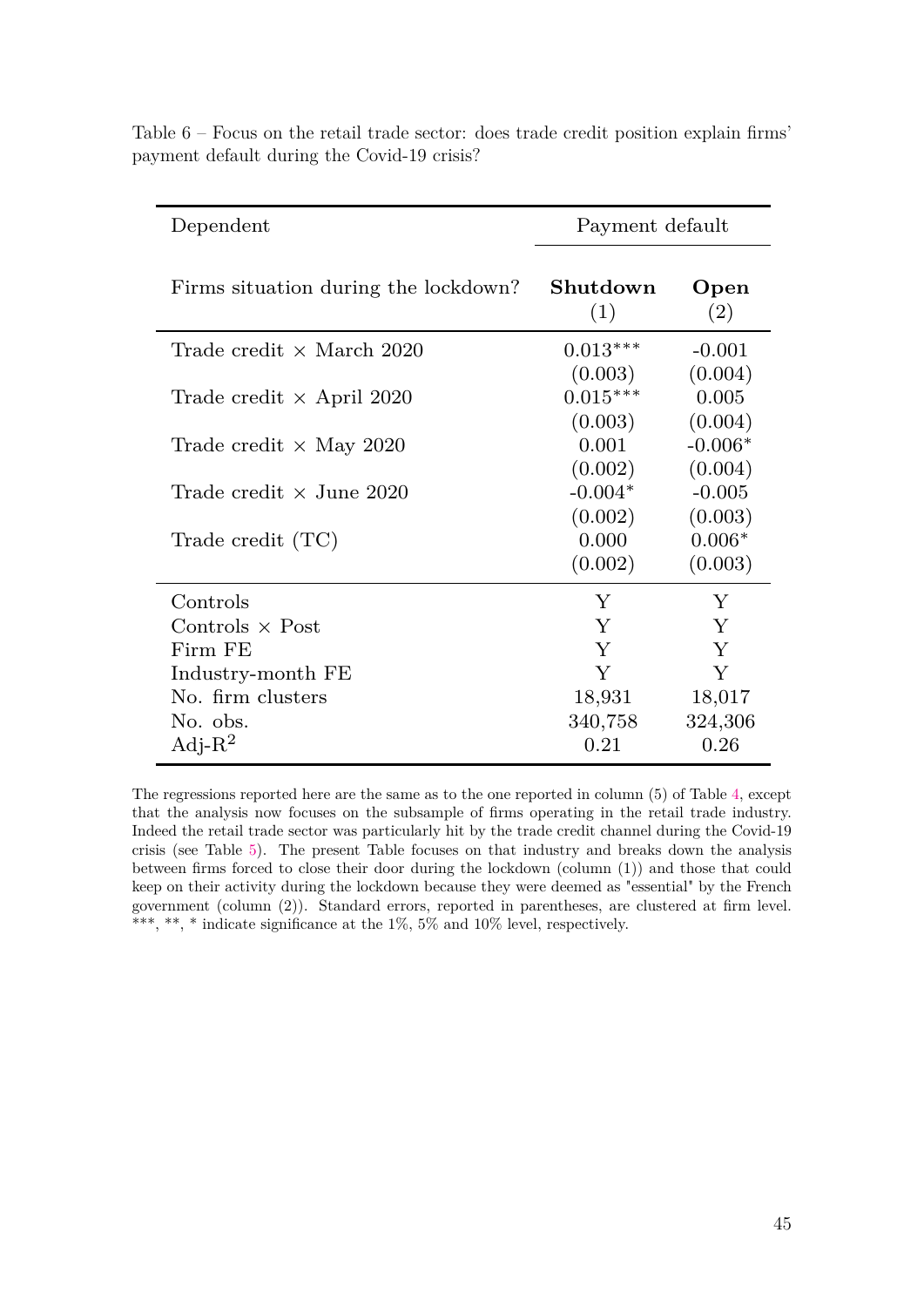Table 6 – Focus on the retail trade sector: does trade credit position explain firms' payment default during the Covid-19 crisis?

| Dependent | Payment default | |
|---|---|---|
| Firms situation during the lockdown? | **Shutdown** (1) | **Open** (2) |
| Trade credit × March 2020 | 0.013*** | -0.001 |
| | (0.003) | (0.004) |
| Trade credit × April 2020 | 0.015*** | 0.005 |
| | (0.003) | (0.004) |
| Trade credit × May 2020 | 0.001 | -0.006* |
| | (0.002) | (0.004) |
| Trade credit × June 2020 | -0.004* | -0.005 |
| | (0.002) | (0.003) |
| Trade credit (TC) | 0.000 | 0.006* |
| | (0.002) | (0.003) |
| Controls | Y | Y |
| Controls × Post | Y | Y |
| Firm FE | Y | Y |
| Industry-month FE | Y | Y |
| No. firm clusters | 18,931 | 18,017 |
| No. obs. | 340,758 | 324,306 |
| Adj-$R^2$ | 0.21 | 0.26 |

The regressions reported here are the same as to the one reported in column (5) of Table 4, except that the analysis now focuses on the subsample of firms operating in the retail trade industry. Indeed the retail trade sector was particularly hit by the trade credit channel during the Covid-19 crisis (see Table 5). The present Table focuses on that industry and breaks down the analysis between firms forced to close their door during the lockdown (column (1)) and those that could keep on their activity during the lockdown because they were deemed as "essential" by the French government (column (2)). Standard errors, reported in parentheses, are clustered at firm level. ***, **, * indicate significance at the 1%, 5% and 10% level, respectively.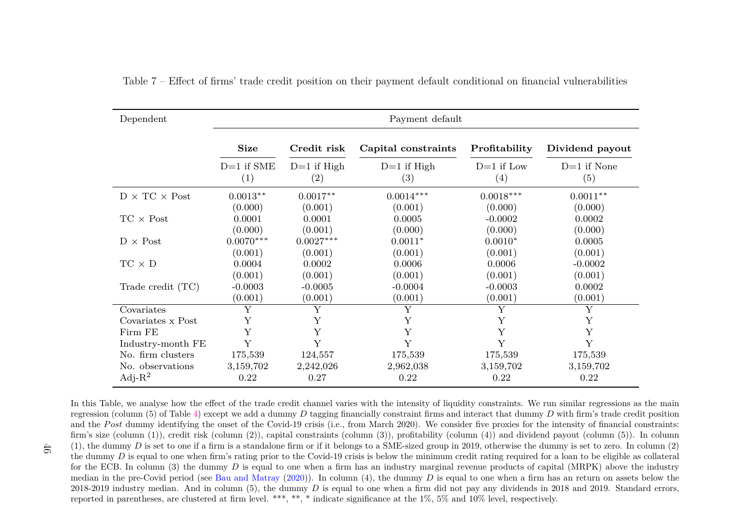Table 7 – Effect of firms' trade credit position on their payment default conditional on financial vulnerabilities

| Dependent | Payment default | | | | |
|---|---|---|---|---|---|
| | **Size** | **Credit risk** | **Capital constraints** | **Profitability** | **Dividend payout** |
| | D=1 if SME | D=1 if High | D=1 if High | D=1 if Low | D=1 if None |
| | (1) | (2) | (3) | (4) | (5) |
| D × TC × Post | 0.0013** | 0.0017** | 0.0014*** | 0.0018*** | 0.0011** |
| | (0.000) | (0.001) | (0.001) | (0.000) | (0.000) |
| TC × Post | 0.0001 | 0.0001 | 0.0005 | -0.0002 | 0.0002 |
| | (0.000) | (0.001) | (0.000) | (0.000) | (0.000) |
| D × Post | 0.0070*** | 0.0027*** | 0.0011* | 0.0010* | 0.0005 |
| | (0.001) | (0.001) | (0.001) | (0.001) | (0.001) |
| TC × D | 0.0004 | 0.0002 | 0.0006 | 0.0006 | -0.0002 |
| | (0.001) | (0.001) | (0.001) | (0.001) | (0.001) |
| Trade credit (TC) | -0.0003 | -0.0005 | -0.0004 | -0.0003 | 0.0002 |
| | (0.001) | (0.001) | (0.001) | (0.001) | (0.001) |
| Covariates | Y | Y | Y | Y | Y |
| Covariates x Post | Y | Y | Y | Y | Y |
| Firm FE | Y | Y | Y | Y | Y |
| Industry-month FE | Y | Y | Y | Y | Y |
| No. firm clusters | 175,539 | 124,557 | 175,539 | 175,539 | 175,539 |
| No. observations | 3,159,702 | 2,242,026 | 2,962,038 | 3,159,702 | 3,159,702 |
| Adj-$R^2$ | 0.22 | 0.27 | 0.22 | 0.22 | 0.22 |

In this Table, we analyse how the effect of the trade credit channel varies with the intensity of liquidity constraints. We run similar regressions as the main regression (column (5) of Table 4) except we add a dummy $D$ tagging financially constraint firms and interact that dummy $D$ with firm's trade credit position and the *Post* dummy identifying the onset of the Covid-19 crisis (i.e., from March 2020). We consider five proxies for the intensity of financial constraints: firm's size (column (1)), credit risk (column (2)), capital constraints (column (3)), profitability (column (4)) and dividend payout (column (5)). In column (1), the dummy $D$ is set to one if a firm is a standalone firm or if it belongs to a SME-sized group in 2019, otherwise the dummy is set to zero. In column (2) the dummy $D$ is equal to one when firm's rating prior to the Covid-19 crisis is below the minimum credit rating required for a loan to be eligible as collateral for the ECB. In column (3) the dummy $D$ is equal to one when a firm has an industry marginal revenue products of capital (MRPK) above the industry median in the pre-Covid period (see Bau and Matray (2020)). In column (4), the dummy $D$ is equal to one when a firm has an return on assets below the 2018-2019 industry median. And in column (5), the dummy $D$ is equal to one when a firm did not pay any dividends in 2018 and 2019. Standard errors, reported in parentheses, are clustered at firm level. ***, **, * indicate significance at the 1%, 5% and 10% level, respectively.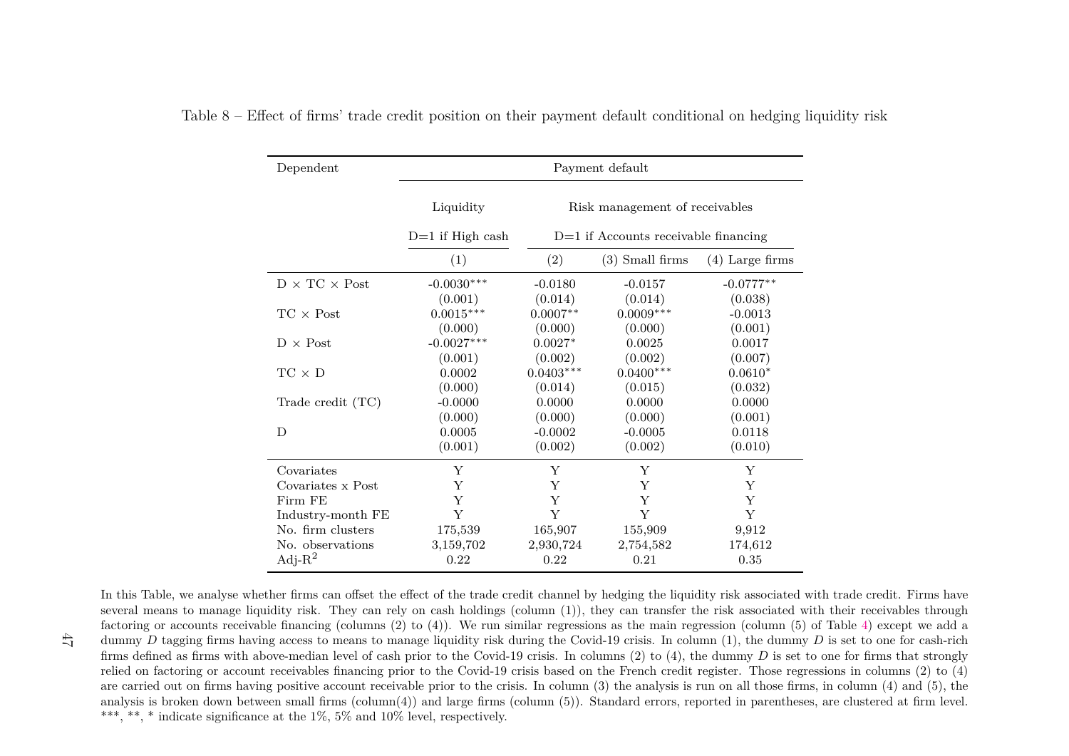Table 8 – Effect of firms' trade credit position on their payment default conditional on hedging liquidity risk

| Dependent | Payment default | | | |
|---|---|---|---|---|
| | Liquidity | Risk management of receivables | | |
| | D=1 if High cash | D=1 if Accounts receivable financing | | |
| | (1) | (2) | (3) Small firms | (4) Large firms |
| D × TC × Post | -0.0030*** | -0.0180 | -0.0157 | -0.0777** |
| | (0.001) | (0.014) | (0.014) | (0.038) |
| TC × Post | 0.0015*** | 0.0007** | 0.0009*** | -0.0013 |
| | (0.000) | (0.000) | (0.000) | (0.001) |
| D × Post | -0.0027*** | 0.0027* | 0.0025 | 0.0017 |
| | (0.001) | (0.002) | (0.002) | (0.007) |
| TC × D | 0.0002 | 0.0403*** | 0.0400*** | 0.0610* |
| | (0.000) | (0.014) | (0.015) | (0.032) |
| Trade credit (TC) | -0.0000 | 0.0000 | 0.0000 | 0.0000 |
| | (0.000) | (0.000) | (0.000) | (0.001) |
| D | 0.0005 | -0.0002 | -0.0005 | 0.0118 |
| | (0.001) | (0.002) | (0.002) | (0.010) |
| Covariates | Y | Y | Y | Y |
| Covariates x Post | Y | Y | Y | Y |
| Firm FE | Y | Y | Y | Y |
| Industry-month FE | Y | Y | Y | Y |
| No. firm clusters | 175,539 | 165,907 | 155,909 | 9,912 |
| No. observations | 3,159,702 | 2,930,724 | 2,754,582 | 174,612 |
| Adj-$R^2$ | 0.22 | 0.22 | 0.21 | 0.35 |

In this Table, we analyse whether firms can offset the effect of the trade credit channel by hedging the liquidity risk associated with trade credit. Firms have several means to manage liquidity risk. They can rely on cash holdings (column (1)), they can transfer the risk associated with their receivables through factoring or accounts receivable financing (columns (2) to (4)). We run similar regressions as the main regression (column (5) of Table 4) except we add a dummy $D$ tagging firms having access to means to manage liquidity risk during the Covid-19 crisis. In column (1), the dummy $D$ is set to one for cash-rich firms defined as firms with above-median level of cash prior to the Covid-19 crisis. In columns (2) to (4), the dummy $D$ is set to one for firms that strongly relied on factoring or account receivables financing prior to the Covid-19 crisis based on the French credit register. Those regressions in columns (2) to (4) are carried out on firms having positive account receivable prior to the crisis. In column (3) the analysis is run on all those firms, in column (4) and (5), the analysis is broken down between small firms (column(4)) and large firms (column (5)). Standard errors, reported in parentheses, are clustered at firm level. ***, **, * indicate significance at the 1%, 5% and 10% level, respectively.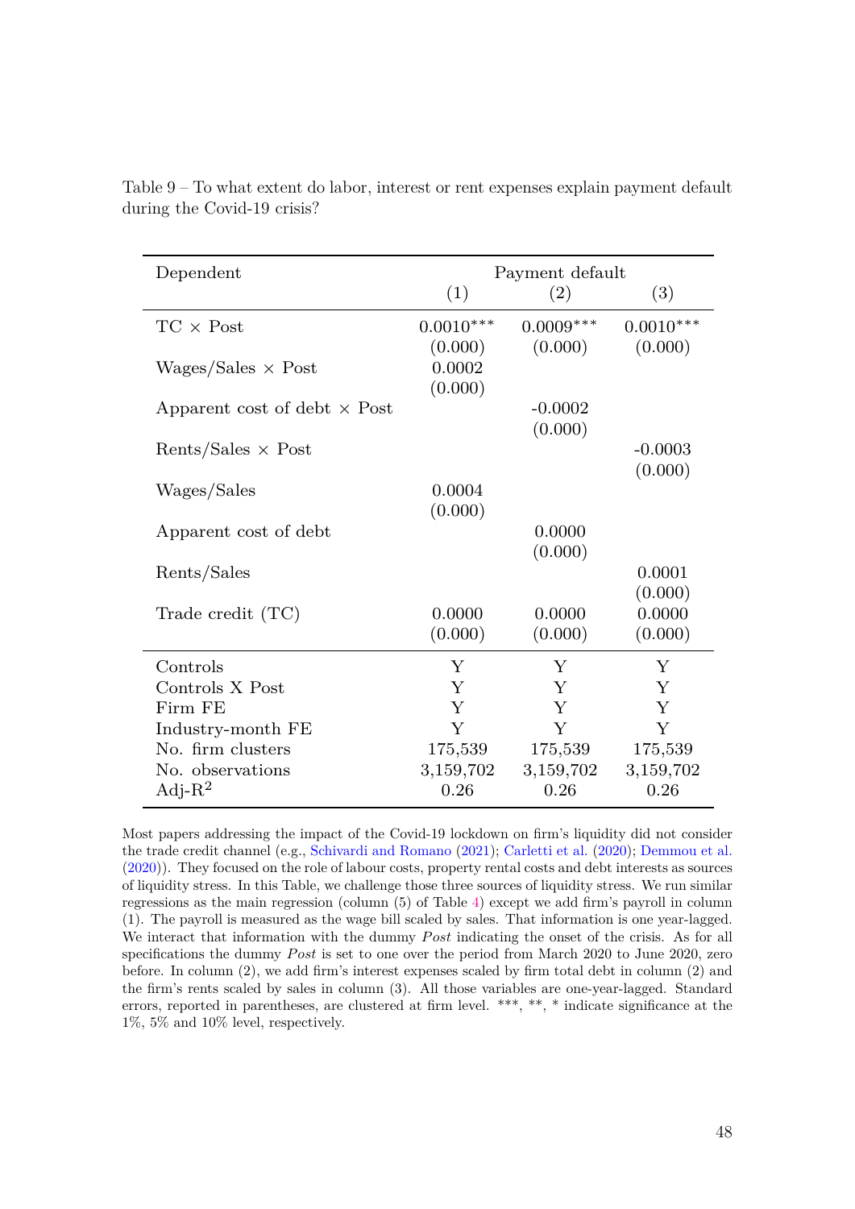Table 9 – To what extent do labor, interest or rent expenses explain payment default during the Covid-19 crisis?

| Dependent | Payment default | | |
|---|---|---|---|
| | (1) | (2) | (3) |
| TC × Post | 0.0010*** | 0.0009*** | 0.0010*** |
| | (0.000) | (0.000) | (0.000) |
| Wages/Sales × Post | 0.0002 | | |
| | (0.000) | | |
| Apparent cost of debt × Post | | -0.0002 | |
| | | (0.000) | |
| Rents/Sales × Post | | | -0.0003 |
| | | | (0.000) |
| Wages/Sales | 0.0004 | | |
| | (0.000) | | |
| Apparent cost of debt | | 0.0000 | |
| | | (0.000) | |
| Rents/Sales | | | 0.0001 |
| | | | (0.000) |
| Trade credit (TC) | 0.0000 | 0.0000 | 0.0000 |
| | (0.000) | (0.000) | (0.000) |
| Controls | Y | Y | Y |
| Controls X Post | Y | Y | Y |
| Firm FE | Y | Y | Y |
| Industry-month FE | Y | Y | Y |
| No. firm clusters | 175,539 | 175,539 | 175,539 |
| No. observations | 3,159,702 | 3,159,702 | 3,159,702 |
| Adj-$R^2$ | 0.26 | 0.26 | 0.26 |

Most papers addressing the impact of the Covid-19 lockdown on firm's liquidity did not consider the trade credit channel (e.g., Schivardi and Romano (2021); Carletti et al. (2020); Demmou et al. (2020)). They focused on the role of labour costs, property rental costs and debt interests as sources of liquidity stress. In this Table, we challenge those three sources of liquidity stress. We run similar regressions as the main regression (column (5) of Table 4) except we add firm's payroll in column (1). The payroll is measured as the wage bill scaled by sales. That information is one year-lagged. We interact that information with the dummy *Post* indicating the onset of the crisis. As for all specifications the dummy *Post* is set to one over the period from March 2020 to June 2020, zero before. In column (2), we add firm's interest expenses scaled by firm total debt in column (2) and the firm's rents scaled by sales in column (3). All those variables are one-year-lagged. Standard errors, reported in parentheses, are clustered at firm level. ***, **, * indicate significance at the 1%, 5% and 10% level, respectively.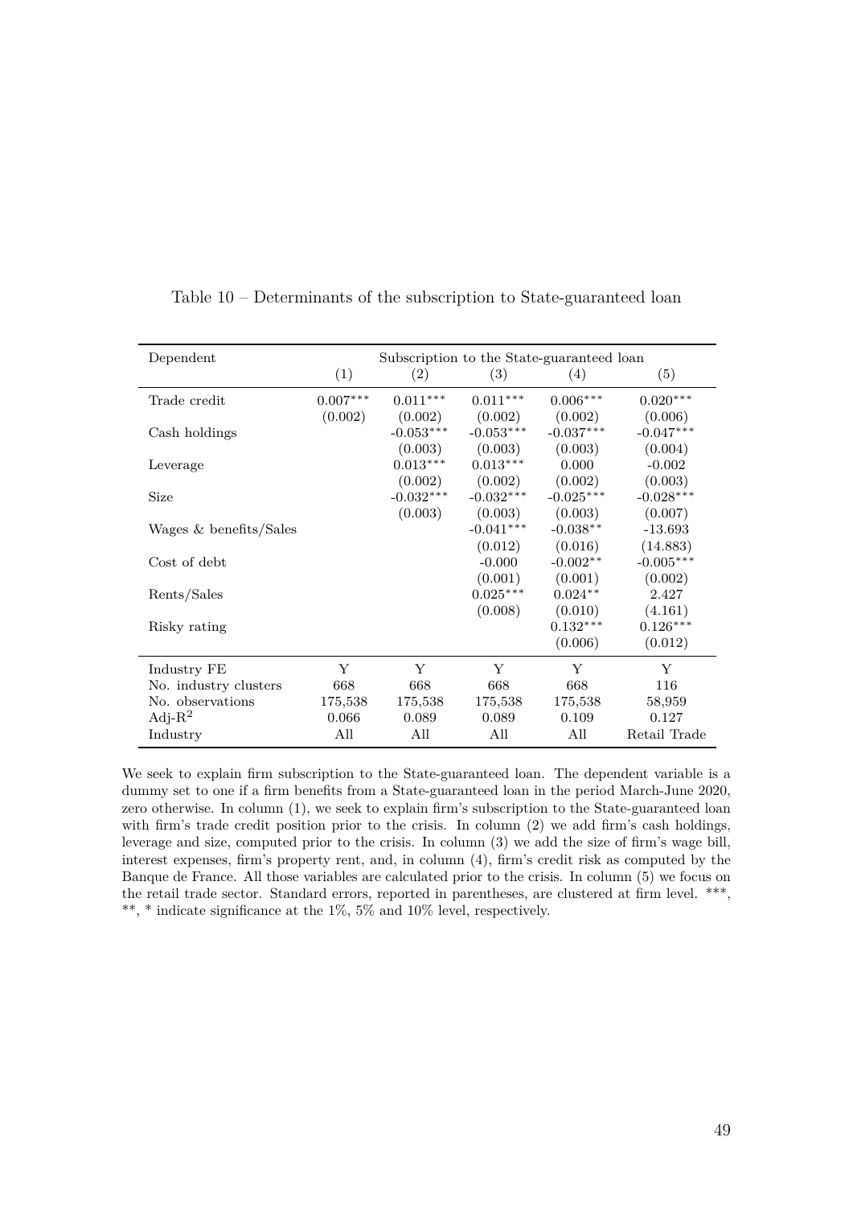Table 10 – Determinants of the subscription to State-guaranteed loan

| Dependent | Subscription to the State-guaranteed loan | | | | |
|---|---|---|---|---|---|
| | (1) | (2) | (3) | (4) | (5) |
| Trade credit | 0.007*** | 0.011*** | 0.011*** | 0.006*** | 0.020*** |
| | (0.002) | (0.002) | (0.002) | (0.002) | (0.006) |
| Cash holdings | | -0.053*** | -0.053*** | -0.037*** | -0.047*** |
| | | (0.003) | (0.003) | (0.003) | (0.004) |
| Leverage | | 0.013*** | 0.013*** | 0.000 | -0.002 |
| | | (0.002) | (0.002) | (0.002) | (0.003) |
| Size | | -0.032*** | -0.032*** | -0.025*** | -0.028*** |
| | | (0.003) | (0.003) | (0.003) | (0.007) |
| Wages & benefits/Sales | | | -0.041*** | -0.038** | -13.693 |
| | | | (0.012) | (0.016) | (14.883) |
| Cost of debt | | | -0.000 | -0.002** | -0.005*** |
| | | | (0.001) | (0.001) | (0.002) |
| Rents/Sales | | | 0.025*** | 0.024** | 2.427 |
| | | | (0.008) | (0.010) | (4.161) |
| Risky rating | | | | 0.132*** | 0.126*** |
| | | | | (0.006) | (0.012) |
| Industry FE | Y | Y | Y | Y | Y |
| No. industry clusters | 668 | 668 | 668 | 668 | 116 |
| No. observations | 175,538 | 175,538 | 175,538 | 175,538 | 58,959 |
| Adj-$R^2$ | 0.066 | 0.089 | 0.089 | 0.109 | 0.127 |
| Industry | All | All | All | All | Retail Trade |

We seek to explain firm subscription to the State-guaranteed loan. The dependent variable is a dummy set to one if a firm benefits from a State-guaranteed loan in the period March-June 2020, zero otherwise. In column (1), we seek to explain firm's subscription to the State-guaranteed loan with firm's trade credit position prior to the crisis. In column (2) we add firm's cash holdings, leverage and size, computed prior to the crisis. In column (3) we add the size of firm's wage bill, interest expenses, firm's property rent, and, in column (4), firm's credit risk as computed by the Banque de France. All those variables are calculated prior to the crisis. In column (5) we focus on the retail trade sector. Standard errors, reported in parentheses, are clustered at firm level. ***, **, * indicate significance at the 1%, 5% and 10% level, respectively.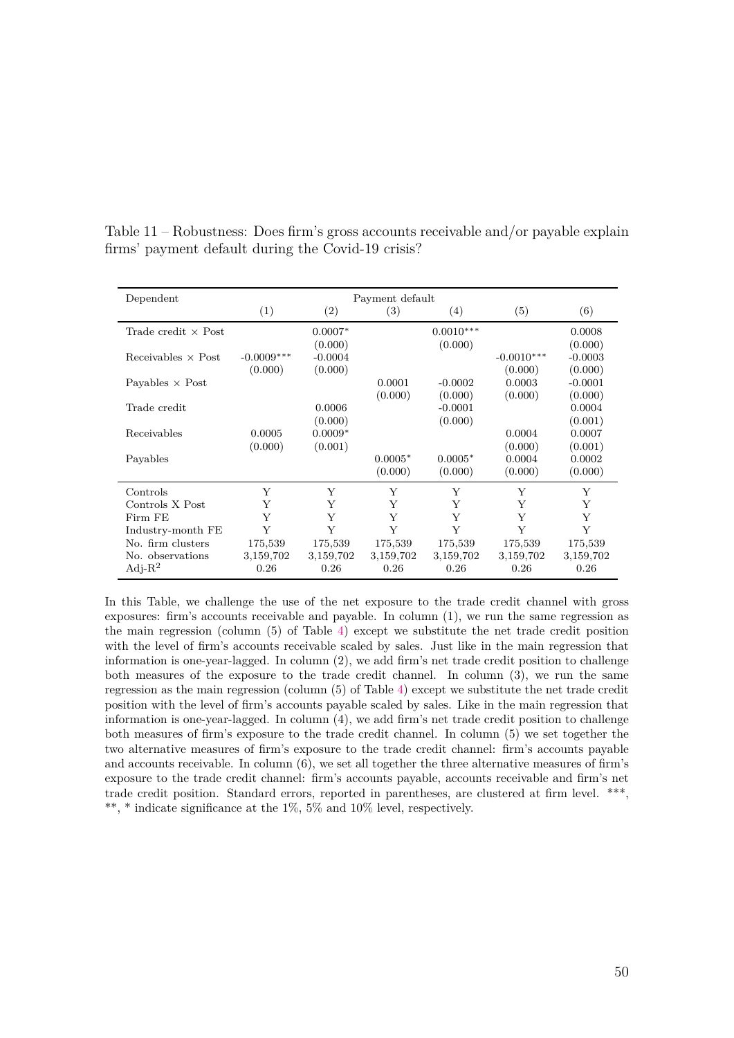Table 11 – Robustness: Does firm's gross accounts receivable and/or payable explain firms' payment default during the Covid-19 crisis?

| Dependent | Payment default | | | | | |
|---|---|---|---|---|---|---|
| | (1) | (2) | (3) | (4) | (5) | (6) |
| Trade credit × Post | | 0.0007* | | 0.0010*** | | 0.0008 |
| | | (0.000) | | (0.000) | | (0.000) |
| Receivables × Post | -0.0009*** | -0.0004 | | | -0.0010*** | -0.0003 |
| | (0.000) | (0.000) | | | (0.000) | (0.000) |
| Payables × Post | | | 0.0001 | -0.0002 | 0.0003 | -0.0001 |
| | | | (0.000) | (0.000) | (0.000) | (0.000) |
| Trade credit | | 0.0006 | | -0.0001 | | 0.0004 |
| | | (0.000) | | (0.000) | | (0.001) |
| Receivables | 0.0005 | 0.0009* | | | 0.0004 | 0.0007 |
| | (0.000) | (0.001) | | | (0.000) | (0.001) |
| Payables | | | 0.0005* | 0.0005* | 0.0004 | 0.0002 |
| | | | (0.000) | (0.000) | (0.000) | (0.000) |
| Controls | Y | Y | Y | Y | Y | Y |
| Controls X Post | Y | Y | Y | Y | Y | Y |
| Firm FE | Y | Y | Y | Y | Y | Y |
| Industry-month FE | Y | Y | Y | Y | Y | Y |
| No. firm clusters | 175,539 | 175,539 | 175,539 | 175,539 | 175,539 | 175,539 |
| No. observations | 3,159,702 | 3,159,702 | 3,159,702 | 3,159,702 | 3,159,702 | 3,159,702 |
| Adj-$R^2$ | 0.26 | 0.26 | 0.26 | 0.26 | 0.26 | 0.26 |

In this Table, we challenge the use of the net exposure to the trade credit channel with gross exposures: firm's accounts receivable and payable. In column (1), we run the same regression as the main regression (column (5) of Table 4) except we substitute the net trade credit position with the level of firm's accounts receivable scaled by sales. Just like in the main regression that information is one-year-lagged. In column (2), we add firm's net trade credit position to challenge both measures of the exposure to the trade credit channel. In column (3), we run the same regression as the main regression (column (5) of Table 4) except we substitute the net trade credit position with the level of firm's accounts payable scaled by sales. Like in the main regression that information is one-year-lagged. In column (4), we add firm's net trade credit position to challenge both measures of firm's exposure to the trade credit channel. In column (5) we set together the two alternative measures of firm's exposure to the trade credit channel: firm's accounts payable and accounts receivable. In column (6), we set all together the three alternative measures of firm's exposure to the trade credit channel: firm's accounts payable, accounts receivable and firm's net trade credit position. Standard errors, reported in parentheses, are clustered at firm level. ***, **, * indicate significance at the 1%, 5% and 10% level, respectively.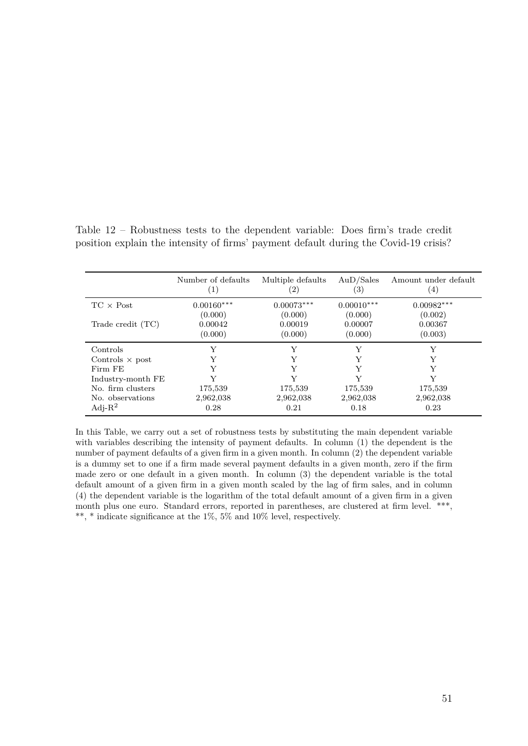Table 12 – Robustness tests to the dependent variable: Does firm's trade credit position explain the intensity of firms' payment default during the Covid-19 crisis?

| | Number of defaults<br>(1) | Multiple defaults<br>(2) | AuD/Sales<br>(3) | Amount under default<br>(4) |
|---|---|---|---|---|
| TC × Post | 0.00160*** | 0.00073*** | 0.00010*** | 0.00982*** |
| | (0.000) | (0.000) | (0.000) | (0.002) |
| Trade credit (TC) | 0.00042 | 0.00019 | 0.00007 | 0.00367 |
| | (0.000) | (0.000) | (0.000) | (0.003) |
| Controls | Y | Y | Y | Y |
| Controls × post | Y | Y | Y | Y |
| Firm FE | Y | Y | Y | Y |
| Industry-month FE | Y | Y | Y | Y |
| No. firm clusters | 175,539 | 175,539 | 175,539 | 175,539 |
| No. observations | 2,962,038 | 2,962,038 | 2,962,038 | 2,962,038 |
| Adj-$R^2$ | 0.28 | 0.21 | 0.18 | 0.23 |

In this Table, we carry out a set of robustness tests by substituting the main dependent variable with variables describing the intensity of payment defaults. In column (1) the dependent is the number of payment defaults of a given firm in a given month. In column (2) the dependent variable is a dummy set to one if a firm made several payment defaults in a given month, zero if the firm made zero or one default in a given month. In column (3) the dependent variable is the total default amount of a given firm in a given month scaled by the lag of firm sales, and in column (4) the dependent variable is the logarithm of the total default amount of a given firm in a given month plus one euro. Standard errors, reported in parentheses, are clustered at firm level. ***, **, * indicate significance at the 1%, 5% and 10% level, respectively.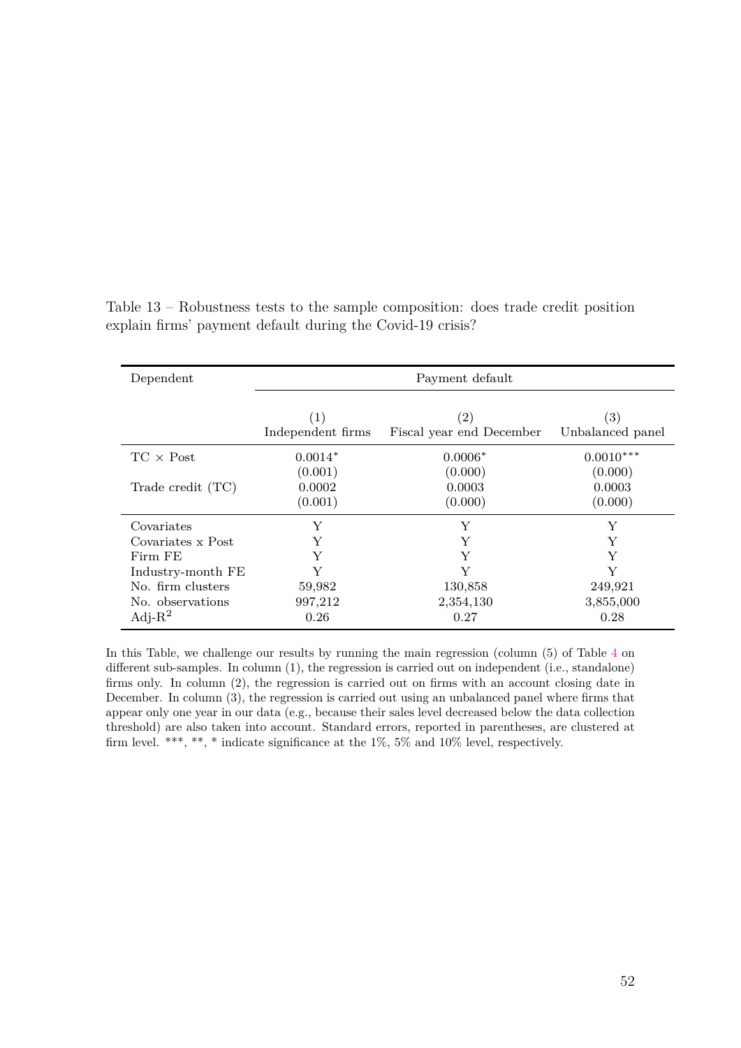Table 13 – Robustness tests to the sample composition: does trade credit position explain firms' payment default during the Covid-19 crisis?

| Dependent | Payment default | | |
|---|---|---|---|
| | (1) Independent firms | (2) Fiscal year end December | (3) Unbalanced panel |
| TC × Post | 0.0014* | 0.0006* | 0.0010*** |
| | (0.001) | (0.000) | (0.000) |
| Trade credit (TC) | 0.0002 | 0.0003 | 0.0003 |
| | (0.001) | (0.000) | (0.000) |
| Covariates | Y | Y | Y |
| Covariates x Post | Y | Y | Y |
| Firm FE | Y | Y | Y |
| Industry-month FE | Y | Y | Y |
| No. firm clusters | 59,982 | 130,858 | 249,921 |
| No. observations | 997,212 | 2,354,130 | 3,855,000 |
| Adj-$R^2$ | 0.26 | 0.27 | 0.28 |

In this Table, we challenge our results by running the main regression (column (5) of Table 4 on different sub-samples. In column (1), the regression is carried out on independent (i.e., standalone) firms only. In column (2), the regression is carried out on firms with an account closing date in December. In column (3), the regression is carried out using an unbalanced panel where firms that appear only one year in our data (e.g., because their sales level decreased below the data collection threshold) are also taken into account. Standard errors, reported in parentheses, are clustered at firm level. ***, **, * indicate significance at the 1%, 5% and 10% level, respectively.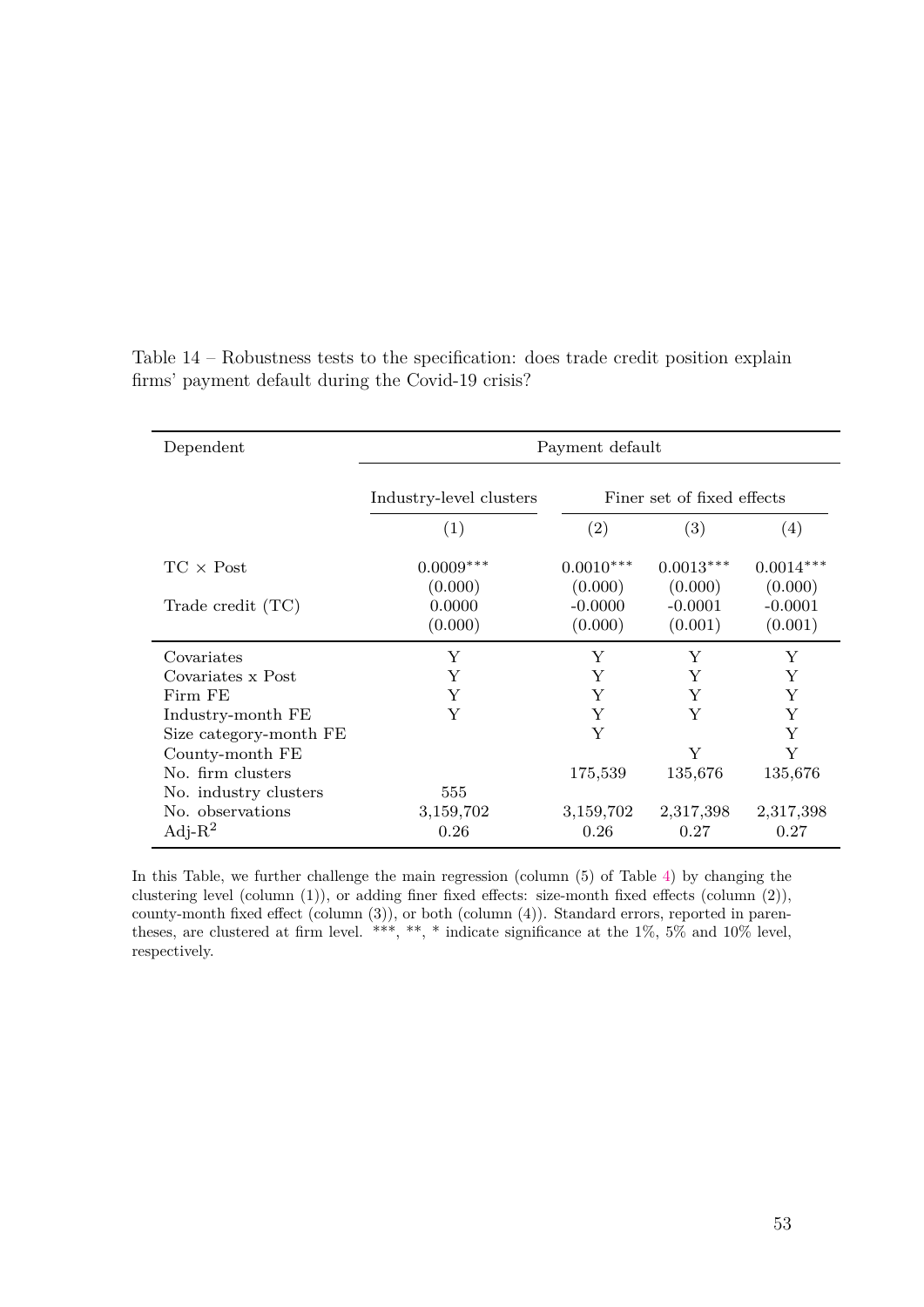Table 14 – Robustness tests to the specification: does trade credit position explain firms' payment default during the Covid-19 crisis?

| Dependent | Payment default | | | |
|---|---|---|---|---|
| | Industry-level clusters | Finer set of fixed effects | | |
| | (1) | (2) | (3) | (4) |
| TC × Post | 0.0009*** | 0.0010*** | 0.0013*** | 0.0014*** |
| | (0.000) | (0.000) | (0.000) | (0.000) |
| Trade credit (TC) | 0.0000 | -0.0000 | -0.0001 | -0.0001 |
| | (0.000) | (0.000) | (0.001) | (0.001) |
| Covariates | Y | Y | Y | Y |
| Covariates x Post | Y | Y | Y | Y |
| Firm FE | Y | Y | Y | Y |
| Industry-month FE | Y | Y | Y | Y |
| Size category-month FE | | Y | | Y |
| County-month FE | | | Y | Y |
| No. firm clusters | | 175,539 | 135,676 | 135,676 |
| No. industry clusters | 555 | | | |
| No. observations | 3,159,702 | 3,159,702 | 2,317,398 | 2,317,398 |
| Adj-$R^2$ | 0.26 | 0.26 | 0.27 | 0.27 |

In this Table, we further challenge the main regression (column (5) of Table 4) by changing the clustering level (column (1)), or adding finer fixed effects: size-month fixed effects (column (2)), county-month fixed effect (column (3)), or both (column (4)). Standard errors, reported in parentheses, are clustered at firm level. ***, **, * indicate significance at the 1%, 5% and 10% level, respectively.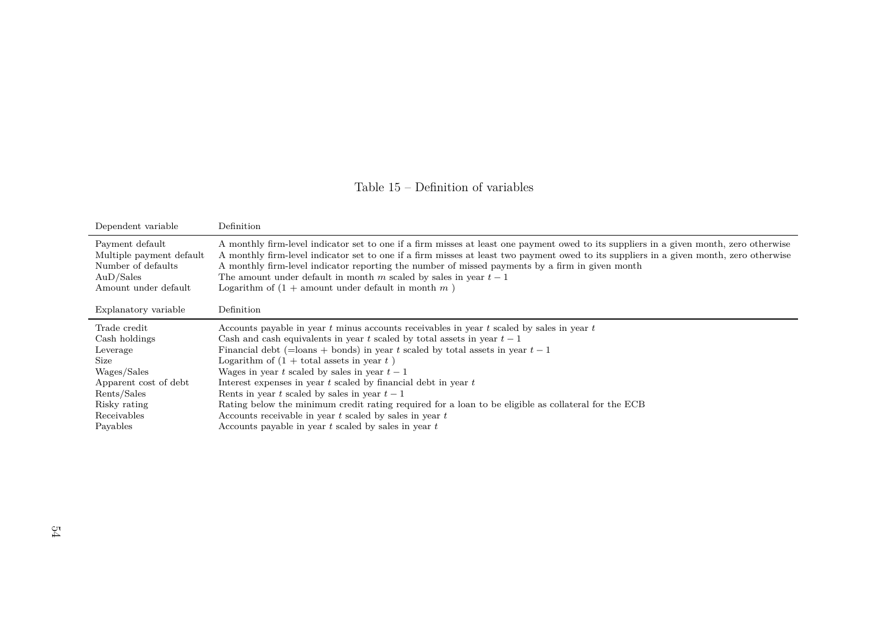Table 15 – Definition of variables

| Dependent variable | Definition |
|---|---|
| Payment default | A monthly firm-level indicator set to one if a firm misses at least one payment owed to its suppliers in a given month, zero otherwise |
| Multiple payment default | A monthly firm-level indicator set to one if a firm misses at least two payment owed to its suppliers in a given month, zero otherwise |
| Number of defaults | A monthly firm-level indicator reporting the number of missed payments by a firm in given month |
| AuD/Sales | The amount under default in month $m$ scaled by sales in year $t-1$ |
| Amount under default | Logarithm of (1 + amount under default in month $m$ ) |
| **Explanatory variable** | **Definition** |
| Trade credit | Accounts payable in year $t$ minus accounts receivables in year $t$ scaled by sales in year $t$ |
| Cash holdings | Cash and cash equivalents in year $t$ scaled by total assets in year $t-1$ |
| Leverage | Financial debt (=loans + bonds) in year $t$ scaled by total assets in year $t-1$ |
| Size | Logarithm of (1 + total assets in year $t$ ) |
| Wages/Sales | Wages in year $t$ scaled by sales in year $t-1$ |
| Apparent cost of debt | Interest expenses in year $t$ scaled by financial debt in year $t$ |
| Rents/Sales | Rents in year $t$ scaled by sales in year $t-1$ |
| Risky rating | Rating below the minimum credit rating required for a loan to be eligible as collateral for the ECB |
| Receivables | Accounts receivable in year $t$ scaled by sales in year $t$ |
| Payables | Accounts payable in year $t$ scaled by sales in year $t$ |